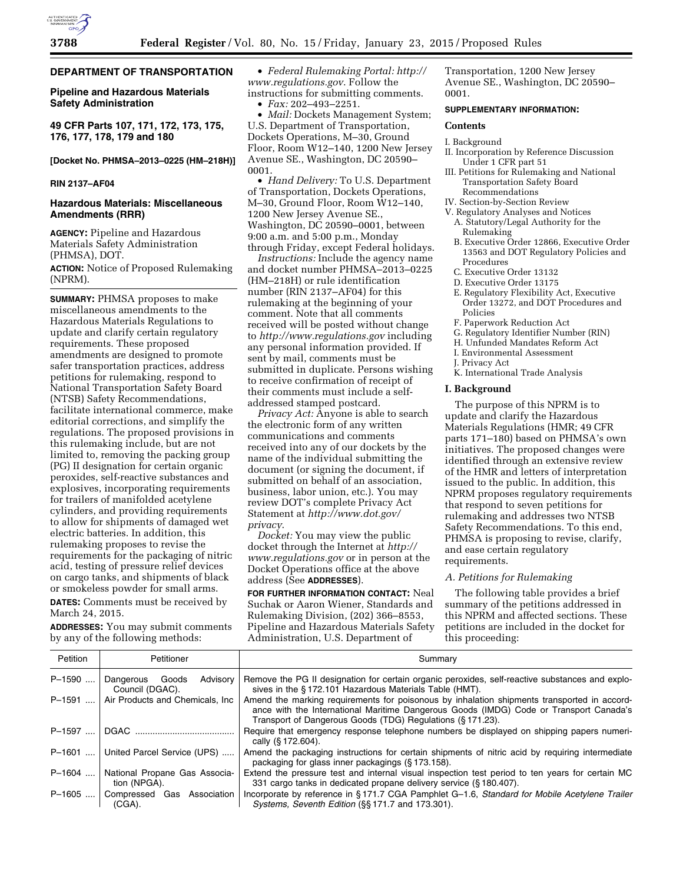**DEPARTMENT OF TRANSPORTATION**

**Pipeline and Hazardous Materials Safety Administration**

**49 CFR Parts 107, 171, 172, 173, 175, 176, 177, 178, 179 and 180**

**[Docket No. PHMSA–2013–0225 (HM–218H)]**

**RIN 2137–AF04**

## Hazardous Materials: Miscellaneous Amendments (RRR)

**AGENCY:** Pipeline and Hazardous Materials Safety Administration (PHMSA), DOT.

**ACTION:** Notice of Proposed Rulemaking (NPRM).

**SUMMARY:** PHMSA proposes to make miscellaneous amendments to the Hazardous Materials Regulations to update and clarify certain regulatory requirements. These proposed amendments are designed to promote safer transportation practices, address petitions for rulemaking, respond to National Transportation Safety Board (NTSB) Safety Recommendations, facilitate international commerce, make editorial corrections, and simplify the regulations. The proposed provisions in this rulemaking include, but are not limited to, removing the packing group (PG) II designation for certain organic peroxides, self-reactive substances and explosives, incorporating requirements for trailers of manifolded acetylene cylinders, and providing requirements to allow for shipments of damaged wet electric batteries. In addition, this rulemaking proposes to revise the requirements for the packaging of nitric acid, testing of pressure relief devices on cargo tanks, and shipments of black or smokeless powder for small arms.

**DATES:** Comments must be received by March 24, 2015.

**ADDRESSES:** You may submit comments by any of the following methods:

- *Federal Rulemaking Portal: http://www.regulations.gov*. Follow the instructions for submitting comments.
- *Fax:* 202–493–2251.
- *Mail:* Dockets Management System; U.S. Department of Transportation, Dockets Operations, M–30, Ground Floor, Room W12–140, 1200 New Jersey Avenue SE., Washington, DC 20590–0001.
- *Hand Delivery:* To U.S. Department of Transportation, Dockets Operations, M–30, Ground Floor, Room W12–140, 1200 New Jersey Avenue SE., Washington, DC 20590–0001, between 9:00 a.m. and 5:00 p.m., Monday through Friday, except Federal holidays.

*Instructions:* Include the agency name and docket number PHMSA–2013–0225 (HM–218H) or rule identification number (RIN 2137–AF04) for this rulemaking at the beginning of your comment. Note that all comments received will be posted without change to *http://www.regulations.gov* including any personal information provided. If sent by mail, comments must be submitted in duplicate. Persons wishing to receive confirmation of receipt of their comments must include a self-addressed stamped postcard.

*Privacy Act:* Anyone is able to search the electronic form of any written communications and comments received into any of our dockets by the name of the individual submitting the document (or signing the document, if submitted on behalf of an association, business, labor union, etc.). You may review DOT's complete Privacy Act Statement at *http://www.dot.gov/privacy*.

*Docket:* You may view the public docket through the Internet at *http://www.regulations.gov* or in person at the Docket Operations office at the above address (See **ADDRESSES**).

**FOR FURTHER INFORMATION CONTACT:** Neal Suchak or Aaron Wiener, Standards and Rulemaking Division, (202) 366–8553, Pipeline and Hazardous Materials Safety Administration, U.S. Department of Transportation, 1200 New Jersey Avenue SE., Washington, DC 20590–0001.

**SUPPLEMENTARY INFORMATION:**

**Contents**

I. Background
II. Incorporation by Reference Discussion Under 1 CFR part 51
III. Petitions for Rulemaking and National Transportation Safety Board Recommendations
IV. Section-by-Section Review
V. Regulatory Analyses and Notices
 A. Statutory/Legal Authority for the Rulemaking
 B. Executive Order 12866, Executive Order 13563 and DOT Regulatory Policies and Procedures
 C. Executive Order 13132
 D. Executive Order 13175
 E. Regulatory Flexibility Act, Executive Order 13272, and DOT Procedures and Policies
 F. Paperwork Reduction Act
 G. Regulatory Identifier Number (RIN)
 H. Unfunded Mandates Reform Act
 I. Environmental Assessment
 J. Privacy Act
 K. International Trade Analysis

## I. Background

The purpose of this NPRM is to update and clarify the Hazardous Materials Regulations (HMR; 49 CFR parts 171–180) based on PHMSA's own initiatives. The proposed changes were identified through an extensive review of the HMR and letters of interpretation issued to the public. In addition, this NPRM proposes regulatory requirements that respond to seven petitions for rulemaking and addresses two NTSB Safety Recommendations. To this end, PHMSA is proposing to revise, clarify, and ease certain regulatory requirements.

### *A. Petitions for Rulemaking*

The following table provides a brief summary of the petitions addressed in this NPRM and affected sections. These petitions are included in the docket for this proceeding:

| Petition | Petitioner | Summary |
| --- | --- | --- |
| P–1590 | Dangerous Goods Advisory Council (DGAC). | Remove the PG II designation for certain organic peroxides, self-reactive substances and explosives in the §172.101 Hazardous Materials Table (HMT). |
| P–1591 | Air Products and Chemicals, Inc | Amend the marking requirements for poisonous by inhalation shipments transported in accordance with the International Maritime Dangerous Goods (IMDG) Code or Transport Canada's Transport of Dangerous Goods (TDG) Regulations (§171.23). |
| P–1597 | DGAC | Require that emergency response telephone numbers be displayed on shipping papers numerically (§172.604). |
| P–1601 | United Parcel Service (UPS) | Amend the packaging instructions for certain shipments of nitric acid by requiring intermediate packaging for glass inner packagings (§173.158). |
| P–1604 | National Propane Gas Association (NPGA). | Extend the pressure test and internal visual inspection test period to ten years for certain MC 331 cargo tanks in dedicated propane delivery service (§180.407). |
| P–1605 | Compressed Gas Association (CGA). | Incorporate by reference in §171.7 CGA Pamphlet G–1.6, *Standard for Mobile Acetylene Trailer Systems, Seventh Edition* (§§171.7 and 173.301). |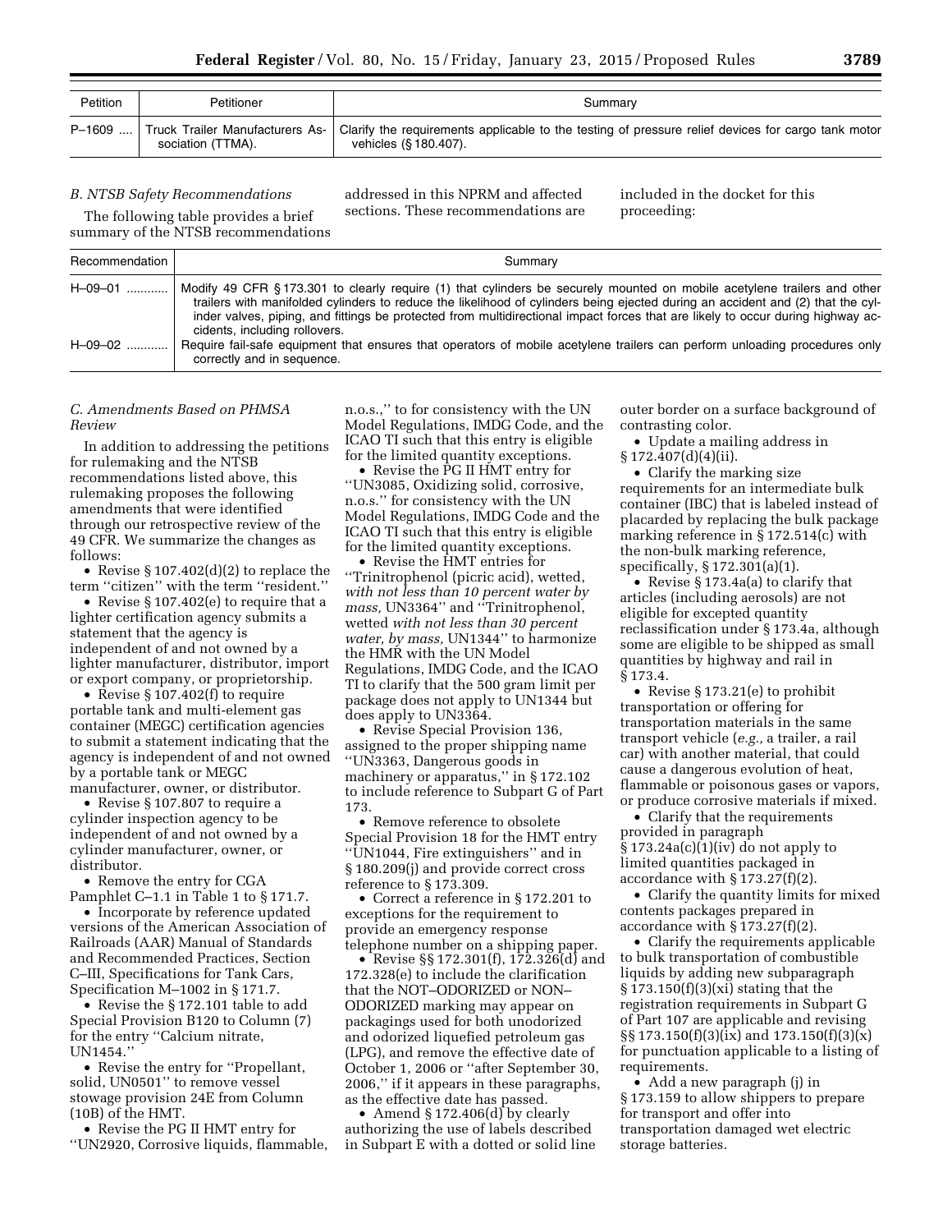| Petition | Petitioner | Summary |
|---|---|---|
| P–1609 .... | Truck Trailer Manufacturers Association (TTMA). | Clarify the requirements applicable to the testing of pressure relief devices for cargo tank motor vehicles (§ 180.407). |

### B. NTSB Safety Recommendations

The following table provides a brief summary of the NTSB recommendations addressed in this NPRM and affected sections. These recommendations are included in the docket for this proceeding:

| Recommendation | Summary |
|---|---|
| H–09–01 ............ | Modify 49 CFR § 173.301 to clearly require (1) that cylinders be securely mounted on mobile acetylene trailers and other trailers with manifolded cylinders to reduce the likelihood of cylinders being ejected during an accident and (2) that the cylinder valves, piping, and fittings be protected from multidirectional impact forces that are likely to occur during highway accidents, including rollovers. |
| H–09–02 ............ | Require fail-safe equipment that ensures that operators of mobile acetylene trailers can perform unloading procedures only correctly and in sequence. |

### C. Amendments Based on PHMSA Review

In addition to addressing the petitions for rulemaking and the NTSB recommendations listed above, this rulemaking proposes the following amendments that were identified through our retrospective review of the 49 CFR. We summarize the changes as follows:

- Revise § 107.402(d)(2) to replace the term ''citizen'' with the term ''resident.''
- Revise § 107.402(e) to require that a lighter certification agency submits a statement that the agency is independent of and not owned by a lighter manufacturer, distributor, import or export company, or proprietorship.
- Revise § 107.402(f) to require portable tank and multi-element gas container (MEGC) certification agencies to submit a statement indicating that the agency is independent of and not owned by a portable tank or MEGC manufacturer, owner, or distributor.
- Revise § 107.807 to require a cylinder inspection agency to be independent of and not owned by a cylinder manufacturer, owner, or distributor.
- Remove the entry for CGA Pamphlet C–1.1 in Table 1 to § 171.7.
- Incorporate by reference updated versions of the American Association of Railroads (AAR) Manual of Standards and Recommended Practices, Section C–III, Specifications for Tank Cars, Specification M–1002 in § 171.7.
- Revise the § 172.101 table to add Special Provision B120 to Column (7) for the entry ''Calcium nitrate, UN1454.''
- Revise the entry for ''Propellant, solid, UN0501'' to remove vessel stowage provision 24E from Column (10B) of the HMT.
- Revise the PG II HMT entry for ''UN2920, Corrosive liquids, flammable, n.o.s.,'' to for consistency with the UN Model Regulations, IMDG Code, and the ICAO TI such that this entry is eligible for the limited quantity exceptions.
- Revise the PG II HMT entry for ''UN3085, Oxidizing solid, corrosive, n.o.s.'' for consistency with the UN Model Regulations, IMDG Code and the ICAO TI such that this entry is eligible for the limited quantity exceptions.
- Revise the HMT entries for ''Trinitrophenol (picric acid), wetted, *with not less than 10 percent water by mass,* UN3364'' and ''Trinitrophenol, wetted *with not less than 30 percent water, by mass,* UN1344'' to harmonize the HMR with the UN Model Regulations, IMDG Code, and the ICAO TI to clarify that the 500 gram limit per package does not apply to UN1344 but does apply to UN3364.
- Revise Special Provision 136, assigned to the proper shipping name ''UN3363, Dangerous goods in machinery or apparatus,'' in § 172.102 to include reference to Subpart G of Part 173.
- Remove reference to obsolete Special Provision 18 for the HMT entry ''UN1044, Fire extinguishers'' and in § 180.209(j) and provide correct cross reference to § 173.309.
- Correct a reference in § 172.201 to exceptions for the requirement to provide an emergency response telephone number on a shipping paper.
- Revise §§ 172.301(f), 172.326(d) and 172.328(e) to include the clarification that the NOT–ODORIZED or NON–ODORIZED marking may appear on packagings used for both unodorized and odorized liquefied petroleum gas (LPG), and remove the effective date of October 1, 2006 or ''after September 30, 2006,'' if it appears in these paragraphs, as the effective date has passed.
- Amend § 172.406(d) by clearly authorizing the use of labels described in Subpart E with a dotted or solid line outer border on a surface background of contrasting color.
- Update a mailing address in § 172.407(d)(4)(ii).
- Clarify the marking size requirements for an intermediate bulk container (IBC) that is labeled instead of placarded by replacing the bulk package marking reference in § 172.514(c) with the non-bulk marking reference, specifically, § 172.301(a)(1).
- Revise § 173.4a(a) to clarify that articles (including aerosols) are not eligible for excepted quantity reclassification under § 173.4a, although some are eligible to be shipped as small quantities by highway and rail in § 173.4.
- Revise § 173.21(e) to prohibit transportation or offering for transportation materials in the same transport vehicle (*e.g.,* a trailer, a rail car) with another material, that could cause a dangerous evolution of heat, flammable or poisonous gases or vapors, or produce corrosive materials if mixed.
- Clarify that the requirements provided in paragraph § 173.24a(c)(1)(iv) do not apply to limited quantities packaged in accordance with § 173.27(f)(2).
- Clarify the quantity limits for mixed contents packages prepared in accordance with § 173.27(f)(2).
- Clarify the requirements applicable to bulk transportation of combustible liquids by adding new subparagraph § 173.150(f)(3)(xi) stating that the registration requirements in Subpart G of Part 107 are applicable and revising §§ 173.150(f)(3)(ix) and 173.150(f)(3)(x) for punctuation applicable to a listing of requirements.
- Add a new paragraph (j) in § 173.159 to allow shippers to prepare for transport and offer into transportation damaged wet electric storage batteries.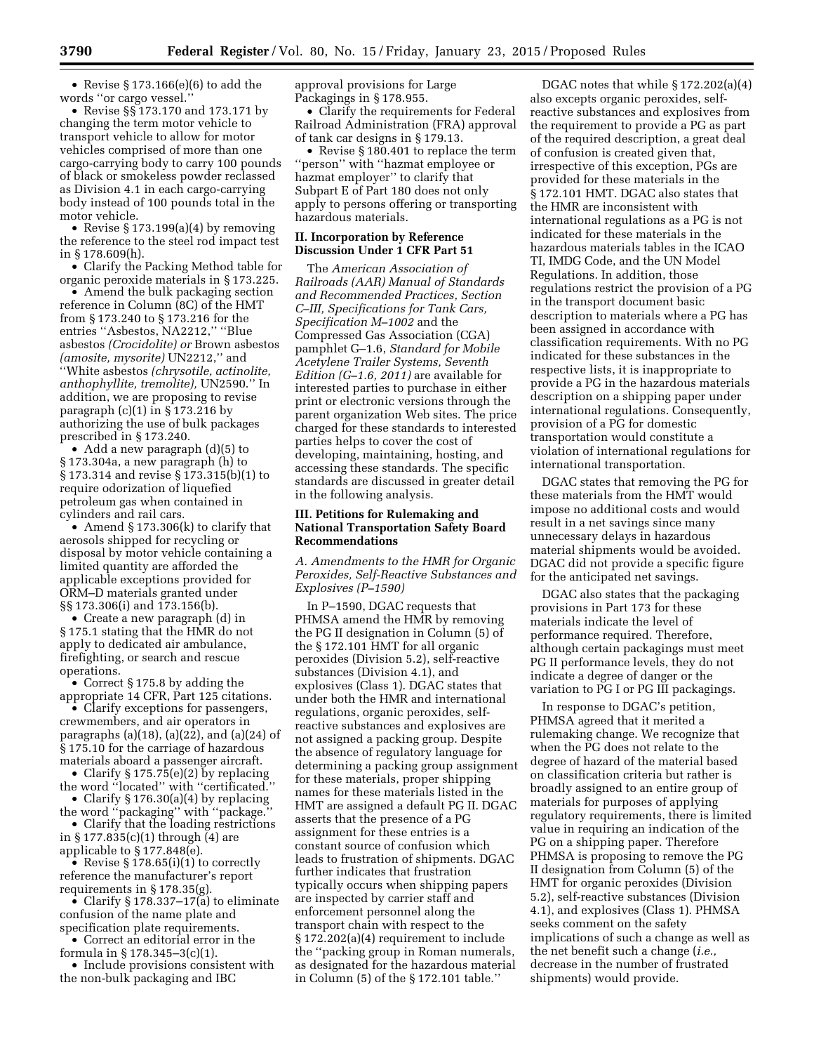- Revise § 173.166(e)(6) to add the words ''or cargo vessel.''
- Revise §§ 173.170 and 173.171 by changing the term motor vehicle to transport vehicle to allow for motor vehicles comprised of more than one cargo-carrying body to carry 100 pounds of black or smokeless powder reclassed as Division 4.1 in each cargo-carrying body instead of 100 pounds total in the motor vehicle.
- Revise § 173.199(a)(4) by removing the reference to the steel rod impact test in § 178.609(h).
- Clarify the Packing Method table for organic peroxide materials in § 173.225.
- Amend the bulk packaging section reference in Column (8C) of the HMT from § 173.240 to § 173.216 for the entries ''Asbestos, NA2212,'' ''Blue asbestos *(Crocidolite) or* Brown asbestos *(amosite, mysorite)* UN2212,'' and ''White asbestos *(chrysotile, actinolite, anthophyllite, tremolite),* UN2590.'' In addition, we are proposing to revise paragraph (c)(1) in § 173.216 by authorizing the use of bulk packages prescribed in § 173.240.
- Add a new paragraph (d)(5) to § 173.304a, a new paragraph (h) to § 173.314 and revise § 173.315(b)(1) to require odorization of liquefied petroleum gas when contained in cylinders and rail cars.
- Amend § 173.306(k) to clarify that aerosols shipped for recycling or disposal by motor vehicle containing a limited quantity are afforded the applicable exceptions provided for ORM–D materials granted under §§ 173.306(i) and 173.156(b).
- Create a new paragraph (d) in § 175.1 stating that the HMR do not apply to dedicated air ambulance, firefighting, or search and rescue operations.
- Correct § 175.8 by adding the appropriate 14 CFR, Part 125 citations.
- Clarify exceptions for passengers, crewmembers, and air operators in paragraphs (a)(18), (a)(22), and (a)(24) of § 175.10 for the carriage of hazardous materials aboard a passenger aircraft.
- Clarify § 175.75(e)(2) by replacing the word ''located'' with ''certificated.''
- Clarify § 176.30(a)(4) by replacing the word ''packaging'' with ''package.''
- Clarify that the loading restrictions in § 177.835(c)(1) through (4) are applicable to § 177.848(e).
- Revise § 178.65(i)(1) to correctly reference the manufacturer's report requirements in § 178.35(g).
- Clarify § 178.337–17(a) to eliminate confusion of the name plate and specification plate requirements.
- Correct an editorial error in the formula in § 178.345–3(c)(1).
- Include provisions consistent with the non-bulk packaging and IBC approval provisions for Large Packagings in § 178.955.
- Clarify the requirements for Federal Railroad Administration (FRA) approval of tank car designs in § 179.13.
- Revise § 180.401 to replace the term ''person'' with ''hazmat employee or hazmat employer'' to clarify that Subpart E of Part 180 does not only apply to persons offering or transporting hazardous materials.

## II. Incorporation by Reference Discussion Under 1 CFR Part 51

The *American Association of Railroads (AAR) Manual of Standards and Recommended Practices, Section C–III, Specifications for Tank Cars, Specification M–1002* and the Compressed Gas Association (CGA) pamphlet G–1.6, *Standard for Mobile Acetylene Trailer Systems, Seventh Edition (G–1.6, 2011)* are available for interested parties to purchase in either print or electronic versions through the parent organization Web sites. The price charged for these standards to interested parties helps to cover the cost of developing, maintaining, hosting, and accessing these standards. The specific standards are discussed in greater detail in the following analysis.

## III. Petitions for Rulemaking and National Transportation Safety Board Recommendations

### *A. Amendments to the HMR for Organic Peroxides, Self-Reactive Substances and Explosives (P–1590)*

In P–1590, DGAC requests that PHMSA amend the HMR by removing the PG II designation in Column (5) of the § 172.101 HMT for all organic peroxides (Division 5.2), self-reactive substances (Division 4.1), and explosives (Class 1). DGAC states that under both the HMR and international regulations, organic peroxides, self-reactive substances and explosives are not assigned a packing group. Despite the absence of regulatory language for determining a packing group assignment for these materials, proper shipping names for these materials listed in the HMT are assigned a default PG II. DGAC asserts that the presence of a PG assignment for these entries is a constant source of confusion which leads to frustration of shipments. DGAC further indicates that frustration typically occurs when shipping papers are inspected by carrier staff and enforcement personnel along the transport chain with respect to the § 172.202(a)(4) requirement to include the ''packing group in Roman numerals, as designated for the hazardous material in Column (5) of the § 172.101 table.''

DGAC notes that while § 172.202(a)(4) also excepts organic peroxides, self-reactive substances and explosives from the requirement to provide a PG as part of the required description, a great deal of confusion is created given that, irrespective of this exception, PGs are provided for these materials in the § 172.101 HMT. DGAC also states that the HMR are inconsistent with international regulations as a PG is not indicated for these materials in the hazardous materials tables in the ICAO TI, IMDG Code, and the UN Model Regulations. In addition, those regulations restrict the provision of a PG in the transport document basic description to materials where a PG has been assigned in accordance with classification requirements. With no PG indicated for these substances in the respective lists, it is inappropriate to provide a PG in the hazardous materials description on a shipping paper under international regulations. Consequently, provision of a PG for domestic transportation would constitute a violation of international regulations for international transportation.

DGAC states that removing the PG for these materials from the HMT would impose no additional costs and would result in a net savings since many unnecessary delays in hazardous material shipments would be avoided. DGAC did not provide a specific figure for the anticipated net savings.

DGAC also states that the packaging provisions in Part 173 for these materials indicate the level of performance required. Therefore, although certain packagings must meet PG II performance levels, they do not indicate a degree of danger or the variation to PG I or PG III packagings.

In response to DGAC's petition, PHMSA agreed that it merited a rulemaking change. We recognize that when the PG does not relate to the degree of hazard of the material based on classification criteria but rather is broadly assigned to an entire group of materials for purposes of applying regulatory requirements, there is limited value in requiring an indication of the PG on a shipping paper. Therefore PHMSA is proposing to remove the PG II designation from Column (5) of the HMT for organic peroxides (Division 5.2), self-reactive substances (Division 4.1), and explosives (Class 1). PHMSA seeks comment on the safety implications of such a change as well as the net benefit such a change (*i.e.,* decrease in the number of frustrated shipments) would provide.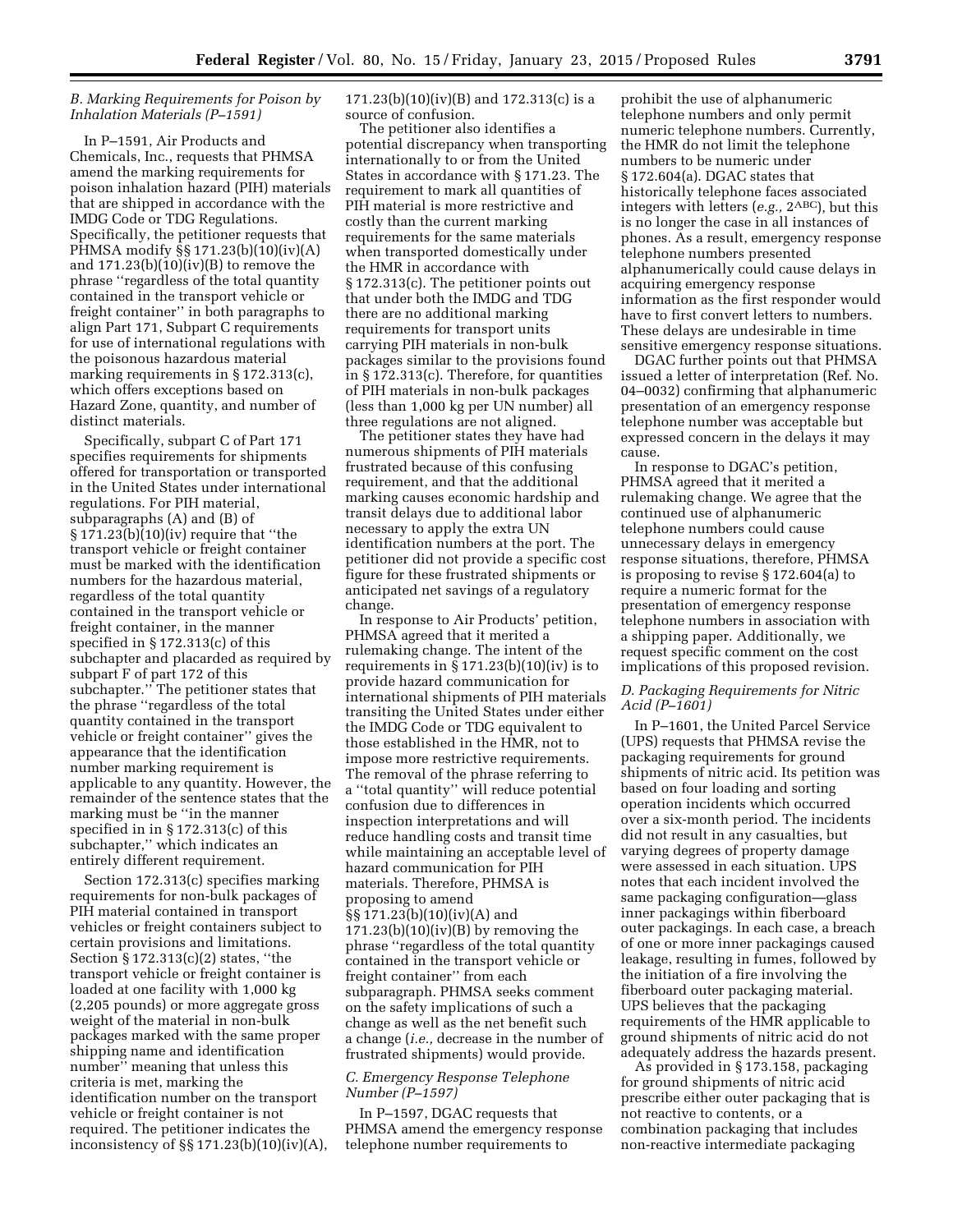### B. Marking Requirements for Poison by Inhalation Materials (P–1591)

In P–1591, Air Products and Chemicals, Inc., requests that PHMSA amend the marking requirements for poison inhalation hazard (PIH) materials that are shipped in accordance with the IMDG Code or TDG Regulations. Specifically, the petitioner requests that PHMSA modify §§ 171.23(b)(10)(iv)(A) and 171.23(b)(10)(iv)(B) to remove the phrase ''regardless of the total quantity contained in the transport vehicle or freight container'' in both paragraphs to align Part 171, Subpart C requirements for use of international regulations with the poisonous hazardous material marking requirements in § 172.313(c), which offers exceptions based on Hazard Zone, quantity, and number of distinct materials.

Specifically, subpart C of Part 171 specifies requirements for shipments offered for transportation or transported in the United States under international regulations. For PIH material, subparagraphs (A) and (B) of § 171.23(b)(10)(iv) require that ''the transport vehicle or freight container must be marked with the identification numbers for the hazardous material, regardless of the total quantity contained in the transport vehicle or freight container, in the manner specified in § 172.313(c) of this subchapter and placarded as required by subpart F of part 172 of this subchapter.'' The petitioner states that the phrase ''regardless of the total quantity contained in the transport vehicle or freight container'' gives the appearance that the identification number marking requirement is applicable to any quantity. However, the remainder of the sentence states that the marking must be ''in the manner specified in in § 172.313(c) of this subchapter,'' which indicates an entirely different requirement.

Section 172.313(c) specifies marking requirements for non-bulk packages of PIH material contained in transport vehicles or freight containers subject to certain provisions and limitations. Section § 172.313(c)(2) states, ''the transport vehicle or freight container is loaded at one facility with 1,000 kg (2,205 pounds) or more aggregate gross weight of the material in non-bulk packages marked with the same proper shipping name and identification number'' meaning that unless this criteria is met, marking the identification number on the transport vehicle or freight container is not required. The petitioner indicates the inconsistency of §§ 171.23(b)(10)(iv)(A), 171.23(b)(10)(iv)(B) and 172.313(c) is a source of confusion.

The petitioner also identifies a potential discrepancy when transporting internationally to or from the United States in accordance with § 171.23. The requirement to mark all quantities of PIH material is more restrictive and costly than the current marking requirements for the same materials when transported domestically under the HMR in accordance with § 172.313(c). The petitioner points out that under both the IMDG and TDG there are no additional marking requirements for transport units carrying PIH materials in non-bulk packages similar to the provisions found in § 172.313(c). Therefore, for quantities of PIH materials in non-bulk packages (less than 1,000 kg per UN number) all three regulations are not aligned.

The petitioner states they have had numerous shipments of PIH materials frustrated because of this confusing requirement, and that the additional marking causes economic hardship and transit delays due to additional labor necessary to apply the extra UN identification numbers at the port. The petitioner did not provide a specific cost figure for these frustrated shipments or anticipated net savings of a regulatory change.

In response to Air Products' petition, PHMSA agreed that it merited a rulemaking change. The intent of the requirements in § 171.23(b)(10)(iv) is to provide hazard communication for international shipments of PIH materials transiting the United States under either the IMDG Code or TDG equivalent to those established in the HMR, not to impose more restrictive requirements. The removal of the phrase referring to a ''total quantity'' will reduce potential confusion due to differences in inspection interpretations and will reduce handling costs and transit time while maintaining an acceptable level of hazard communication for PIH materials. Therefore, PHMSA is proposing to amend §§ 171.23(b)(10)(iv)(A) and 171.23(b)(10)(iv)(B) by removing the phrase ''regardless of the total quantity contained in the transport vehicle or freight container'' from each subparagraph. PHMSA seeks comment on the safety implications of such a change as well as the net benefit such a change (*i.e.,* decrease in the number of frustrated shipments) would provide.

### C. Emergency Response Telephone Number (P–1597)

In P–1597, DGAC requests that PHMSA amend the emergency response telephone number requirements to prohibit the use of alphanumeric telephone numbers and only permit numeric telephone numbers. Currently, the HMR do not limit the telephone numbers to be numeric under § 172.604(a). DGAC states that historically telephone faces associated integers with letters (*e.g.,* 2[ABC]), but this is no longer the case in all instances of phones. As a result, emergency response telephone numbers presented alphanumerically could cause delays in acquiring emergency response information as the first responder would have to first convert letters to numbers. These delays are undesirable in time sensitive emergency response situations.

DGAC further points out that PHMSA issued a letter of interpretation (Ref. No. 04–0032) confirming that alphanumeric presentation of an emergency response telephone number was acceptable but expressed concern in the delays it may cause.

In response to DGAC's petition, PHMSA agreed that it merited a rulemaking change. We agree that the continued use of alphanumeric telephone numbers could cause unnecessary delays in emergency response situations, therefore, PHMSA is proposing to revise § 172.604(a) to require a numeric format for the presentation of emergency response telephone numbers in association with a shipping paper. Additionally, we request specific comment on the cost implications of this proposed revision.

### D. Packaging Requirements for Nitric Acid (P–1601)

In P–1601, the United Parcel Service (UPS) requests that PHMSA revise the packaging requirements for ground shipments of nitric acid. Its petition was based on four loading and sorting operation incidents which occurred over a six-month period. The incidents did not result in any casualties, but varying degrees of property damage were assessed in each situation. UPS notes that each incident involved the same packaging configuration—glass inner packagings within fiberboard outer packagings. In each case, a breach of one or more inner packagings caused leakage, resulting in fumes, followed by the initiation of a fire involving the fiberboard outer packaging material. UPS believes that the packaging requirements of the HMR applicable to ground shipments of nitric acid do not adequately address the hazards present.

As provided in § 173.158, packaging for ground shipments of nitric acid prescribe either outer packaging that is not reactive to contents, or a combination packaging that includes non-reactive intermediate packaging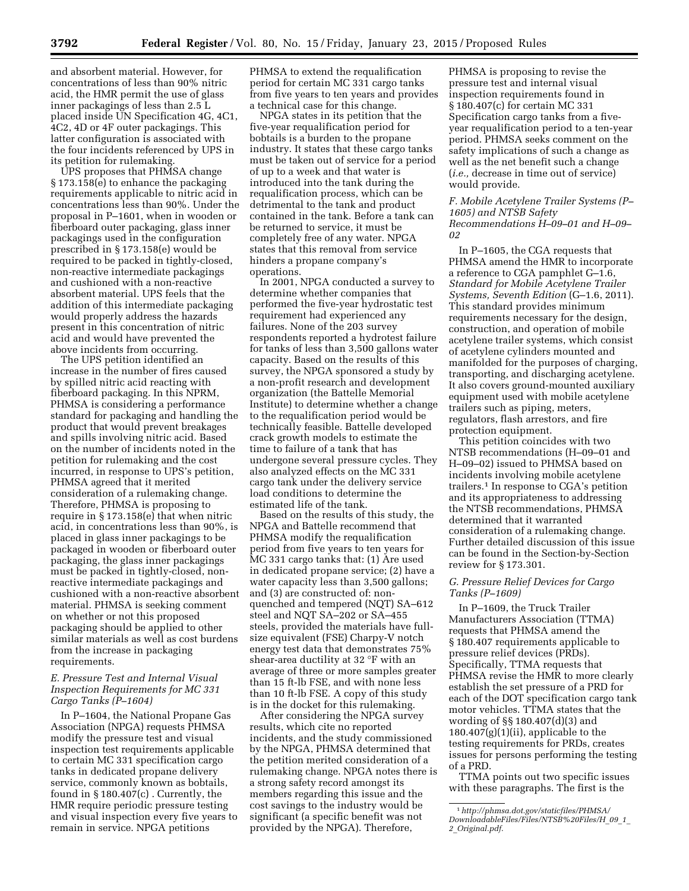and absorbent material. However, for concentrations of less than 90% nitric acid, the HMR permit the use of glass inner packagings of less than 2.5 L placed inside UN Specification 4G, 4C1, 4C2, 4D or 4F outer packagings. This latter configuration is associated with the four incidents referenced by UPS in its petition for rulemaking.

UPS proposes that PHMSA change § 173.158(e) to enhance the packaging requirements applicable to nitric acid in concentrations less than 90%. Under the proposal in P–1601, when in wooden or fiberboard outer packaging, glass inner packagings used in the configuration prescribed in § 173.158(e) would be required to be packed in tightly-closed, non-reactive intermediate packagings and cushioned with a non-reactive absorbent material. UPS feels that the addition of this intermediate packaging would properly address the hazards present in this concentration of nitric acid and would have prevented the above incidents from occurring.

The UPS petition identified an increase in the number of fires caused by spilled nitric acid reacting with fiberboard packaging. In this NPRM, PHMSA is considering a performance standard for packaging and handling the product that would prevent breakages and spills involving nitric acid. Based on the number of incidents noted in the petition for rulemaking and the cost incurred, in response to UPS's petition, PHMSA agreed that it merited consideration of a rulemaking change. Therefore, PHMSA is proposing to require in § 173.158(e) that when nitric acid, in concentrations less than 90%, is placed in glass inner packagings to be packaged in wooden or fiberboard outer packaging, the glass inner packagings must be packed in tightly-closed, non-reactive intermediate packagings and cushioned with a non-reactive absorbent material. PHMSA is seeking comment on whether or not this proposed packaging should be applied to other similar materials as well as cost burdens from the increase in packaging requirements.

### E. Pressure Test and Internal Visual Inspection Requirements for MC 331 Cargo Tanks (P–1604)

In P–1604, the National Propane Gas Association (NPGA) requests PHMSA modify the pressure test and visual inspection test requirements applicable to certain MC 331 specification cargo tanks in dedicated propane delivery service, commonly known as bobtails, found in § 180.407(c) . Currently, the HMR require periodic pressure testing and visual inspection every five years to remain in service. NPGA petitions PHMSA to extend the requalification period for certain MC 331 cargo tanks from five years to ten years and provides a technical case for this change.

NPGA states in its petition that the five-year requalification period for bobtails is a burden to the propane industry. It states that these cargo tanks must be taken out of service for a period of up to a week and that water is introduced into the tank during the requalification process, which can be detrimental to the tank and product contained in the tank. Before a tank can be returned to service, it must be completely free of any water. NPGA states that this removal from service hinders a propane company's operations.

In 2001, NPGA conducted a survey to determine whether companies that performed the five-year hydrostatic test requirement had experienced any failures. None of the 203 survey respondents reported a hydrotest failure for tanks of less than 3,500 gallons water capacity. Based on the results of this survey, the NPGA sponsored a study by a non-profit research and development organization (the Battelle Memorial Institute) to determine whether a change to the requalification period would be technically feasible. Battelle developed crack growth models to estimate the time to failure of a tank that has undergone several pressure cycles. They also analyzed effects on the MC 331 cargo tank under the delivery service load conditions to determine the estimated life of the tank.

Based on the results of this study, the NPGA and Battelle recommend that PHMSA modify the requalification period from five years to ten years for MC 331 cargo tanks that: (1) Are used in dedicated propane service; (2) have a water capacity less than 3,500 gallons; and (3) are constructed of: non-quenched and tempered (NQT) SA–612 steel and NQT SA–202 or SA–455 steels, provided the materials have full-size equivalent (FSE) Charpy-V notch energy test data that demonstrates 75% shear-area ductility at 32 °F with an average of three or more samples greater than 15 ft-lb FSE, and with none less than 10 ft-lb FSE. A copy of this study is in the docket for this rulemaking.

After considering the NPGA survey results, which cite no reported incidents, and the study commissioned by the NPGA, PHMSA determined that the petition merited consideration of a rulemaking change. NPGA notes there is a strong safety record amongst its members regarding this issue and the cost savings to the industry would be significant (a specific benefit was not provided by the NPGA). Therefore, PHMSA is proposing to revise the pressure test and internal visual inspection requirements found in § 180.407(c) for certain MC 331 Specification cargo tanks from a five-year requalification period to a ten-year period. PHMSA seeks comment on the safety implications of such a change as well as the net benefit such a change (*i.e.,* decrease in time out of service) would provide.

### F. Mobile Acetylene Trailer Systems (P–1605) and NTSB Safety Recommendations H–09–01 and H–09–02

In P–1605, the CGA requests that PHMSA amend the HMR to incorporate a reference to CGA pamphlet G–1.6, *Standard for Mobile Acetylene Trailer Systems, Seventh Edition* (G–1.6, 2011). This standard provides minimum requirements necessary for the design, construction, and operation of mobile acetylene trailer systems, which consist of acetylene cylinders mounted and manifolded for the purposes of charging, transporting, and discharging acetylene. It also covers ground-mounted auxiliary equipment used with mobile acetylene trailers such as piping, meters, regulators, flash arrestors, and fire protection equipment.

This petition coincides with two NTSB recommendations (H–09–01 and H–09–02) issued to PHMSA based on incidents involving mobile acetylene trailers.[1] In response to CGA's petition and its appropriateness to addressing the NTSB recommendations, PHMSA determined that it warranted consideration of a rulemaking change. Further detailed discussion of this issue can be found in the Section-by-Section review for § 173.301.

### G. Pressure Relief Devices for Cargo Tanks (P–1609)

In P–1609, the Truck Trailer Manufacturers Association (TTMA) requests that PHMSA amend the § 180.407 requirements applicable to pressure relief devices (PRDs). Specifically, TTMA requests that PHMSA revise the HMR to more clearly establish the set pressure of a PRD for each of the DOT specification cargo tank motor vehicles. TTMA states that the wording of §§ 180.407(d)(3) and 180.407(g)(1)(ii), applicable to the testing requirements for PRDs, creates issues for persons performing the testing of a PRD.

TTMA points out two specific issues with these paragraphs. The first is the

[1] *http://phmsa.dot.gov/staticfiles/PHMSA/DownloadableFiles/Files/NTSB%20Files/H_09_1_2_Original.pdf.*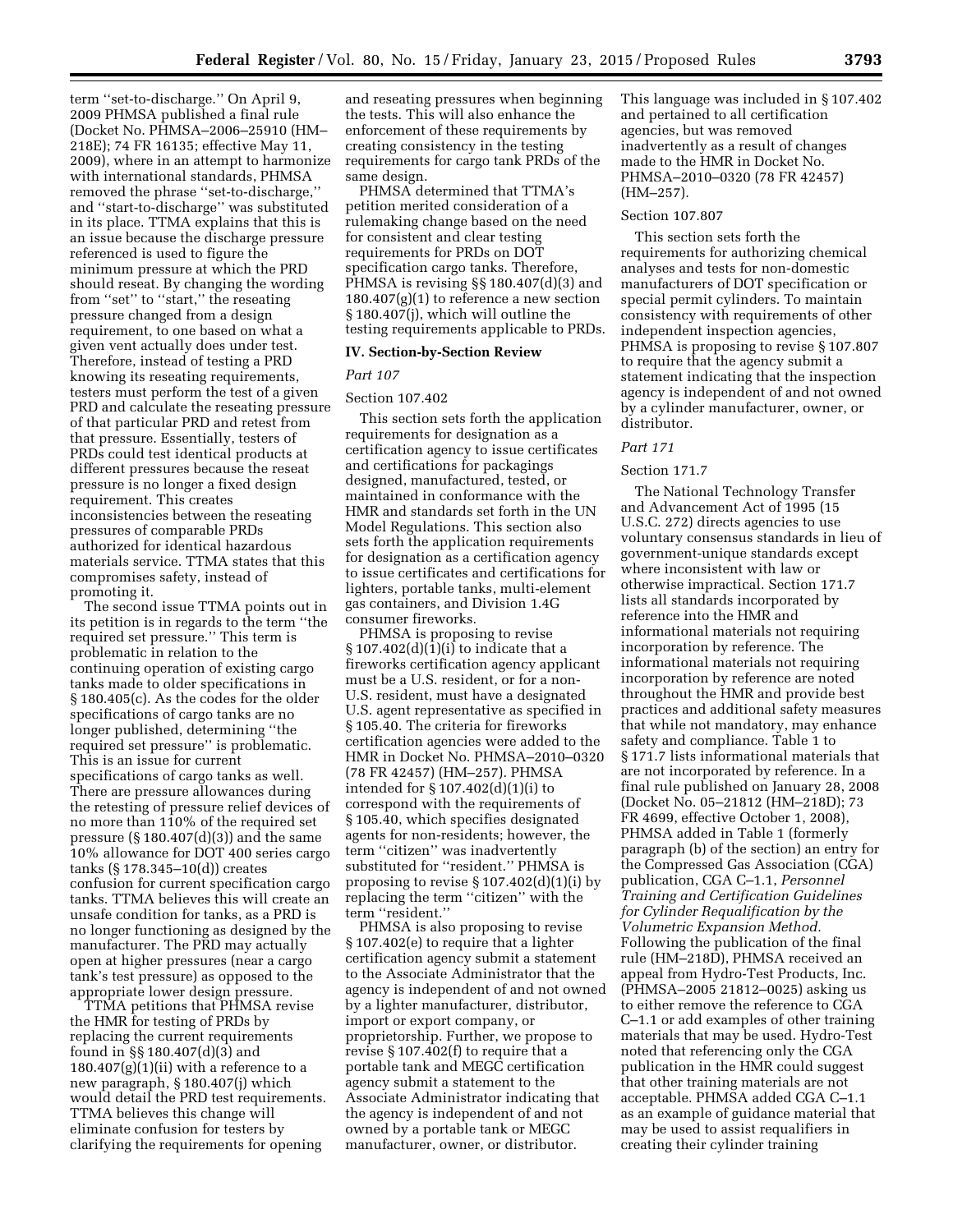term ''set-to-discharge.'' On April 9, 2009 PHMSA published a final rule (Docket No. PHMSA–2006–25910 (HM–218E); 74 FR 16135; effective May 11, 2009), where in an attempt to harmonize with international standards, PHMSA removed the phrase ''set-to-discharge,'' and ''start-to-discharge'' was substituted in its place. TTMA explains that this is an issue because the discharge pressure referenced is used to figure the minimum pressure at which the PRD should reseat. By changing the wording from ''set'' to ''start,'' the reseating pressure changed from a design requirement, to one based on what a given vent actually does under test. Therefore, instead of testing a PRD knowing its reseating requirements, testers must perform the test of a given PRD and calculate the reseating pressure of that particular PRD and retest from that pressure. Essentially, testers of PRDs could test identical products at different pressures because the reseat pressure is no longer a fixed design requirement. This creates inconsistencies between the reseating pressures of comparable PRDs authorized for identical hazardous materials service. TTMA states that this compromises safety, instead of promoting it.

The second issue TTMA points out in its petition is in regards to the term ''the required set pressure.'' This term is problematic in relation to the continuing operation of existing cargo tanks made to older specifications in § 180.405(c). As the codes for the older specifications of cargo tanks are no longer published, determining ''the required set pressure'' is problematic. This is an issue for current specifications of cargo tanks as well. There are pressure allowances during the retesting of pressure relief devices of no more than 110% of the required set pressure (§ 180.407(d)(3)) and the same 10% allowance for DOT 400 series cargo tanks (§ 178.345–10(d)) creates confusion for current specification cargo tanks. TTMA believes this will create an unsafe condition for tanks, as a PRD is no longer functioning as designed by the manufacturer. The PRD may actually open at higher pressures (near a cargo tank's test pressure) as opposed to the appropriate lower design pressure.

TTMA petitions that PHMSA revise the HMR for testing of PRDs by replacing the current requirements found in §§ 180.407(d)(3) and 180.407(g)(1)(ii) with a reference to a new paragraph, § 180.407(j) which would detail the PRD test requirements. TTMA believes this change will eliminate confusion for testers by clarifying the requirements for opening and reseating pressures when beginning the tests. This will also enhance the enforcement of these requirements by creating consistency in the testing requirements for cargo tank PRDs of the same design.

PHMSA determined that TTMA's petition merited consideration of a rulemaking change based on the need for consistent and clear testing requirements for PRDs on DOT specification cargo tanks. Therefore, PHMSA is revising §§ 180.407(d)(3) and 180.407(g)(1) to reference a new section § 180.407(j), which will outline the testing requirements applicable to PRDs.

## IV. Section-by-Section Review

*Part 107*

Section 107.402

This section sets forth the application requirements for designation as a certification agency to issue certificates and certifications for packagings designed, manufactured, tested, or maintained in conformance with the HMR and standards set forth in the UN Model Regulations. This section also sets forth the application requirements for designation as a certification agency to issue certificates and certifications for lighters, portable tanks, multi-element gas containers, and Division 1.4G consumer fireworks.

PHMSA is proposing to revise § 107.402(d)(1)(i) to indicate that a fireworks certification agency applicant must be a U.S. resident, or for a non-U.S. resident, must have a designated U.S. agent representative as specified in § 105.40. The criteria for fireworks certification agencies were added to the HMR in Docket No. PHMSA–2010–0320 (78 FR 42457) (HM–257). PHMSA intended for § 107.402(d)(1)(i) to correspond with the requirements of § 105.40, which specifies designated agents for non-residents; however, the term ''citizen'' was inadvertently substituted for ''resident.'' PHMSA is proposing to revise § 107.402(d)(1)(i) by replacing the term ''citizen'' with the term ''resident.''

PHMSA is also proposing to revise § 107.402(e) to require that a lighter certification agency submit a statement to the Associate Administrator that the agency is independent of and not owned by a lighter manufacturer, distributor, import or export company, or proprietorship. Further, we propose to revise § 107.402(f) to require that a portable tank and MEGC certification agency submit a statement to the Associate Administrator indicating that the agency is independent of and not owned by a portable tank or MEGC manufacturer, owner, or distributor. This language was included in § 107.402 and pertained to all certification agencies, but was removed inadvertently as a result of changes made to the HMR in Docket No. PHMSA–2010–0320 (78 FR 42457) (HM–257).

Section 107.807

This section sets forth the requirements for authorizing chemical analyses and tests for non-domestic manufacturers of DOT specification or special permit cylinders. To maintain consistency with requirements of other independent inspection agencies, PHMSA is proposing to revise § 107.807 to require that the agency submit a statement indicating that the inspection agency is independent of and not owned by a cylinder manufacturer, owner, or distributor.

*Part 171*

Section 171.7

The National Technology Transfer and Advancement Act of 1995 (15 U.S.C. 272) directs agencies to use voluntary consensus standards in lieu of government-unique standards except where inconsistent with law or otherwise impractical. Section 171.7 lists all standards incorporated by reference into the HMR and informational materials not requiring incorporation by reference. The informational materials not requiring incorporation by reference are noted throughout the HMR and provide best practices and additional safety measures that while not mandatory, may enhance safety and compliance. Table 1 to § 171.7 lists informational materials that are not incorporated by reference. In a final rule published on January 28, 2008 (Docket No. 05–21812 (HM–218D); 73 FR 4699, effective October 1, 2008), PHMSA added in Table 1 (formerly paragraph (b) of the section) an entry for the Compressed Gas Association (CGA) publication, CGA C–1.1, *Personnel Training and Certification Guidelines for Cylinder Requalification by the Volumetric Expansion Method.* Following the publication of the final rule (HM–218D), PHMSA received an appeal from Hydro-Test Products, Inc. (PHMSA–2005 21812–0025) asking us to either remove the reference to CGA C–1.1 or add examples of other training materials that may be used. Hydro-Test noted that referencing only the CGA publication in the HMR could suggest that other training materials are not acceptable. PHMSA added CGA C–1.1 as an example of guidance material that may be used to assist requalifiers in creating their cylinder training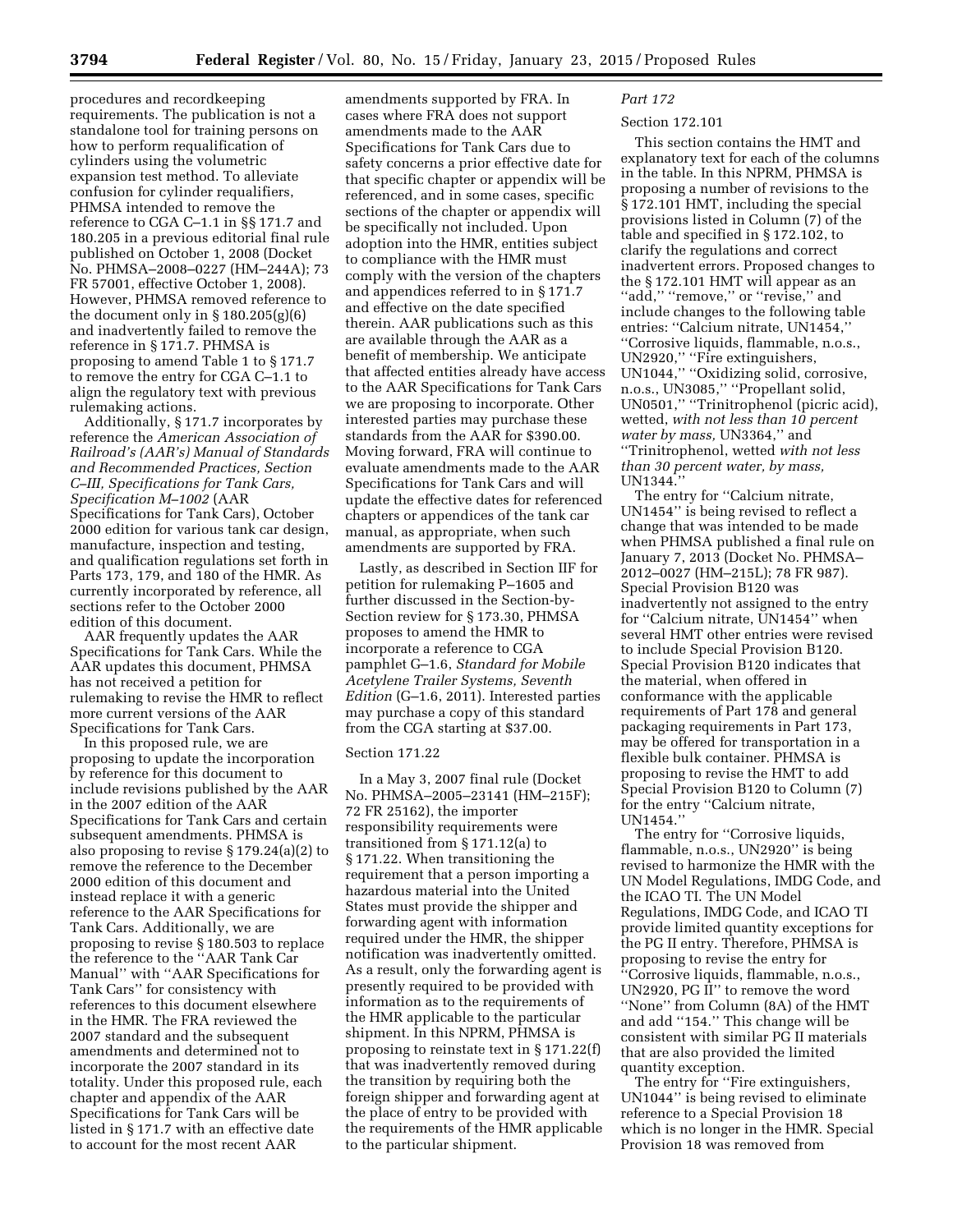procedures and recordkeeping requirements. The publication is not a standalone tool for training persons on how to perform requalification of cylinders using the volumetric expansion test method. To alleviate confusion for cylinder requalifiers, PHMSA intended to remove the reference to CGA C–1.1 in §§ 171.7 and 180.205 in a previous editorial final rule published on October 1, 2008 (Docket No. PHMSA–2008–0227 (HM–244A); 73 FR 57001, effective October 1, 2008). However, PHMSA removed reference to the document only in § 180.205(g)(6) and inadvertently failed to remove the reference in § 171.7. PHMSA is proposing to amend Table 1 to § 171.7 to remove the entry for CGA C–1.1 to align the regulatory text with previous rulemaking actions.

Additionally, § 171.7 incorporates by reference the *American Association of Railroad's (AAR's) Manual of Standards and Recommended Practices, Section C–III, Specifications for Tank Cars, Specification M–1002* (AAR Specifications for Tank Cars), October 2000 edition for various tank car design, manufacture, inspection and testing, and qualification regulations set forth in Parts 173, 179, and 180 of the HMR. As currently incorporated by reference, all sections refer to the October 2000 edition of this document.

AAR frequently updates the AAR Specifications for Tank Cars. While the AAR updates this document, PHMSA has not received a petition for rulemaking to revise the HMR to reflect more current versions of the AAR Specifications for Tank Cars.

In this proposed rule, we are proposing to update the incorporation by reference for this document to include revisions published by the AAR in the 2007 edition of the AAR Specifications for Tank Cars and certain subsequent amendments. PHMSA is also proposing to revise § 179.24(a)(2) to remove the reference to the December 2000 edition of this document and instead replace it with a generic reference to the AAR Specifications for Tank Cars. Additionally, we are proposing to revise § 180.503 to replace the reference to the "AAR Tank Car Manual" with "AAR Specifications for Tank Cars" for consistency with references to this document elsewhere in the HMR. The FRA reviewed the 2007 standard and the subsequent amendments and determined not to incorporate the 2007 standard in its totality. Under this proposed rule, each chapter and appendix of the AAR Specifications for Tank Cars will be listed in § 171.7 with an effective date to account for the most recent AAR amendments supported by FRA. In cases where FRA does not support amendments made to the AAR Specifications for Tank Cars due to safety concerns a prior effective date for that specific chapter or appendix will be referenced, and in some cases, specific sections of the chapter or appendix will be specifically not included. Upon adoption into the HMR, entities subject to compliance with the HMR must comply with the version of the chapters and appendices referred to in § 171.7 and effective on the date specified therein. AAR publications such as this are available through the AAR as a benefit of membership. We anticipate that affected entities already have access to the AAR Specifications for Tank Cars we are proposing to incorporate. Other interested parties may purchase these standards from the AAR for $390.00. Moving forward, FRA will continue to evaluate amendments made to the AAR Specifications for Tank Cars and will update the effective dates for referenced chapters or appendices of the tank car manual, as appropriate, when such amendments are supported by FRA.

Lastly, as described in Section IIF for petition for rulemaking P–1605 and further discussed in the Section-by-Section review for § 173.30, PHMSA proposes to amend the HMR to incorporate a reference to CGA pamphlet G–1.6, *Standard for Mobile Acetylene Trailer Systems, Seventh Edition* (G–1.6, 2011). Interested parties may purchase a copy of this standard from the CGA starting at $37.00.

Section 171.22

In a May 3, 2007 final rule (Docket No. PHMSA–2005–23141 (HM–215F); 72 FR 25162), the importer responsibility requirements were transitioned from § 171.12(a) to § 171.22. When transitioning the requirement that a person importing a hazardous material into the United States must provide the shipper and forwarding agent with information required under the HMR, the shipper notification was inadvertently omitted. As a result, only the forwarding agent is presently required to be provided with information as to the requirements of the HMR applicable to the particular shipment. In this NPRM, PHMSA is proposing to reinstate text in § 171.22(f) that was inadvertently removed during the transition by requiring both the foreign shipper and forwarding agent at the place of entry to be provided with the requirements of the HMR applicable to the particular shipment.

*Part 172*

Section 172.101

This section contains the HMT and explanatory text for each of the columns in the table. In this NPRM, PHMSA is proposing a number of revisions to the § 172.101 HMT, including the special provisions listed in Column (7) of the table and specified in § 172.102, to clarify the regulations and correct inadvertent errors. Proposed changes to the § 172.101 HMT will appear as an "add," "remove," or "revise," and include changes to the following table entries: "Calcium nitrate, UN1454," "Corrosive liquids, flammable, n.o.s., UN2920," "Fire extinguishers, UN1044," "Oxidizing solid, corrosive, n.o.s., UN3085," "Propellant solid, UN0501," "Trinitrophenol (picric acid), wetted, *with not less than 10 percent water by mass,* UN3364," and "Trinitrophenol, wetted *with not less than 30 percent water, by mass,* UN1344."

The entry for "Calcium nitrate, UN1454" is being revised to reflect a change that was intended to be made when PHMSA published a final rule on January 7, 2013 (Docket No. PHMSA–2012–0027 (HM–215L); 78 FR 987). Special Provision B120 was inadvertently not assigned to the entry for "Calcium nitrate, UN1454" when several HMT other entries were revised to include Special Provision B120. Special Provision B120 indicates that the material, when offered in conformance with the applicable requirements of Part 178 and general packaging requirements in Part 173, may be offered for transportation in a flexible bulk container. PHMSA is proposing to revise the HMT to add Special Provision B120 to Column (7) for the entry "Calcium nitrate, UN1454."

The entry for "Corrosive liquids, flammable, n.o.s., UN2920" is being revised to harmonize the HMR with the UN Model Regulations, IMDG Code, and the ICAO TI. The UN Model Regulations, IMDG Code, and ICAO TI provide limited quantity exceptions for the PG II entry. Therefore, PHMSA is proposing to revise the entry for "Corrosive liquids, flammable, n.o.s., UN2920, PG II" to remove the word "None" from Column (8A) of the HMT and add "154." This change will be consistent with similar PG II materials that are also provided the limited quantity exception.

The entry for "Fire extinguishers, UN1044" is being revised to eliminate reference to a Special Provision 18 which is no longer in the HMR. Special Provision 18 was removed from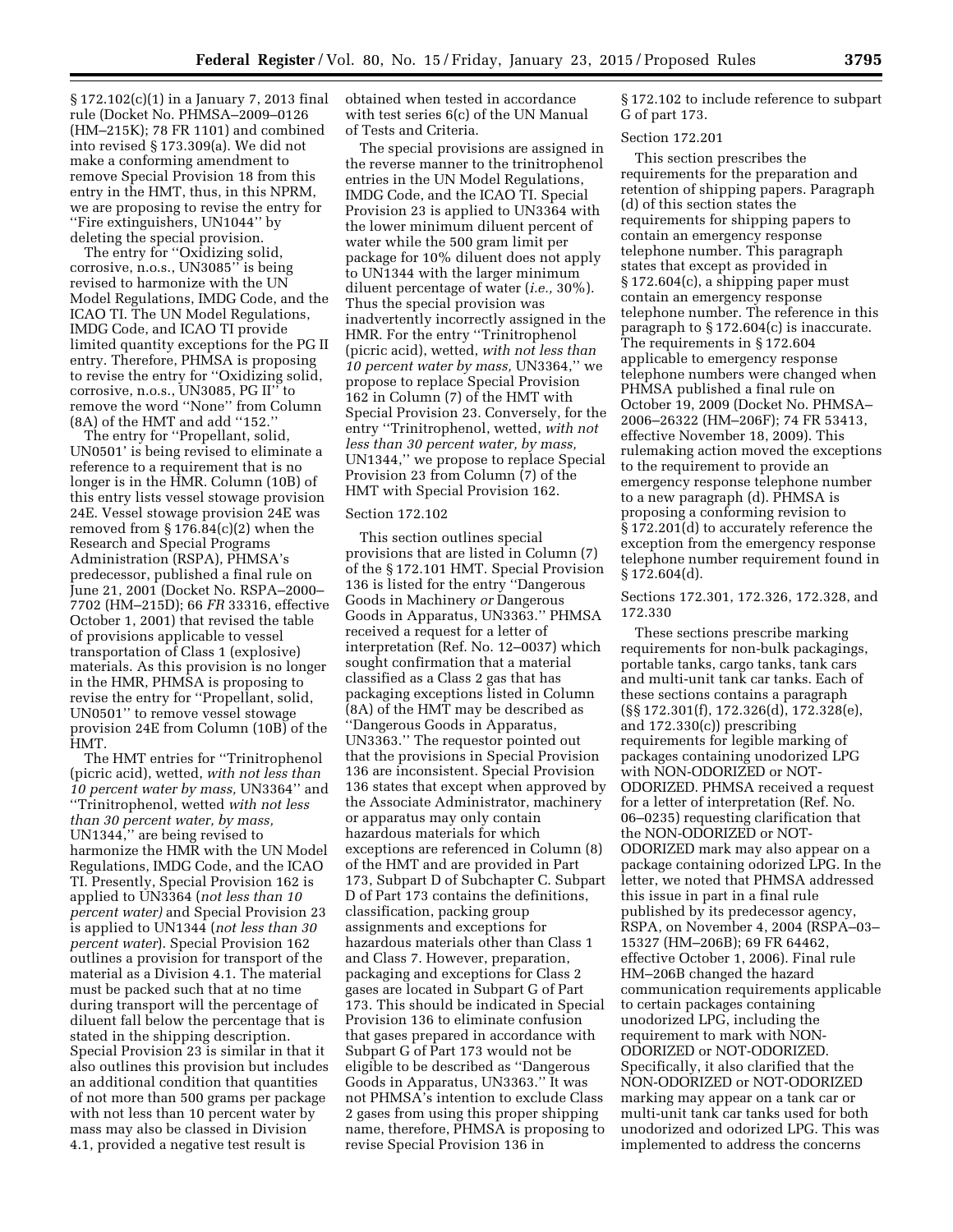§ 172.102(c)(1) in a January 7, 2013 final rule (Docket No. PHMSA–2009–0126 (HM–215K); 78 FR 1101) and combined into revised § 173.309(a). We did not make a conforming amendment to remove Special Provision 18 from this entry in the HMT, thus, in this NPRM, we are proposing to revise the entry for ''Fire extinguishers, UN1044'' by deleting the special provision.

The entry for ''Oxidizing solid, corrosive, n.o.s., UN3085'' is being revised to harmonize with the UN Model Regulations, IMDG Code, and the ICAO TI. The UN Model Regulations, IMDG Code, and ICAO TI provide limited quantity exceptions for the PG II entry. Therefore, PHMSA is proposing to revise the entry for ''Oxidizing solid, corrosive, n.o.s., UN3085, PG II'' to remove the word ''None'' from Column (8A) of the HMT and add ''152.''

The entry for ''Propellant, solid, UN0501' is being revised to eliminate a reference to a requirement that is no longer is in the HMR. Column (10B) of this entry lists vessel stowage provision 24E. Vessel stowage provision 24E was removed from § 176.84(c)(2) when the Research and Special Programs Administration (RSPA), PHMSA's predecessor, published a final rule on June 21, 2001 (Docket No. RSPA–2000–7702 (HM–215D); 66 *FR* 33316, effective October 1, 2001) that revised the table of provisions applicable to vessel transportation of Class 1 (explosive) materials. As this provision is no longer in the HMR, PHMSA is proposing to revise the entry for ''Propellant, solid, UN0501'' to remove vessel stowage provision 24E from Column (10B) of the HMT.

The HMT entries for ''Trinitrophenol (picric acid), wetted, *with not less than 10 percent water by mass,* UN3364'' and ''Trinitrophenol, wetted *with not less than 30 percent water, by mass,* UN1344,'' are being revised to harmonize the HMR with the UN Model Regulations, IMDG Code, and the ICAO TI. Presently, Special Provision 162 is applied to UN3364 (*not less than 10 percent water)* and Special Provision 23 is applied to UN1344 (*not less than 30 percent water*). Special Provision 162 outlines a provision for transport of the material as a Division 4.1. The material must be packed such that at no time during transport will the percentage of diluent fall below the percentage that is stated in the shipping description. Special Provision 23 is similar in that it also outlines this provision but includes an additional condition that quantities of not more than 500 grams per package with not less than 10 percent water by mass may also be classed in Division 4.1, provided a negative test result is obtained when tested in accordance with test series 6(c) of the UN Manual of Tests and Criteria.

The special provisions are assigned in the reverse manner to the trinitrophenol entries in the UN Model Regulations, IMDG Code, and the ICAO TI. Special Provision 23 is applied to UN3364 with the lower minimum diluent percent of water while the 500 gram limit per package for 10% diluent does not apply to UN1344 with the larger minimum diluent percentage of water (*i.e.,* 30%). Thus the special provision was inadvertently incorrectly assigned in the HMR. For the entry ''Trinitrophenol (picric acid), wetted, *with not less than 10 percent water by mass,* UN3364,'' we propose to replace Special Provision 162 in Column (7) of the HMT with Special Provision 23. Conversely, for the entry ''Trinitrophenol, wetted, *with not less than 30 percent water, by mass,* UN1344,'' we propose to replace Special Provision 23 from Column (7) of the HMT with Special Provision 162.

Section 172.102

This section outlines special provisions that are listed in Column (7) of the § 172.101 HMT. Special Provision 136 is listed for the entry ''Dangerous Goods in Machinery *or* Dangerous Goods in Apparatus, UN3363.'' PHMSA received a request for a letter of interpretation (Ref. No. 12–0037) which sought confirmation that a material classified as a Class 2 gas that has packaging exceptions listed in Column (8A) of the HMT may be described as ''Dangerous Goods in Apparatus, UN3363.'' The requestor pointed out that the provisions in Special Provision 136 are inconsistent. Special Provision 136 states that except when approved by the Associate Administrator, machinery or apparatus may only contain hazardous materials for which exceptions are referenced in Column (8) of the HMT and are provided in Part 173, Subpart D of Subchapter C. Subpart D of Part 173 contains the definitions, classification, packing group assignments and exceptions for hazardous materials other than Class 1 and Class 7. However, preparation, packaging and exceptions for Class 2 gases are located in Subpart G of Part 173. This should be indicated in Special Provision 136 to eliminate confusion that gases prepared in accordance with Subpart G of Part 173 would not be eligible to be described as ''Dangerous Goods in Apparatus, UN3363.'' It was not PHMSA's intention to exclude Class 2 gases from using this proper shipping name, therefore, PHMSA is proposing to revise Special Provision 136 in § 172.102 to include reference to subpart G of part 173.

Section 172.201

This section prescribes the requirements for the preparation and retention of shipping papers. Paragraph (d) of this section states the requirements for shipping papers to contain an emergency response telephone number. This paragraph states that except as provided in § 172.604(c), a shipping paper must contain an emergency response telephone number. The reference in this paragraph to § 172.604(c) is inaccurate. The requirements in § 172.604 applicable to emergency response telephone numbers were changed when PHMSA published a final rule on October 19, 2009 (Docket No. PHMSA–2006–26322 (HM–206F); 74 FR 53413, effective November 18, 2009). This rulemaking action moved the exceptions to the requirement to provide an emergency response telephone number to a new paragraph (d). PHMSA is proposing a conforming revision to § 172.201(d) to accurately reference the exception from the emergency response telephone number requirement found in § 172.604(d).

Sections 172.301, 172.326, 172.328, and 172.330

These sections prescribe marking requirements for non-bulk packagings, portable tanks, cargo tanks, tank cars and multi-unit tank car tanks. Each of these sections contains a paragraph (§§ 172.301(f), 172.326(d), 172.328(e), and 172.330(c)) prescribing requirements for legible marking of packages containing unodorized LPG with NON-ODORIZED or NOT-ODORIZED. PHMSA received a request for a letter of interpretation (Ref. No. 06–0235) requesting clarification that the NON-ODORIZED or NOT-ODORIZED mark may also appear on a package containing odorized LPG. In the letter, we noted that PHMSA addressed this issue in part in a final rule published by its predecessor agency, RSPA, on November 4, 2004 (RSPA–03–15327 (HM–206B); 69 FR 64462, effective October 1, 2006). Final rule HM–206B changed the hazard communication requirements applicable to certain packages containing unodorized LPG, including the requirement to mark with NON-ODORIZED or NOT-ODORIZED. Specifically, it also clarified that the NON-ODORIZED or NOT-ODORIZED marking may appear on a tank car or multi-unit tank car tanks used for both unodorized and odorized LPG. This was implemented to address the concerns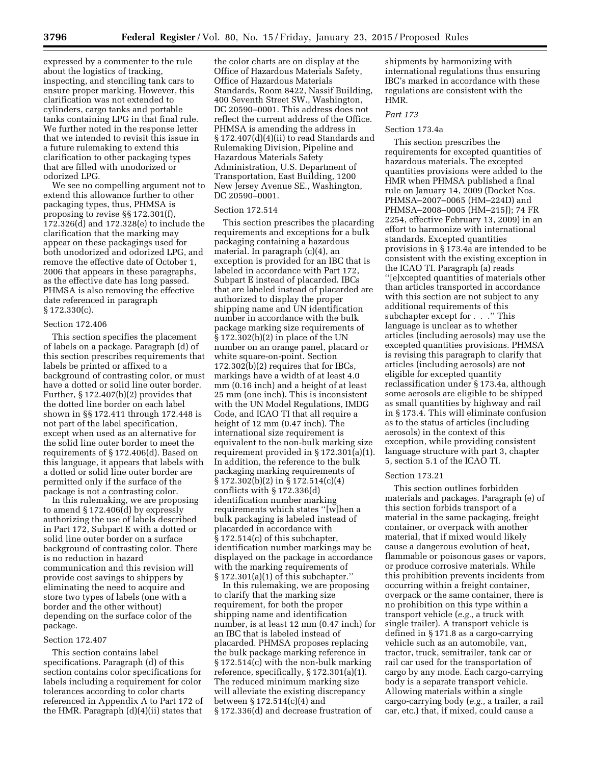expressed by a commenter to the rule about the logistics of tracking, inspecting, and stenciling tank cars to ensure proper marking. However, this clarification was not extended to cylinders, cargo tanks and portable tanks containing LPG in that final rule. We further noted in the response letter that we intended to revisit this issue in a future rulemaking to extend this clarification to other packaging types that are filled with unodorized or odorized LPG.

We see no compelling argument not to extend this allowance further to other packaging types, thus, PHMSA is proposing to revise §§ 172.301(f), 172.326(d) and 172.328(e) to include the clarification that the marking may appear on these packagings used for both unodorized and odorized LPG, and remove the effective date of October 1, 2006 that appears in these paragraphs, as the effective date has long passed. PHMSA is also removing the effective date referenced in paragraph § 172.330(c).

Section 172.406

This section specifies the placement of labels on a package. Paragraph (d) of this section prescribes requirements that labels be printed or affixed to a background of contrasting color, or must have a dotted or solid line outer border. Further, § 172.407(b)(2) provides that the dotted line border on each label shown in §§ 172.411 through 172.448 is not part of the label specification, except when used as an alternative for the solid line outer border to meet the requirements of § 172.406(d). Based on this language, it appears that labels with a dotted or solid line outer border are permitted only if the surface of the package is not a contrasting color.

In this rulemaking, we are proposing to amend § 172.406(d) by expressly authorizing the use of labels described in Part 172, Subpart E with a dotted or solid line outer border on a surface background of contrasting color. There is no reduction in hazard communication and this revision will provide cost savings to shippers by eliminating the need to acquire and store two types of labels (one with a border and the other without) depending on the surface color of the package.

Section 172.407

This section contains label specifications. Paragraph (d) of this section contains color specifications for labels including a requirement for color tolerances according to color charts referenced in Appendix A to Part 172 of the HMR. Paragraph (d)(4)(ii) states that the color charts are on display at the Office of Hazardous Materials Safety, Office of Hazardous Materials Standards, Room 8422, Nassif Building, 400 Seventh Street SW., Washington, DC 20590–0001. This address does not reflect the current address of the Office. PHMSA is amending the address in § 172.407(d)(4)(ii) to read Standards and Rulemaking Division, Pipeline and Hazardous Materials Safety Administration, U.S. Department of Transportation, East Building, 1200 New Jersey Avenue SE., Washington, DC 20590–0001.

Section 172.514

This section prescribes the placarding requirements and exceptions for a bulk packaging containing a hazardous material. In paragraph (c)(4), an exception is provided for an IBC that is labeled in accordance with Part 172, Subpart E instead of placarded. IBCs that are labeled instead of placarded are authorized to display the proper shipping name and UN identification number in accordance with the bulk package marking size requirements of § 172.302(b)(2) in place of the UN number on an orange panel, placard or white square-on-point. Section 172.302(b)(2) requires that for IBCs, markings have a width of at least 4.0 mm (0.16 inch) and a height of at least 25 mm (one inch). This is inconsistent with the UN Model Regulations, IMDG Code, and ICAO TI that all require a height of 12 mm (0.47 inch). The international size requirement is equivalent to the non-bulk marking size requirement provided in § 172.301(a)(1). In addition, the reference to the bulk packaging marking requirements of § 172.302(b)(2) in § 172.514(c)(4) conflicts with § 172.336(d) identification number marking requirements which states ''[w]hen a bulk packaging is labeled instead of placarded in accordance with § 172.514(c) of this subchapter, identification number markings may be displayed on the package in accordance with the marking requirements of § 172.301(a)(1) of this subchapter.''

In this rulemaking, we are proposing to clarify that the marking size requirement, for both the proper shipping name and identification number, is at least 12 mm (0.47 inch) for an IBC that is labeled instead of placarded. PHMSA proposes replacing the bulk package marking reference in § 172.514(c) with the non-bulk marking reference, specifically, § 172.301(a)(1). The reduced minimum marking size will alleviate the existing discrepancy between § 172.514(c)(4) and § 172.336(d) and decrease frustration of shipments by harmonizing with international regulations thus ensuring IBC's marked in accordance with these regulations are consistent with the HMR.

*Part 173*

Section 173.4a

This section prescribes the requirements for excepted quantities of hazardous materials. The excepted quantities provisions were added to the HMR when PHMSA published a final rule on January 14, 2009 (Docket Nos. PHMSA–2007–0065 (HM–224D) and PHMSA–2008–0005 (HM–215J); 74 FR 2254, effective February 13, 2009) in an effort to harmonize with international standards. Excepted quantities provisions in § 173.4a are intended to be consistent with the existing exception in the ICAO TI. Paragraph (a) reads ''[e]xcepted quantities of materials other than articles transported in accordance with this section are not subject to any additional requirements of this subchapter except for . . .'' This language is unclear as to whether articles (including aerosols) may use the excepted quantities provisions. PHMSA is revising this paragraph to clarify that articles (including aerosols) are not eligible for excepted quantity reclassification under § 173.4a, although some aerosols are eligible to be shipped as small quantities by highway and rail in § 173.4. This will eliminate confusion as to the status of articles (including aerosols) in the context of this exception, while providing consistent language structure with part 3, chapter 5, section 5.1 of the ICAO TI.

Section 173.21

This section outlines forbidden materials and packages. Paragraph (e) of this section forbids transport of a material in the same packaging, freight container, or overpack with another material, that if mixed would likely cause a dangerous evolution of heat, flammable or poisonous gases or vapors, or produce corrosive materials. While this prohibition prevents incidents from occurring within a freight container, overpack or the same container, there is no prohibition on this type within a transport vehicle (*e.g.,* a truck with single trailer). A transport vehicle is defined in § 171.8 as a cargo-carrying vehicle such as an automobile, van, tractor, truck, semitrailer, tank car or rail car used for the transportation of cargo by any mode. Each cargo-carrying body is a separate transport vehicle. Allowing materials within a single cargo-carrying body (*e.g.,* a trailer, a rail car, etc.) that, if mixed, could cause a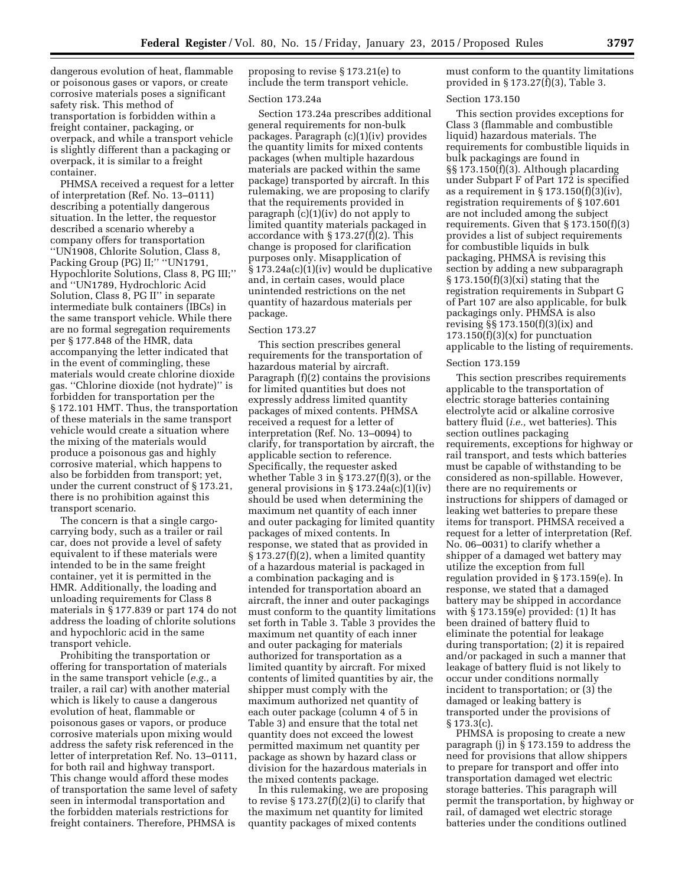dangerous evolution of heat, flammable or poisonous gases or vapors, or create corrosive materials poses a significant safety risk. This method of transportation is forbidden within a freight container, packaging, or overpack, and while a transport vehicle is slightly different than a packaging or overpack, it is similar to a freight container.

PHMSA received a request for a letter of interpretation (Ref. No. 13–0111) describing a potentially dangerous situation. In the letter, the requestor described a scenario whereby a company offers for transportation ''UN1908, Chlorite Solution, Class 8, Packing Group (PG) II;'' ''UN1791, Hypochlorite Solutions, Class 8, PG III;'' and ''UN1789, Hydrochloric Acid Solution, Class 8, PG II'' in separate intermediate bulk containers (IBCs) in the same transport vehicle. While there are no formal segregation requirements per § 177.848 of the HMR, data accompanying the letter indicated that in the event of commingling, these materials would create chlorine dioxide gas. ''Chlorine dioxide (not hydrate)'' is forbidden for transportation per the § 172.101 HMT. Thus, the transportation of these materials in the same transport vehicle would create a situation where the mixing of the materials would produce a poisonous gas and highly corrosive material, which happens to also be forbidden from transport; yet, under the current construct of § 173.21, there is no prohibition against this transport scenario.

The concern is that a single cargo-carrying body, such as a trailer or rail car, does not provide a level of safety equivalent to if these materials were intended to be in the same freight container, yet it is permitted in the HMR. Additionally, the loading and unloading requirements for Class 8 materials in § 177.839 or part 174 do not address the loading of chlorite solutions and hypochloric acid in the same transport vehicle.

Prohibiting the transportation or offering for transportation of materials in the same transport vehicle (*e.g.,* a trailer, a rail car) with another material which is likely to cause a dangerous evolution of heat, flammable or poisonous gases or vapors, or produce corrosive materials upon mixing would address the safety risk referenced in the letter of interpretation Ref. No. 13–0111, for both rail and highway transport. This change would afford these modes of transportation the same level of safety seen in intermodal transportation and the forbidden materials restrictions for freight containers. Therefore, PHMSA is proposing to revise § 173.21(e) to include the term transport vehicle.

Section 173.24a

Section 173.24a prescribes additional general requirements for non-bulk packages. Paragraph (c)(1)(iv) provides the quantity limits for mixed contents packages (when multiple hazardous materials are packed within the same package) transported by aircraft. In this rulemaking, we are proposing to clarify that the requirements provided in paragraph (c)(1)(iv) do not apply to limited quantity materials packaged in accordance with § 173.27(f)(2). This change is proposed for clarification purposes only. Misapplication of § 173.24a(c)(1)(iv) would be duplicative and, in certain cases, would place unintended restrictions on the net quantity of hazardous materials per package.

Section 173.27

This section prescribes general requirements for the transportation of hazardous material by aircraft. Paragraph (f)(2) contains the provisions for limited quantities but does not expressly address limited quantity packages of mixed contents. PHMSA received a request for a letter of interpretation (Ref. No. 13–0094) to clarify, for transportation by aircraft, the applicable section to reference. Specifically, the requester asked whether Table 3 in § 173.27(f)(3), or the general provisions in § 173.24a(c)(1)(iv) should be used when determining the maximum net quantity of each inner and outer packaging for limited quantity packages of mixed contents. In response, we stated that as provided in § 173.27(f)(2), when a limited quantity of a hazardous material is packaged in a combination packaging and is intended for transportation aboard an aircraft, the inner and outer packagings must conform to the quantity limitations set forth in Table 3. Table 3 provides the maximum net quantity of each inner and outer packaging for materials authorized for transportation as a limited quantity by aircraft. For mixed contents of limited quantities by air, the shipper must comply with the maximum authorized net quantity of each outer package (column 4 of 5 in Table 3) and ensure that the total net quantity does not exceed the lowest permitted maximum net quantity per package as shown by hazard class or division for the hazardous materials in the mixed contents package.

In this rulemaking, we are proposing to revise § 173.27(f)(2)(i) to clarify that the maximum net quantity for limited quantity packages of mixed contents must conform to the quantity limitations provided in § 173.27(f)(3), Table 3.

Section 173.150

This section provides exceptions for Class 3 (flammable and combustible liquid) hazardous materials. The requirements for combustible liquids in bulk packagings are found in §§ 173.150(f)(3). Although placarding under Subpart F of Part 172 is specified as a requirement in § 173.150(f)(3)(iv), registration requirements of § 107.601 are not included among the subject requirements. Given that § 173.150(f)(3) provides a list of subject requirements for combustible liquids in bulk packaging, PHMSA is revising this section by adding a new subparagraph § 173.150(f)(3)(xi) stating that the registration requirements in Subpart G of Part 107 are also applicable, for bulk packagings only. PHMSA is also revising §§ 173.150(f)(3)(ix) and 173.150(f)(3)(x) for punctuation applicable to the listing of requirements.

Section 173.159

This section prescribes requirements applicable to the transportation of electric storage batteries containing electrolyte acid or alkaline corrosive battery fluid (*i.e.,* wet batteries). This section outlines packaging requirements, exceptions for highway or rail transport, and tests which batteries must be capable of withstanding to be considered as non-spillable. However, there are no requirements or instructions for shippers of damaged or leaking wet batteries to prepare these items for transport. PHMSA received a request for a letter of interpretation (Ref. No. 06–0031) to clarify whether a shipper of a damaged wet battery may utilize the exception from full regulation provided in § 173.159(e). In response, we stated that a damaged battery may be shipped in accordance with § 173.159(e) provided: (1) It has been drained of battery fluid to eliminate the potential for leakage during transportation; (2) it is repaired and/or packaged in such a manner that leakage of battery fluid is not likely to occur under conditions normally incident to transportation; or (3) the damaged or leaking battery is transported under the provisions of § 173.3(c).

PHMSA is proposing to create a new paragraph (j) in § 173.159 to address the need for provisions that allow shippers to prepare for transport and offer into transportation damaged wet electric storage batteries. This paragraph will permit the transportation, by highway or rail, of damaged wet electric storage batteries under the conditions outlined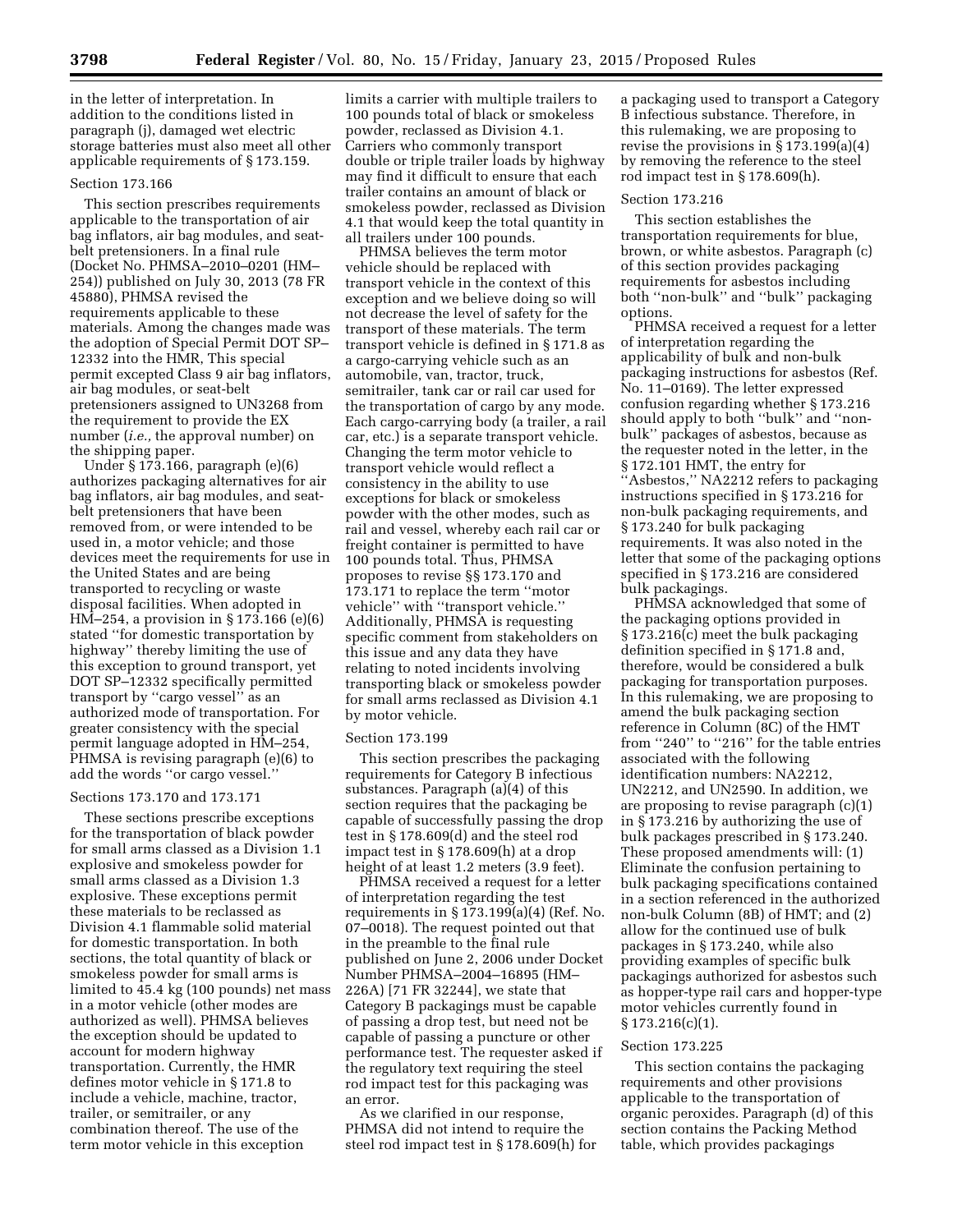in the letter of interpretation. In addition to the conditions listed in paragraph (j), damaged wet electric storage batteries must also meet all other applicable requirements of § 173.159.

### Section 173.166

This section prescribes requirements applicable to the transportation of air bag inflators, air bag modules, and seat-belt pretensioners. In a final rule (Docket No. PHMSA–2010–0201 (HM–254)) published on July 30, 2013 (78 FR 45880), PHMSA revised the requirements applicable to these materials. Among the changes made was the adoption of Special Permit DOT SP–12332 into the HMR, This special permit excepted Class 9 air bag inflators, air bag modules, or seat-belt pretensioners assigned to UN3268 from the requirement to provide the EX number (*i.e.,* the approval number) on the shipping paper.

Under § 173.166, paragraph (e)(6) authorizes packaging alternatives for air bag inflators, air bag modules, and seat-belt pretensioners that have been removed from, or were intended to be used in, a motor vehicle; and those devices meet the requirements for use in the United States and are being transported to recycling or waste disposal facilities. When adopted in HM–254, a provision in § 173.166 (e)(6) stated ''for domestic transportation by highway'' thereby limiting the use of this exception to ground transport, yet DOT SP–12332 specifically permitted transport by ''cargo vessel'' as an authorized mode of transportation. For greater consistency with the special permit language adopted in HM–254, PHMSA is revising paragraph (e)(6) to add the words ''or cargo vessel.''

### Sections 173.170 and 173.171

These sections prescribe exceptions for the transportation of black powder for small arms classed as a Division 1.1 explosive and smokeless powder for small arms classed as a Division 1.3 explosive. These exceptions permit these materials to be reclassed as Division 4.1 flammable solid material for domestic transportation. In both sections, the total quantity of black or smokeless powder for small arms is limited to 45.4 kg (100 pounds) net mass in a motor vehicle (other modes are authorized as well). PHMSA believes the exception should be updated to account for modern highway transportation. Currently, the HMR defines motor vehicle in § 171.8 to include a vehicle, machine, tractor, trailer, or semitrailer, or any combination thereof. The use of the term motor vehicle in this exception limits a carrier with multiple trailers to 100 pounds total of black or smokeless powder, reclassed as Division 4.1. Carriers who commonly transport double or triple trailer loads by highway may find it difficult to ensure that each trailer contains an amount of black or smokeless powder, reclassed as Division 4.1 that would keep the total quantity in all trailers under 100 pounds.

PHMSA believes the term motor vehicle should be replaced with transport vehicle in the context of this exception and we believe doing so will not decrease the level of safety for the transport of these materials. The term transport vehicle is defined in § 171.8 as a cargo-carrying vehicle such as an automobile, van, tractor, truck, semitrailer, tank car or rail car used for the transportation of cargo by any mode. Each cargo-carrying body (a trailer, a rail car, etc.) is a separate transport vehicle. Changing the term motor vehicle to transport vehicle would reflect a consistency in the ability to use exceptions for black or smokeless powder with the other modes, such as rail and vessel, whereby each rail car or freight container is permitted to have 100 pounds total. Thus, PHMSA proposes to revise §§ 173.170 and 173.171 to replace the term ''motor vehicle'' with ''transport vehicle.'' Additionally, PHMSA is requesting specific comment from stakeholders on this issue and any data they have relating to noted incidents involving transporting black or smokeless powder for small arms reclassed as Division 4.1 by motor vehicle.

### Section 173.199

This section prescribes the packaging requirements for Category B infectious substances. Paragraph (a)(4) of this section requires that the packaging be capable of successfully passing the drop test in § 178.609(d) and the steel rod impact test in § 178.609(h) at a drop height of at least 1.2 meters (3.9 feet).

PHMSA received a request for a letter of interpretation regarding the test requirements in § 173.199(a)(4) (Ref. No. 07–0018). The request pointed out that in the preamble to the final rule published on June 2, 2006 under Docket Number PHMSA–2004–16895 (HM–226A) [71 FR 32244], we state that Category B packagings must be capable of passing a drop test, but need not be capable of passing a puncture or other performance test. The requester asked if the regulatory text requiring the steel rod impact test for this packaging was an error.

As we clarified in our response, PHMSA did not intend to require the steel rod impact test in § 178.609(h) for a packaging used to transport a Category B infectious substance. Therefore, in this rulemaking, we are proposing to revise the provisions in § 173.199(a)(4) by removing the reference to the steel rod impact test in § 178.609(h).

### Section 173.216

This section establishes the transportation requirements for blue, brown, or white asbestos. Paragraph (c) of this section provides packaging requirements for asbestos including both ''non-bulk'' and ''bulk'' packaging options.

PHMSA received a request for a letter of interpretation regarding the applicability of bulk and non-bulk packaging instructions for asbestos (Ref. No. 11–0169). The letter expressed confusion regarding whether § 173.216 should apply to both ''bulk'' and ''non-bulk'' packages of asbestos, because as the requester noted in the letter, in the § 172.101 HMT, the entry for ''Asbestos,'' NA2212 refers to packaging instructions specified in § 173.216 for non-bulk packaging requirements, and § 173.240 for bulk packaging requirements. It was also noted in the letter that some of the packaging options specified in § 173.216 are considered bulk packagings.

PHMSA acknowledged that some of the packaging options provided in § 173.216(c) meet the bulk packaging definition specified in § 171.8 and, therefore, would be considered a bulk packaging for transportation purposes. In this rulemaking, we are proposing to amend the bulk packaging section reference in Column (8C) of the HMT from ''240'' to ''216'' for the table entries associated with the following identification numbers: NA2212, UN2212, and UN2590. In addition, we are proposing to revise paragraph (c)(1) in § 173.216 by authorizing the use of bulk packages prescribed in § 173.240. These proposed amendments will: (1) Eliminate the confusion pertaining to bulk packaging specifications contained in a section referenced in the authorized non-bulk Column (8B) of HMT; and (2) allow for the continued use of bulk packages in § 173.240, while also providing examples of specific bulk packagings authorized for asbestos such as hopper-type rail cars and hopper-type motor vehicles currently found in § 173.216(c)(1).

### Section 173.225

This section contains the packaging requirements and other provisions applicable to the transportation of organic peroxides. Paragraph (d) of this section contains the Packing Method table, which provides packagings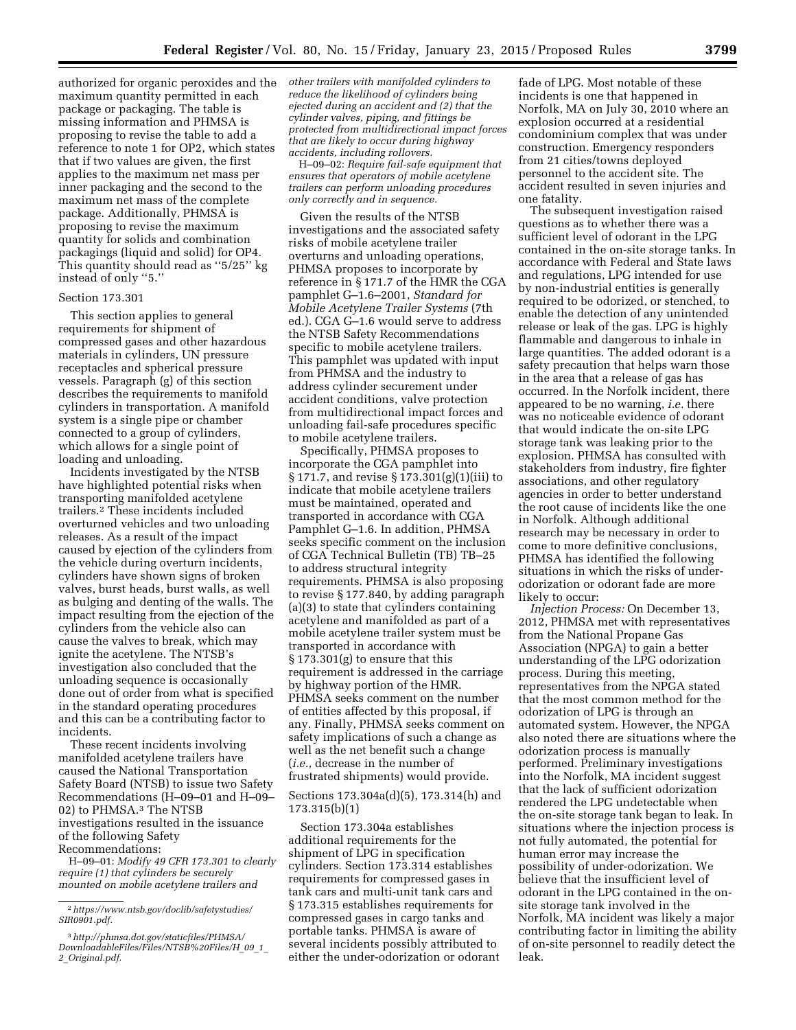authorized for organic peroxides and the maximum quantity permitted in each package or packaging. The table is missing information and PHMSA is proposing to revise the table to add a reference to note 1 for OP2, which states that if two values are given, the first applies to the maximum net mass per inner packaging and the second to the maximum net mass of the complete package. Additionally, PHMSA is proposing to revise the maximum quantity for solids and combination packagings (liquid and solid) for OP4. This quantity should read as ''5/25'' kg instead of only ''5.''

### Section 173.301

This section applies to general requirements for shipment of compressed gases and other hazardous materials in cylinders, UN pressure receptacles and spherical pressure vessels. Paragraph (g) of this section describes the requirements to manifold cylinders in transportation. A manifold system is a single pipe or chamber connected to a group of cylinders, which allows for a single point of loading and unloading.

Incidents investigated by the NTSB have highlighted potential risks when transporting manifolded acetylene trailers.[2] These incidents included overturned vehicles and two unloading releases. As a result of the impact caused by ejection of the cylinders from the vehicle during overturn incidents, cylinders have shown signs of broken valves, burst heads, burst walls, as well as bulging and denting of the walls. The impact resulting from the ejection of the cylinders from the vehicle also can cause the valves to break, which may ignite the acetylene. The NTSB's investigation also concluded that the unloading sequence is occasionally done out of order from what is specified in the standard operating procedures and this can be a contributing factor to incidents.

These recent incidents involving manifolded acetylene trailers have caused the National Transportation Safety Board (NTSB) to issue two Safety Recommendations (H–09–01 and H–09–02) to PHMSA.[3] The NTSB investigations resulted in the issuance of the following Safety Recommendations:

H–09–01: *Modify 49 CFR 173.301 to clearly require (1) that cylinders be securely mounted on mobile acetylene trailers and other trailers with manifolded cylinders to reduce the likelihood of cylinders being ejected during an accident and (2) that the cylinder valves, piping, and fittings be protected from multidirectional impact forces that are likely to occur during highway accidents, including rollovers.*

H–09–02: *Require fail-safe equipment that ensures that operators of mobile acetylene trailers can perform unloading procedures only correctly and in sequence.*

Given the results of the NTSB investigations and the associated safety risks of mobile acetylene trailer overturns and unloading operations, PHMSA proposes to incorporate by reference in § 171.7 of the HMR the CGA pamphlet G–1.6–2001, *Standard for Mobile Acetylene Trailer Systems* (7th ed.). CGA G–1.6 would serve to address the NTSB Safety Recommendations specific to mobile acetylene trailers. This pamphlet was updated with input from PHMSA and the industry to address cylinder securement under accident conditions, valve protection from multidirectional impact forces and unloading fail-safe procedures specific to mobile acetylene trailers.

Specifically, PHMSA proposes to incorporate the CGA pamphlet into § 171.7, and revise § 173.301(g)(1)(iii) to indicate that mobile acetylene trailers must be maintained, operated and transported in accordance with CGA Pamphlet G–1.6. In addition, PHMSA seeks specific comment on the inclusion of CGA Technical Bulletin (TB) TB–25 to address structural integrity requirements. PHMSA is also proposing to revise § 177.840, by adding paragraph (a)(3) to state that cylinders containing acetylene and manifolded as part of a mobile acetylene trailer system must be transported in accordance with § 173.301(g) to ensure that this requirement is addressed in the carriage by highway portion of the HMR. PHMSA seeks comment on the number of entities affected by this proposal, if any. Finally, PHMSA seeks comment on safety implications of such a change as well as the net benefit such a change (*i.e.,* decrease in the number of frustrated shipments) would provide.

### Sections 173.304a(d)(5), 173.314(h) and 173.315(b)(1)

Section 173.304a establishes additional requirements for the shipment of LPG in specification cylinders. Section 173.314 establishes requirements for compressed gases in tank cars and multi-unit tank cars and § 173.315 establishes requirements for compressed gases in cargo tanks and portable tanks. PHMSA is aware of several incidents possibly attributed to either the under-odorization or odorant fade of LPG. Most notable of these incidents is one that happened in Norfolk, MA on July 30, 2010 where an explosion occurred at a residential condominium complex that was under construction. Emergency responders from 21 cities/towns deployed personnel to the accident site. The accident resulted in seven injuries and one fatality.

The subsequent investigation raised questions as to whether there was a sufficient level of odorant in the LPG contained in the on-site storage tanks. In accordance with Federal and State laws and regulations, LPG intended for use by non-industrial entities is generally required to be odorized, or stenched, to enable the detection of any unintended release or leak of the gas. LPG is highly flammable and dangerous to inhale in large quantities. The added odorant is a safety precaution that helps warn those in the area that a release of gas has occurred. In the Norfolk incident, there appeared to be no warning, *i.e.* there was no noticeable evidence of odorant that would indicate the on-site LPG storage tank was leaking prior to the explosion. PHMSA has consulted with stakeholders from industry, fire fighter associations, and other regulatory agencies in order to better understand the root cause of incidents like the one in Norfolk. Although additional research may be necessary in order to come to more definitive conclusions, PHMSA has identified the following situations in which the risks of under-odorization or odorant fade are more likely to occur:

*Injection Process:* On December 13, 2012, PHMSA met with representatives from the National Propane Gas Association (NPGA) to gain a better understanding of the LPG odorization process. During this meeting, representatives from the NPGA stated that the most common method for the odorization of LPG is through an automated system. However, the NPGA also noted there are situations where the odorization process is manually performed. Preliminary investigations into the Norfolk, MA incident suggest that the lack of sufficient odorization rendered the LPG undetectable when the on-site storage tank began to leak. In situations where the injection process is not fully automated, the potential for human error may increase the possibility of under-odorization. We believe that the insufficient level of odorant in the LPG contained in the on-site storage tank involved in the Norfolk, MA incident was likely a major contributing factor in limiting the ability of on-site personnel to readily detect the leak.

---

[2] *https://www.ntsb.gov/doclib/safetystudies/SIR0901.pdf.*

[3] *http://phmsa.dot.gov/staticfiles/PHMSA/DownloadableFiles/Files/NTSB%20Files/H_09_1_2_Original.pdf.*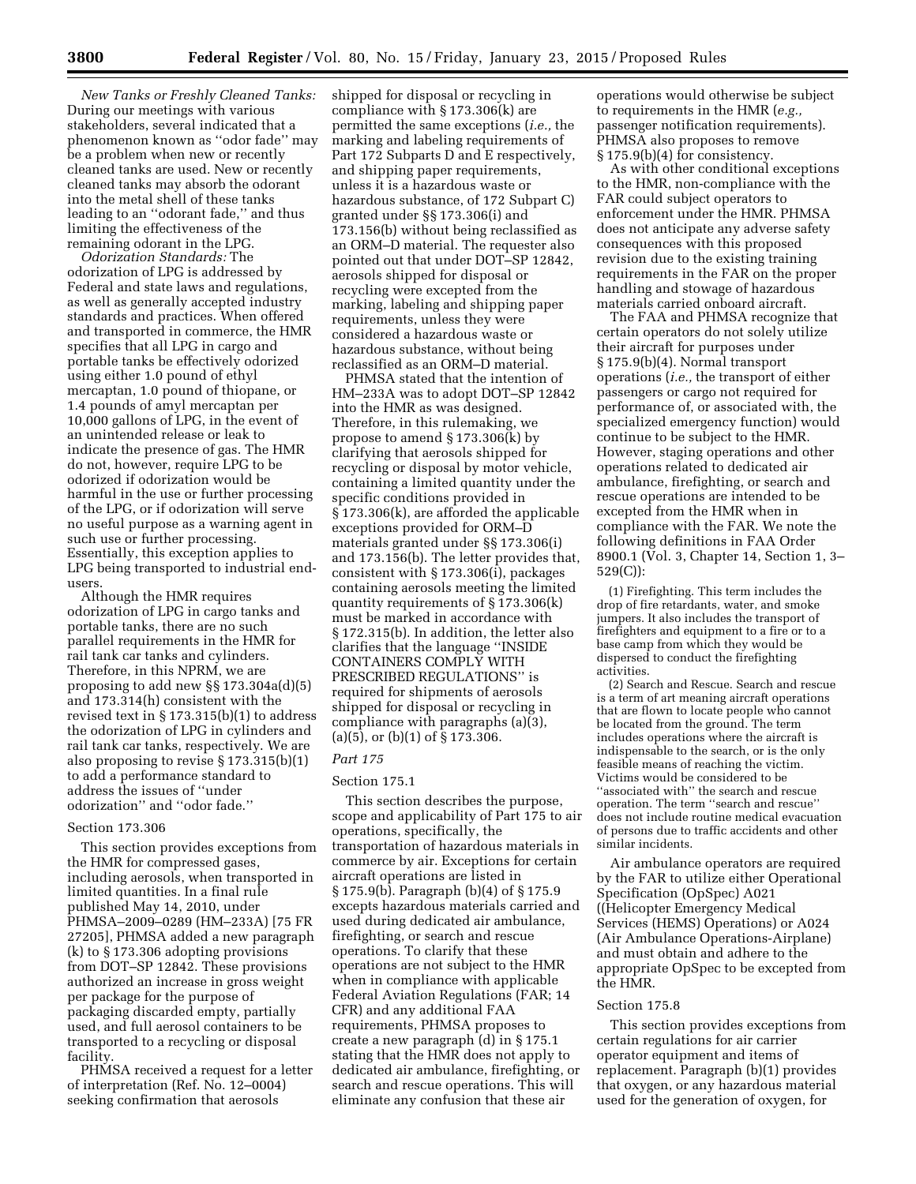*New Tanks or Freshly Cleaned Tanks:* During our meetings with various stakeholders, several indicated that a phenomenon known as ''odor fade'' may be a problem when new or recently cleaned tanks are used. New or recently cleaned tanks may absorb the odorant into the metal shell of these tanks leading to an ''odorant fade,'' and thus limiting the effectiveness of the remaining odorant in the LPG.

*Odorization Standards:* The odorization of LPG is addressed by Federal and state laws and regulations, as well as generally accepted industry standards and practices. When offered and transported in commerce, the HMR specifies that all LPG in cargo and portable tanks be effectively odorized using either 1.0 pound of ethyl mercaptan, 1.0 pound of thiopane, or 1.4 pounds of amyl mercaptan per 10,000 gallons of LPG, in the event of an unintended release or leak to indicate the presence of gas. The HMR do not, however, require LPG to be odorized if odorization would be harmful in the use or further processing of the LPG, or if odorization will serve no useful purpose as a warning agent in such use or further processing. Essentially, this exception applies to LPG being transported to industrial end-users.

Although the HMR requires odorization of LPG in cargo tanks and portable tanks, there are no such parallel requirements in the HMR for rail tank car tanks and cylinders. Therefore, in this NPRM, we are proposing to add new §§ 173.304a(d)(5) and 173.314(h) consistent with the revised text in § 173.315(b)(1) to address the odorization of LPG in cylinders and rail tank car tanks, respectively. We are also proposing to revise § 173.315(b)(1) to add a performance standard to address the issues of ''under odorization'' and ''odor fade.''

### Section 173.306

This section provides exceptions from the HMR for compressed gases, including aerosols, when transported in limited quantities. In a final rule published May 14, 2010, under PHMSA–2009–0289 (HM–233A) [75 FR 27205], PHMSA added a new paragraph (k) to § 173.306 adopting provisions from DOT–SP 12842. These provisions authorized an increase in gross weight per package for the purpose of packaging discarded empty, partially used, and full aerosol containers to be transported to a recycling or disposal facility.

PHMSA received a request for a letter of interpretation (Ref. No. 12–0004) seeking confirmation that aerosols shipped for disposal or recycling in compliance with § 173.306(k) are permitted the same exceptions (*i.e.,* the marking and labeling requirements of Part 172 Subparts D and E respectively, and shipping paper requirements, unless it is a hazardous waste or hazardous substance, of 172 Subpart C) granted under §§ 173.306(i) and 173.156(b) without being reclassified as an ORM–D material. The requester also pointed out that under DOT–SP 12842, aerosols shipped for disposal or recycling were excepted from the marking, labeling and shipping paper requirements, unless they were considered a hazardous waste or hazardous substance, without being reclassified as an ORM–D material.

PHMSA stated that the intention of HM–233A was to adopt DOT–SP 12842 into the HMR as was designed. Therefore, in this rulemaking, we propose to amend § 173.306(k) by clarifying that aerosols shipped for recycling or disposal by motor vehicle, containing a limited quantity under the specific conditions provided in § 173.306(k), are afforded the applicable exceptions provided for ORM–D materials granted under §§ 173.306(i) and 173.156(b). The letter provides that, consistent with § 173.306(i), packages containing aerosols meeting the limited quantity requirements of § 173.306(k) must be marked in accordance with § 172.315(b). In addition, the letter also clarifies that the language ''INSIDE CONTAINERS COMPLY WITH PRESCRIBED REGULATIONS'' is required for shipments of aerosols shipped for disposal or recycling in compliance with paragraphs (a)(3), (a)(5), or (b)(1) of § 173.306.

## *Part 175*

### Section 175.1

This section describes the purpose, scope and applicability of Part 175 to air operations, specifically, the transportation of hazardous materials in commerce by air. Exceptions for certain aircraft operations are listed in § 175.9(b). Paragraph (b)(4) of § 175.9 excepts hazardous materials carried and used during dedicated air ambulance, firefighting, or search and rescue operations. To clarify that these operations are not subject to the HMR when in compliance with applicable Federal Aviation Regulations (FAR; 14 CFR) and any additional FAA requirements, PHMSA proposes to create a new paragraph (d) in § 175.1 stating that the HMR does not apply to dedicated air ambulance, firefighting, or search and rescue operations. This will eliminate any confusion that these air operations would otherwise be subject to requirements in the HMR (*e.g.,* passenger notification requirements). PHMSA also proposes to remove § 175.9(b)(4) for consistency.

As with other conditional exceptions to the HMR, non-compliance with the FAR could subject operators to enforcement under the HMR. PHMSA does not anticipate any adverse safety consequences with this proposed revision due to the existing training requirements in the FAR on the proper handling and stowage of hazardous materials carried onboard aircraft.

The FAA and PHMSA recognize that certain operators do not solely utilize their aircraft for purposes under § 175.9(b)(4). Normal transport operations (*i.e.,* the transport of either passengers or cargo not required for performance of, or associated with, the specialized emergency function) would continue to be subject to the HMR. However, staging operations and other operations related to dedicated air ambulance, firefighting, or search and rescue operations are intended to be excepted from the HMR when in compliance with the FAR. We note the following definitions in FAA Order 8900.1 (Vol. 3, Chapter 14, Section 1, 3–529(C)):

> (1) Firefighting. This term includes the drop of fire retardants, water, and smoke jumpers. It also includes the transport of firefighters and equipment to a fire or to a base camp from which they would be dispersed to conduct the firefighting activities.
>
> (2) Search and Rescue. Search and rescue is a term of art meaning aircraft operations that are flown to locate people who cannot be located from the ground. The term includes operations where the aircraft is indispensable to the search, or is the only feasible means of reaching the victim. Victims would be considered to be ''associated with'' the search and rescue operation. The term ''search and rescue'' does not include routine medical evacuation of persons due to traffic accidents and other similar incidents.

Air ambulance operators are required by the FAR to utilize either Operational Specification (OpSpec) A021 ((Helicopter Emergency Medical Services (HEMS) Operations) or A024 (Air Ambulance Operations-Airplane) and must obtain and adhere to the appropriate OpSpec to be excepted from the HMR.

### Section 175.8

This section provides exceptions from certain regulations for air carrier operator equipment and items of replacement. Paragraph (b)(1) provides that oxygen, or any hazardous material used for the generation of oxygen, for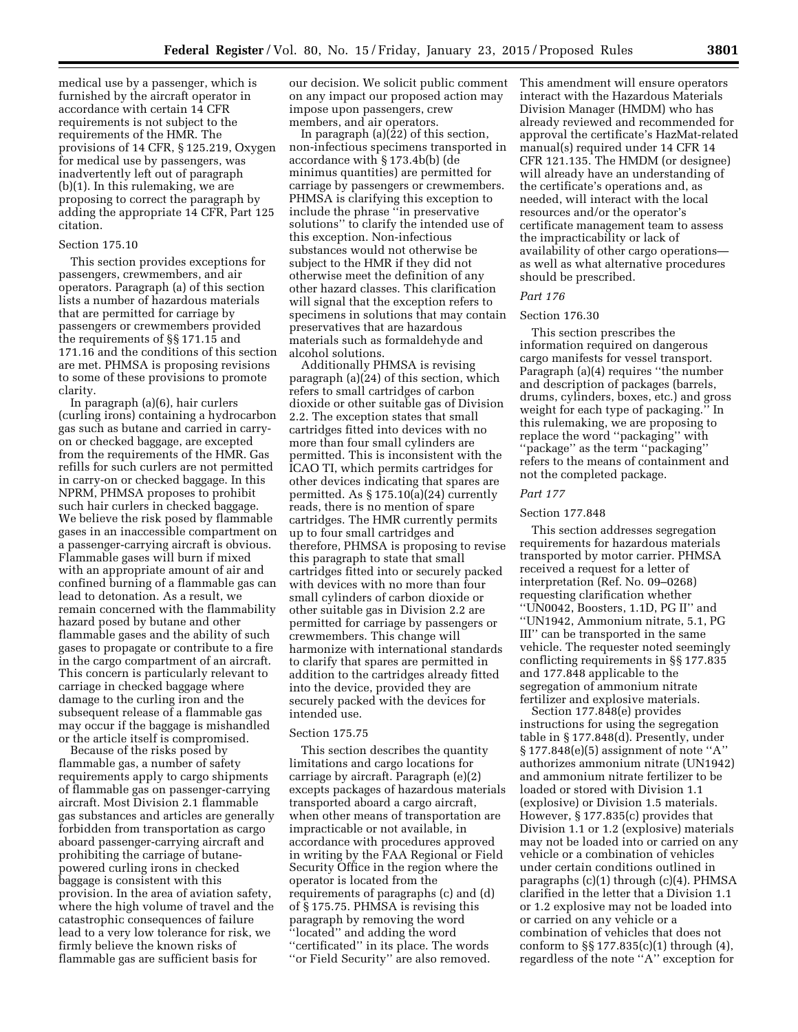medical use by a passenger, which is furnished by the aircraft operator in accordance with certain 14 CFR requirements is not subject to the requirements of the HMR. The provisions of 14 CFR, § 125.219, Oxygen for medical use by passengers, was inadvertently left out of paragraph (b)(1). In this rulemaking, we are proposing to correct the paragraph by adding the appropriate 14 CFR, Part 125 citation.

Section 175.10

This section provides exceptions for passengers, crewmembers, and air operators. Paragraph (a) of this section lists a number of hazardous materials that are permitted for carriage by passengers or crewmembers provided the requirements of §§ 171.15 and 171.16 and the conditions of this section are met. PHMSA is proposing revisions to some of these provisions to promote clarity.

In paragraph (a)(6), hair curlers (curling irons) containing a hydrocarbon gas such as butane and carried in carry-on or checked baggage, are excepted from the requirements of the HMR. Gas refills for such curlers are not permitted in carry-on or checked baggage. In this NPRM, PHMSA proposes to prohibit such hair curlers in checked baggage. We believe the risk posed by flammable gases in an inaccessible compartment on a passenger-carrying aircraft is obvious. Flammable gases will burn if mixed with an appropriate amount of air and confined burning of a flammable gas can lead to detonation. As a result, we remain concerned with the flammability hazard posed by butane and other flammable gases and the ability of such gases to propagate or contribute to a fire in the cargo compartment of an aircraft. This concern is particularly relevant to carriage in checked baggage where damage to the curling iron and the subsequent release of a flammable gas may occur if the baggage is mishandled or the article itself is compromised.

Because of the risks posed by flammable gas, a number of safety requirements apply to cargo shipments of flammable gas on passenger-carrying aircraft. Most Division 2.1 flammable gas substances and articles are generally forbidden from transportation as cargo aboard passenger-carrying aircraft and prohibiting the carriage of butane-powered curling irons in checked baggage is consistent with this provision. In the area of aviation safety, where the high volume of travel and the catastrophic consequences of failure lead to a very low tolerance for risk, we firmly believe the known risks of flammable gas are sufficient basis for our decision. We solicit public comment on any impact our proposed action may impose upon passengers, crew members, and air operators.

In paragraph (a)(22) of this section, non-infectious specimens transported in accordance with § 173.4b(b) (de minimus quantities) are permitted for carriage by passengers or crewmembers. PHMSA is clarifying this exception to include the phrase "in preservative solutions" to clarify the intended use of this exception. Non-infectious substances would not otherwise be subject to the HMR if they did not otherwise meet the definition of any other hazard classes. This clarification will signal that the exception refers to specimens in solutions that may contain preservatives that are hazardous materials such as formaldehyde and alcohol solutions.

Additionally PHMSA is revising paragraph (a)(24) of this section, which refers to small cartridges of carbon dioxide or other suitable gas of Division 2.2. The exception states that small cartridges fitted into devices with no more than four small cylinders are permitted. This is inconsistent with the ICAO TI, which permits cartridges for other devices indicating that spares are permitted. As § 175.10(a)(24) currently reads, there is no mention of spare cartridges. The HMR currently permits up to four small cartridges and therefore, PHMSA is proposing to revise this paragraph to state that small cartridges fitted into or securely packed with devices with no more than four small cylinders of carbon dioxide or other suitable gas in Division 2.2 are permitted for carriage by passengers or crewmembers. This change will harmonize with international standards to clarify that spares are permitted in addition to the cartridges already fitted into the device, provided they are securely packed with the devices for intended use.

Section 175.75

This section describes the quantity limitations and cargo locations for carriage by aircraft. Paragraph (e)(2) excepts packages of hazardous materials transported aboard a cargo aircraft, when other means of transportation are impracticable or not available, in accordance with procedures approved in writing by the FAA Regional or Field Security Office in the region where the operator is located from the requirements of paragraphs (c) and (d) of § 175.75. PHMSA is revising this paragraph by removing the word "located" and adding the word "certificated" in its place. The words "or Field Security" are also removed. This amendment will ensure operators interact with the Hazardous Materials Division Manager (HMDM) who has already reviewed and recommended for approval the certificate's HazMat-related manual(s) required under 14 CFR 14 CFR 121.135. The HMDM (or designee) will already have an understanding of the certificate's operations and, as needed, will interact with the local resources and/or the operator's certificate management team to assess the impracticability or lack of availability of other cargo operations—as well as what alternative procedures should be prescribed.

*Part 176*

Section 176.30

This section prescribes the information required on dangerous cargo manifests for vessel transport. Paragraph (a)(4) requires "the number and description of packages (barrels, drums, cylinders, boxes, etc.) and gross weight for each type of packaging." In this rulemaking, we are proposing to replace the word "packaging" with "package" as the term "packaging" refers to the means of containment and not the completed package.

*Part 177*

Section 177.848

This section addresses segregation requirements for hazardous materials transported by motor carrier. PHMSA received a request for a letter of interpretation (Ref. No. 09–0268) requesting clarification whether "UN0042, Boosters, 1.1D, PG II" and "UN1942, Ammonium nitrate, 5.1, PG III" can be transported in the same vehicle. The requester noted seemingly conflicting requirements in §§ 177.835 and 177.848 applicable to the segregation of ammonium nitrate fertilizer and explosive materials.

Section 177.848(e) provides instructions for using the segregation table in § 177.848(d). Presently, under § 177.848(e)(5) assignment of note "A" authorizes ammonium nitrate (UN1942) and ammonium nitrate fertilizer to be loaded or stored with Division 1.1 (explosive) or Division 1.5 materials. However, § 177.835(c) provides that Division 1.1 or 1.2 (explosive) materials may not be loaded into or carried on any vehicle or a combination of vehicles under certain conditions outlined in paragraphs (c)(1) through (c)(4). PHMSA clarified in the letter that a Division 1.1 or 1.2 explosive may not be loaded into or carried on any vehicle or a combination of vehicles that does not conform to §§ 177.835(c)(1) through (4), regardless of the note "A" exception for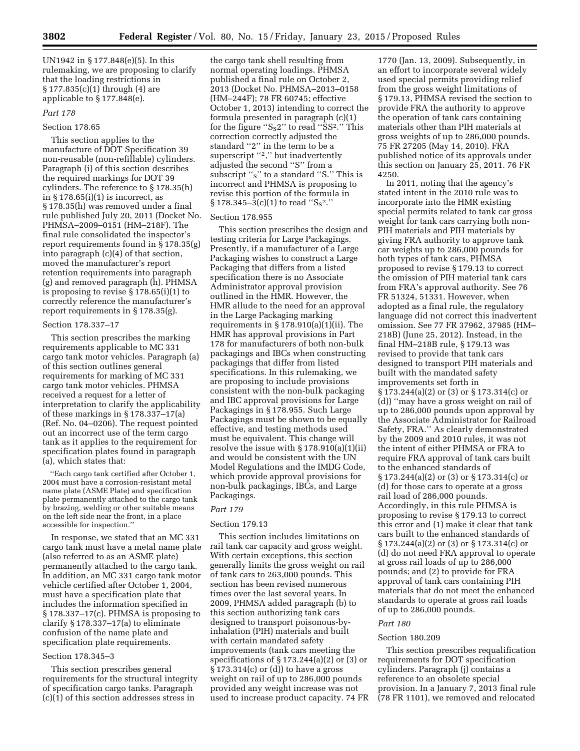UN1942 in § 177.848(e)(5). In this rulemaking, we are proposing to clarify that the loading restrictions in § 177.835(c)(1) through (4) are applicable to § 177.848(e).

### *Part 178*

#### Section 178.65

This section applies to the manufacture of DOT Specification 39 non-reusable (non-refillable) cylinders. Paragraph (i) of this section describes the required markings for DOT 39 cylinders. The reference to § 178.35(h) in § 178.65(i)(1) is incorrect, as § 178.35(h) was removed under a final rule published July 20, 2011 (Docket No. PHMSA–2009–0151 (HM–218F). The final rule consolidated the inspector's report requirements found in § 178.35(g) into paragraph (c)(4) of that section, moved the manufacturer's report retention requirements into paragraph (g) and removed paragraph (h). PHMSA is proposing to revise § 178.65(i)(1) to correctly reference the manufacturer's report requirements in § 178.35(g).

#### Section 178.337–17

This section prescribes the marking requirements applicable to MC 331 cargo tank motor vehicles. Paragraph (a) of this section outlines general requirements for marking of MC 331 cargo tank motor vehicles. PHMSA received a request for a letter of interpretation to clarify the applicability of these markings in § 178.337–17(a) (Ref. No. 04–0206). The request pointed out an incorrect use of the term cargo tank as it applies to the requirement for specification plates found in paragraph (a), which states that:

> "Each cargo tank certified after October 1, 2004 must have a corrosion-resistant metal name plate (ASME Plate) and specification plate permanently attached to the cargo tank by brazing, welding or other suitable means on the left side near the front, in a place accessible for inspection."

In response, we stated that an MC 331 cargo tank must have a metal name plate (also referred to as an ASME plate) permanently attached to the cargo tank. In addition, an MC 331 cargo tank motor vehicle certified after October 1, 2004, must have a specification plate that includes the information specified in § 178.337–17(c). PHMSA is proposing to clarify § 178.337–17(a) to eliminate confusion of the name plate and specification plate requirements.

#### Section 178.345–3

This section prescribes general requirements for the structural integrity of specification cargo tanks. Paragraph (c)(1) of this section addresses stress in the cargo tank shell resulting from normal operating loadings. PHMSA published a final rule on October 2, 2013 (Docket No. PHMSA–2013–0158 (HM–244F); 78 FR 60745; effective October 1, 2013) intending to correct the formula presented in paragraph (c)(1) for the figure "$S_S2$" to read "$SS^2$." This correction correctly adjusted the standard "2" in the term to be a superscript "$^2$," but inadvertently adjusted the second "S" from a subscript "$_S$" to a standard "S." This is incorrect and PHMSA is proposing to revise this portion of the formula in § 178.345–3(c)(1) to read "$S_S^2$."

#### Section 178.955

This section prescribes the design and testing criteria for Large Packagings. Presently, if a manufacturer of a Large Packaging wishes to construct a Large Packaging that differs from a listed specification there is no Associate Administrator approval provision outlined in the HMR. However, the HMR allude to the need for an approval in the Large Packaging marking requirements in § 178.910(a)(1)(ii). The HMR has approval provisions in Part 178 for manufacturers of both non-bulk packagings and IBCs when constructing packagings that differ from listed specifications. In this rulemaking, we are proposing to include provisions consistent with the non-bulk packaging and IBC approval provisions for Large Packagings in § 178.955. Such Large Packagings must be shown to be equally effective, and testing methods used must be equivalent. This change will resolve the issue with § 178.910(a)(1)(ii) and would be consistent with the UN Model Regulations and the IMDG Code, which provide approval provisions for non-bulk packagings, IBCs, and Large Packagings.

### *Part 179*

#### Section 179.13

This section includes limitations on rail tank car capacity and gross weight. With certain exceptions, this section generally limits the gross weight on rail of tank cars to 263,000 pounds. This section has been revised numerous times over the last several years. In 2009, PHMSA added paragraph (b) to this section authorizing tank cars designed to transport poisonous-by-inhalation (PIH) materials and built with certain mandated safety improvements (tank cars meeting the specifications of § 173.244(a)(2) or (3) or § 173.314(c) or (d)) to have a gross weight on rail of up to 286,000 pounds provided any weight increase was not used to increase product capacity. 74 FR 1770 (Jan. 13, 2009). Subsequently, in an effort to incorporate several widely used special permits providing relief from the gross weight limitations of § 179.13, PHMSA revised the section to provide FRA the authority to approve the operation of tank cars containing materials other than PIH materials at gross weights of up to 286,000 pounds. 75 FR 27205 (May 14, 2010). FRA published notice of its approvals under this section on January 25, 2011. 76 FR 4250.

In 2011, noting that the agency's stated intent in the 2010 rule was to incorporate into the HMR existing special permits related to tank car gross weight for tank cars carrying both non-PIH materials and PIH materials by giving FRA authority to approve tank car weights up to 286,000 pounds for both types of tank cars, PHMSA proposed to revise § 179.13 to correct the omission of PIH material tank cars from FRA's approval authority. See 76 FR 51324, 51331. However, when adopted as a final rule, the regulatory language did not correct this inadvertent omission. See 77 FR 37962, 37985 (HM–218B) (June 25, 2012). Instead, in the final HM–218B rule, § 179.13 was revised to provide that tank cars designed to transport PIH materials and built with the mandated safety improvements set forth in § 173.244(a)(2) or (3) or § 173.314(c) or (d)) "may have a gross weight on rail of up to 286,000 pounds upon approval by the Associate Administrator for Railroad Safety, FRA." As clearly demonstrated by the 2009 and 2010 rules, it was not the intent of either PHMSA or FRA to require FRA approval of tank cars built to the enhanced standards of § 173.244(a)(2) or (3) or § 173.314(c) or (d) for those cars to operate at a gross rail load of 286,000 pounds. Accordingly, in this rule PHMSA is proposing to revise § 179.13 to correct this error and (1) make it clear that tank cars built to the enhanced standards of § 173.244(a)(2) or (3) or § 173.314(c) or (d) do not need FRA approval to operate at gross rail loads of up to 286,000 pounds; and (2) to provide for FRA approval of tank cars containing PIH materials that do not meet the enhanced standards to operate at gross rail loads of up to 286,000 pounds.

### *Part 180*

#### Section 180.209

This section prescribes requalification requirements for DOT specification cylinders. Paragraph (j) contains a reference to an obsolete special provision. In a January 7, 2013 final rule (78 FR 1101), we removed and relocated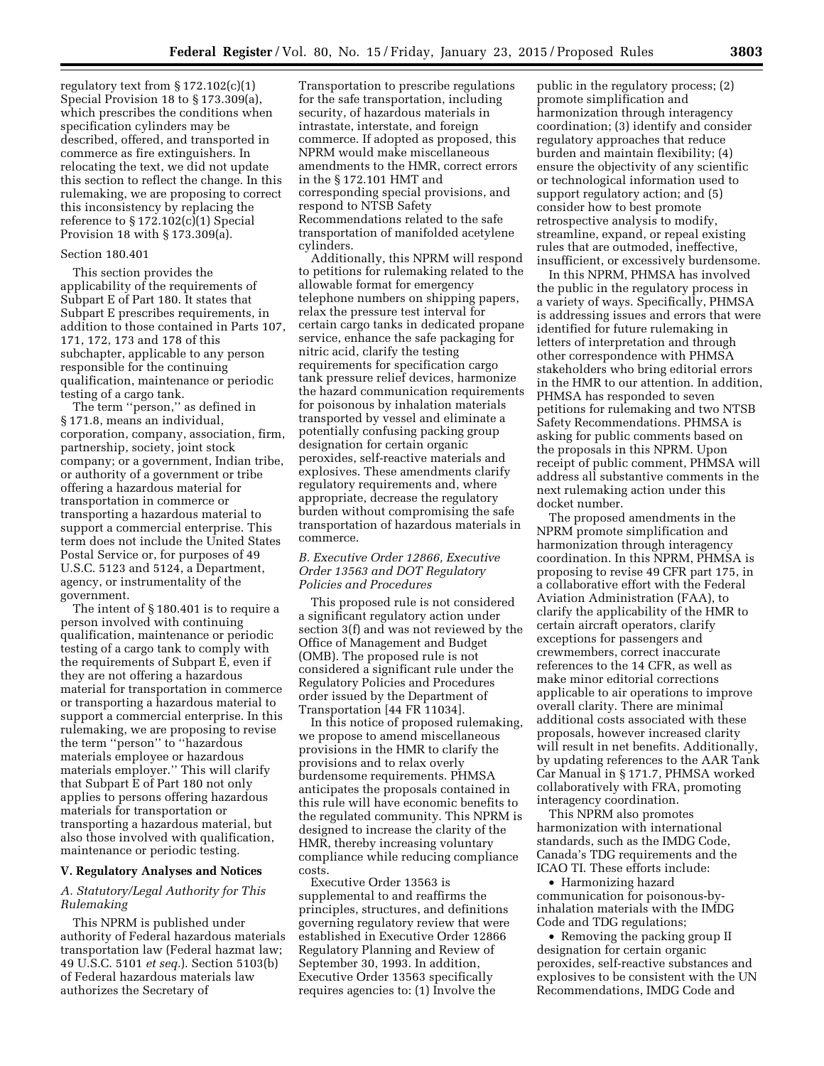regulatory text from § 172.102(c)(1) Special Provision 18 to § 173.309(a), which prescribes the conditions when specification cylinders may be described, offered, and transported in commerce as fire extinguishers. In relocating the text, we did not update this section to reflect the change. In this rulemaking, we are proposing to correct this inconsistency by replacing the reference to § 172.102(c)(1) Special Provision 18 with § 173.309(a).

Section 180.401

This section provides the applicability of the requirements of Subpart E of Part 180. It states that Subpart E prescribes requirements, in addition to those contained in Parts 107, 171, 172, 173 and 178 of this subchapter, applicable to any person responsible for the continuing qualification, maintenance or periodic testing of a cargo tank.

The term ''person,'' as defined in § 171.8, means an individual, corporation, company, association, firm, partnership, society, joint stock company; or a government, Indian tribe, or authority of a government or tribe offering a hazardous material for transportation in commerce or transporting a hazardous material to support a commercial enterprise. This term does not include the United States Postal Service or, for purposes of 49 U.S.C. 5123 and 5124, a Department, agency, or instrumentality of the government.

The intent of § 180.401 is to require a person involved with continuing qualification, maintenance or periodic testing of a cargo tank to comply with the requirements of Subpart E, even if they are not offering a hazardous material for transportation in commerce or transporting a hazardous material to support a commercial enterprise. In this rulemaking, we are proposing to revise the term ''person'' to ''hazardous materials employee or hazardous materials employer.'' This will clarify that Subpart E of Part 180 not only applies to persons offering hazardous materials for transportation or transporting a hazardous material, but also those involved with qualification, maintenance or periodic testing.

## V. Regulatory Analyses and Notices

### *A. Statutory/Legal Authority for This Rulemaking*

This NPRM is published under authority of Federal hazardous materials transportation law (Federal hazmat law; 49 U.S.C. 5101 *et seq.*). Section 5103(b) of Federal hazardous materials law authorizes the Secretary of Transportation to prescribe regulations for the safe transportation, including security, of hazardous materials in intrastate, interstate, and foreign commerce. If adopted as proposed, this NPRM would make miscellaneous amendments to the HMR, correct errors in the § 172.101 HMT and corresponding special provisions, and respond to NTSB Safety Recommendations related to the safe transportation of manifolded acetylene cylinders.

Additionally, this NPRM will respond to petitions for rulemaking related to the allowable format for emergency telephone numbers on shipping papers, relax the pressure test interval for certain cargo tanks in dedicated propane service, enhance the safe packaging for nitric acid, clarify the testing requirements for specification cargo tank pressure relief devices, harmonize the hazard communication requirements for poisonous by inhalation materials transported by vessel and eliminate a potentially confusing packing group designation for certain organic peroxides, self-reactive materials and explosives. These amendments clarify regulatory requirements and, where appropriate, decrease the regulatory burden without compromising the safe transportation of hazardous materials in commerce.

### *B. Executive Order 12866, Executive Order 13563 and DOT Regulatory Policies and Procedures*

This proposed rule is not considered a significant regulatory action under section 3(f) and was not reviewed by the Office of Management and Budget (OMB). The proposed rule is not considered a significant rule under the Regulatory Policies and Procedures order issued by the Department of Transportation [44 FR 11034].

In this notice of proposed rulemaking, we propose to amend miscellaneous provisions in the HMR to clarify the provisions and to relax overly burdensome requirements. PHMSA anticipates the proposals contained in this rule will have economic benefits to the regulated community. This NPRM is designed to increase the clarity of the HMR, thereby increasing voluntary compliance while reducing compliance costs.

Executive Order 13563 is supplemental to and reaffirms the principles, structures, and definitions governing regulatory review that were established in Executive Order 12866 Regulatory Planning and Review of September 30, 1993. In addition, Executive Order 13563 specifically requires agencies to: (1) Involve the public in the regulatory process; (2) promote simplification and harmonization through interagency coordination; (3) identify and consider regulatory approaches that reduce burden and maintain flexibility; (4) ensure the objectivity of any scientific or technological information used to support regulatory action; and (5) consider how to best promote retrospective analysis to modify, streamline, expand, or repeal existing rules that are outmoded, ineffective, insufficient, or excessively burdensome.

In this NPRM, PHMSA has involved the public in the regulatory process in a variety of ways. Specifically, PHMSA is addressing issues and errors that were identified for future rulemaking in letters of interpretation and through other correspondence with PHMSA stakeholders who bring editorial errors in the HMR to our attention. In addition, PHMSA has responded to seven petitions for rulemaking and two NTSB Safety Recommendations. PHMSA is asking for public comments based on the proposals in this NPRM. Upon receipt of public comment, PHMSA will address all substantive comments in the next rulemaking action under this docket number.

The proposed amendments in the NPRM promote simplification and harmonization through interagency coordination. In this NPRM, PHMSA is proposing to revise 49 CFR part 175, in a collaborative effort with the Federal Aviation Administration (FAA), to clarify the applicability of the HMR to certain aircraft operators, clarify exceptions for passengers and crewmembers, correct inaccurate references to the 14 CFR, as well as make minor editorial corrections applicable to air operations to improve overall clarity. There are minimal additional costs associated with these proposals, however increased clarity will result in net benefits. Additionally, by updating references to the AAR Tank Car Manual in § 171.7, PHMSA worked collaboratively with FRA, promoting interagency coordination.

This NPRM also promotes harmonization with international standards, such as the IMDG Code, Canada's TDG requirements and the ICAO TI. These efforts include:

- Harmonizing hazard communication for poisonous-by-inhalation materials with the IMDG Code and TDG regulations;
- Removing the packing group II designation for certain organic peroxides, self-reactive substances and explosives to be consistent with the UN Recommendations, IMDG Code and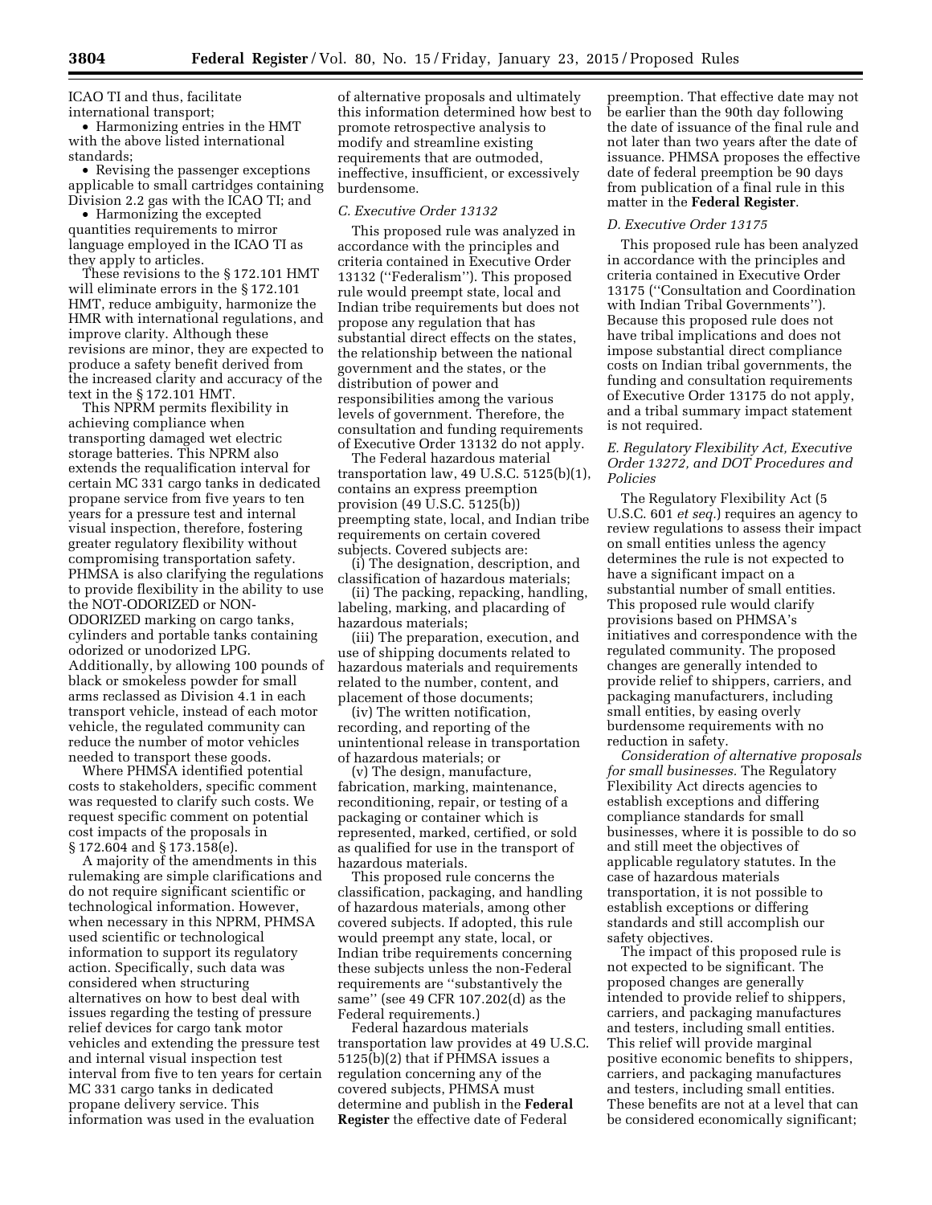ICAO TI and thus, facilitate international transport;

• Harmonizing entries in the HMT with the above listed international standards;

• Revising the passenger exceptions applicable to small cartridges containing Division 2.2 gas with the ICAO TI; and

• Harmonizing the excepted quantities requirements to mirror language employed in the ICAO TI as they apply to articles.

These revisions to the § 172.101 HMT will eliminate errors in the § 172.101 HMT, reduce ambiguity, harmonize the HMR with international regulations, and improve clarity. Although these revisions are minor, they are expected to produce a safety benefit derived from the increased clarity and accuracy of the text in the § 172.101 HMT.

This NPRM permits flexibility in achieving compliance when transporting damaged wet electric storage batteries. This NPRM also extends the requalification interval for certain MC 331 cargo tanks in dedicated propane service from five years to ten years for a pressure test and internal visual inspection, therefore, fostering greater regulatory flexibility without compromising transportation safety. PHMSA is also clarifying the regulations to provide flexibility in the ability to use the NOT-ODORIZED or NON-ODORIZED marking on cargo tanks, cylinders and portable tanks containing odorized or unodorized LPG. Additionally, by allowing 100 pounds of black or smokeless powder for small arms reclassed as Division 4.1 in each transport vehicle, instead of each motor vehicle, the regulated community can reduce the number of motor vehicles needed to transport these goods.

Where PHMSA identified potential costs to stakeholders, specific comment was requested to clarify such costs. We request specific comment on potential cost impacts of the proposals in § 172.604 and § 173.158(e).

A majority of the amendments in this rulemaking are simple clarifications and do not require significant scientific or technological information. However, when necessary in this NPRM, PHMSA used scientific or technological information to support its regulatory action. Specifically, such data was considered when structuring alternatives on how to best deal with issues regarding the testing of pressure relief devices for cargo tank motor vehicles and extending the pressure test and internal visual inspection test interval from five to ten years for certain MC 331 cargo tanks in dedicated propane delivery service. This information was used in the evaluation of alternative proposals and ultimately this information determined how best to promote retrospective analysis to modify and streamline existing requirements that are outmoded, ineffective, insufficient, or excessively burdensome.

### *C. Executive Order 13132*

This proposed rule was analyzed in accordance with the principles and criteria contained in Executive Order 13132 (''Federalism''). This proposed rule would preempt state, local and Indian tribe requirements but does not propose any regulation that has substantial direct effects on the states, the relationship between the national government and the states, or the distribution of power and responsibilities among the various levels of government. Therefore, the consultation and funding requirements of Executive Order 13132 do not apply.

The Federal hazardous material transportation law, 49 U.S.C. 5125(b)(1), contains an express preemption provision (49 U.S.C. 5125(b)) preempting state, local, and Indian tribe requirements on certain covered subjects. Covered subjects are:

(i) The designation, description, and classification of hazardous materials;

(ii) The packing, repacking, handling, labeling, marking, and placarding of hazardous materials;

(iii) The preparation, execution, and use of shipping documents related to hazardous materials and requirements related to the number, content, and placement of those documents;

(iv) The written notification, recording, and reporting of the unintentional release in transportation of hazardous materials; or

(v) The design, manufacture, fabrication, marking, maintenance, reconditioning, repair, or testing of a packaging or container which is represented, marked, certified, or sold as qualified for use in the transport of hazardous materials.

This proposed rule concerns the classification, packaging, and handling of hazardous materials, among other covered subjects. If adopted, this rule would preempt any state, local, or Indian tribe requirements concerning these subjects unless the non-Federal requirements are ''substantively the same'' (see 49 CFR 107.202(d) as the Federal requirements.)

Federal hazardous materials transportation law provides at 49 U.S.C. 5125(b)(2) that if PHMSA issues a regulation concerning any of the covered subjects, PHMSA must determine and publish in the **Federal Register** the effective date of Federal preemption. That effective date may not be earlier than the 90th day following the date of issuance of the final rule and not later than two years after the date of issuance. PHMSA proposes the effective date of federal preemption be 90 days from publication of a final rule in this matter in the **Federal Register**.

### *D. Executive Order 13175*

This proposed rule has been analyzed in accordance with the principles and criteria contained in Executive Order 13175 (''Consultation and Coordination with Indian Tribal Governments''). Because this proposed rule does not have tribal implications and does not impose substantial direct compliance costs on Indian tribal governments, the funding and consultation requirements of Executive Order 13175 do not apply, and a tribal summary impact statement is not required.

### *E. Regulatory Flexibility Act, Executive Order 13272, and DOT Procedures and Policies*

The Regulatory Flexibility Act (5 U.S.C. 601 *et seq.*) requires an agency to review regulations to assess their impact on small entities unless the agency determines the rule is not expected to have a significant impact on a substantial number of small entities. This proposed rule would clarify provisions based on PHMSA's initiatives and correspondence with the regulated community. The proposed changes are generally intended to provide relief to shippers, carriers, and packaging manufacturers, including small entities, by easing overly burdensome requirements with no reduction in safety.

*Consideration of alternative proposals for small businesses.* The Regulatory Flexibility Act directs agencies to establish exceptions and differing compliance standards for small businesses, where it is possible to do so and still meet the objectives of applicable regulatory statutes. In the case of hazardous materials transportation, it is not possible to establish exceptions or differing standards and still accomplish our safety objectives.

The impact of this proposed rule is not expected to be significant. The proposed changes are generally intended to provide relief to shippers, carriers, and packaging manufactures and testers, including small entities. This relief will provide marginal positive economic benefits to shippers, carriers, and packaging manufactures and testers, including small entities. These benefits are not at a level that can be considered economically significant;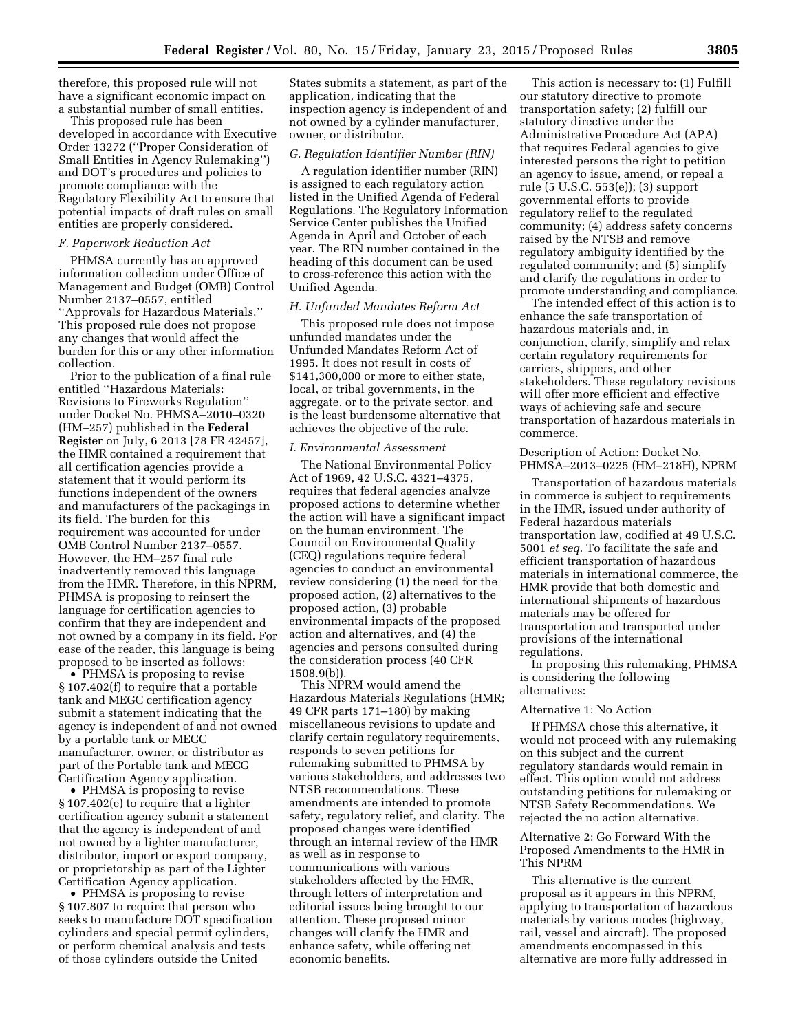therefore, this proposed rule will not have a significant economic impact on a substantial number of small entities.

This proposed rule has been developed in accordance with Executive Order 13272 (''Proper Consideration of Small Entities in Agency Rulemaking'') and DOT's procedures and policies to promote compliance with the Regulatory Flexibility Act to ensure that potential impacts of draft rules on small entities are properly considered.

### *F. Paperwork Reduction Act*

PHMSA currently has an approved information collection under Office of Management and Budget (OMB) Control Number 2137–0557, entitled ''Approvals for Hazardous Materials.'' This proposed rule does not propose any changes that would affect the burden for this or any other information collection.

Prior to the publication of a final rule entitled ''Hazardous Materials: Revisions to Fireworks Regulation'' under Docket No. PHMSA–2010–0320 (HM–257) published in the **Federal Register** on July, 6 2013 [78 FR 42457], the HMR contained a requirement that all certification agencies provide a statement that it would perform its functions independent of the owners and manufacturers of the packagings in its field. The burden for this requirement was accounted for under OMB Control Number 2137–0557. However, the HM–257 final rule inadvertently removed this language from the HMR. Therefore, in this NPRM, PHMSA is proposing to reinsert the language for certification agencies to confirm that they are independent and not owned by a company in its field. For ease of the reader, this language is being proposed to be inserted as follows:

- PHMSA is proposing to revise § 107.402(f) to require that a portable tank and MEGC certification agency submit a statement indicating that the agency is independent of and not owned by a portable tank or MEGC manufacturer, owner, or distributor as part of the Portable tank and MECG Certification Agency application.
- PHMSA is proposing to revise § 107.402(e) to require that a lighter certification agency submit a statement that the agency is independent of and not owned by a lighter manufacturer, distributor, import or export company, or proprietorship as part of the Lighter Certification Agency application.
- PHMSA is proposing to revise § 107.807 to require that person who seeks to manufacture DOT specification cylinders and special permit cylinders, or perform chemical analysis and tests of those cylinders outside the United States submits a statement, as part of the application, indicating that the inspection agency is independent of and not owned by a cylinder manufacturer, owner, or distributor.

### *G. Regulation Identifier Number (RIN)*

A regulation identifier number (RIN) is assigned to each regulatory action listed in the Unified Agenda of Federal Regulations. The Regulatory Information Service Center publishes the Unified Agenda in April and October of each year. The RIN number contained in the heading of this document can be used to cross-reference this action with the Unified Agenda.

### *H. Unfunded Mandates Reform Act*

This proposed rule does not impose unfunded mandates under the Unfunded Mandates Reform Act of 1995. It does not result in costs of $141,300,000 or more to either state, local, or tribal governments, in the aggregate, or to the private sector, and is the least burdensome alternative that achieves the objective of the rule.

### *I. Environmental Assessment*

The National Environmental Policy Act of 1969, 42 U.S.C. 4321–4375, requires that federal agencies analyze proposed actions to determine whether the action will have a significant impact on the human environment. The Council on Environmental Quality (CEQ) regulations require federal agencies to conduct an environmental review considering (1) the need for the proposed action, (2) alternatives to the proposed action, (3) probable environmental impacts of the proposed action and alternatives, and (4) the agencies and persons consulted during the consideration process (40 CFR 1508.9(b)).

This NPRM would amend the Hazardous Materials Regulations (HMR; 49 CFR parts 171–180) by making miscellaneous revisions to update and clarify certain regulatory requirements, responds to seven petitions for rulemaking submitted to PHMSA by various stakeholders, and addresses two NTSB recommendations. These amendments are intended to promote safety, regulatory relief, and clarity. The proposed changes were identified through an internal review of the HMR as well as in response to communications with various stakeholders affected by the HMR, through letters of interpretation and editorial issues being brought to our attention. These proposed minor changes will clarify the HMR and enhance safety, while offering net economic benefits.

This action is necessary to: (1) Fulfill our statutory directive to promote transportation safety; (2) fulfill our statutory directive under the Administrative Procedure Act (APA) that requires Federal agencies to give interested persons the right to petition an agency to issue, amend, or repeal a rule (5 U.S.C. 553(e)); (3) support governmental efforts to provide regulatory relief to the regulated community; (4) address safety concerns raised by the NTSB and remove regulatory ambiguity identified by the regulated community; and (5) simplify and clarify the regulations in order to promote understanding and compliance.

The intended effect of this action is to enhance the safe transportation of hazardous materials and, in conjunction, clarify, simplify and relax certain regulatory requirements for carriers, shippers, and other stakeholders. These regulatory revisions will offer more efficient and effective ways of achieving safe and secure transportation of hazardous materials in commerce.

Description of Action: Docket No. PHMSA–2013–0225 (HM–218H), NPRM

Transportation of hazardous materials in commerce is subject to requirements in the HMR, issued under authority of Federal hazardous materials transportation law, codified at 49 U.S.C. 5001 *et seq.* To facilitate the safe and efficient transportation of hazardous materials in international commerce, the HMR provide that both domestic and international shipments of hazardous materials may be offered for transportation and transported under provisions of the international regulations.

In proposing this rulemaking, PHMSA is considering the following alternatives:

Alternative 1: No Action

If PHMSA chose this alternative, it would not proceed with any rulemaking on this subject and the current regulatory standards would remain in effect. This option would not address outstanding petitions for rulemaking or NTSB Safety Recommendations. We rejected the no action alternative.

Alternative 2: Go Forward With the Proposed Amendments to the HMR in This NPRM

This alternative is the current proposal as it appears in this NPRM, applying to transportation of hazardous materials by various modes (highway, rail, vessel and aircraft). The proposed amendments encompassed in this alternative are more fully addressed in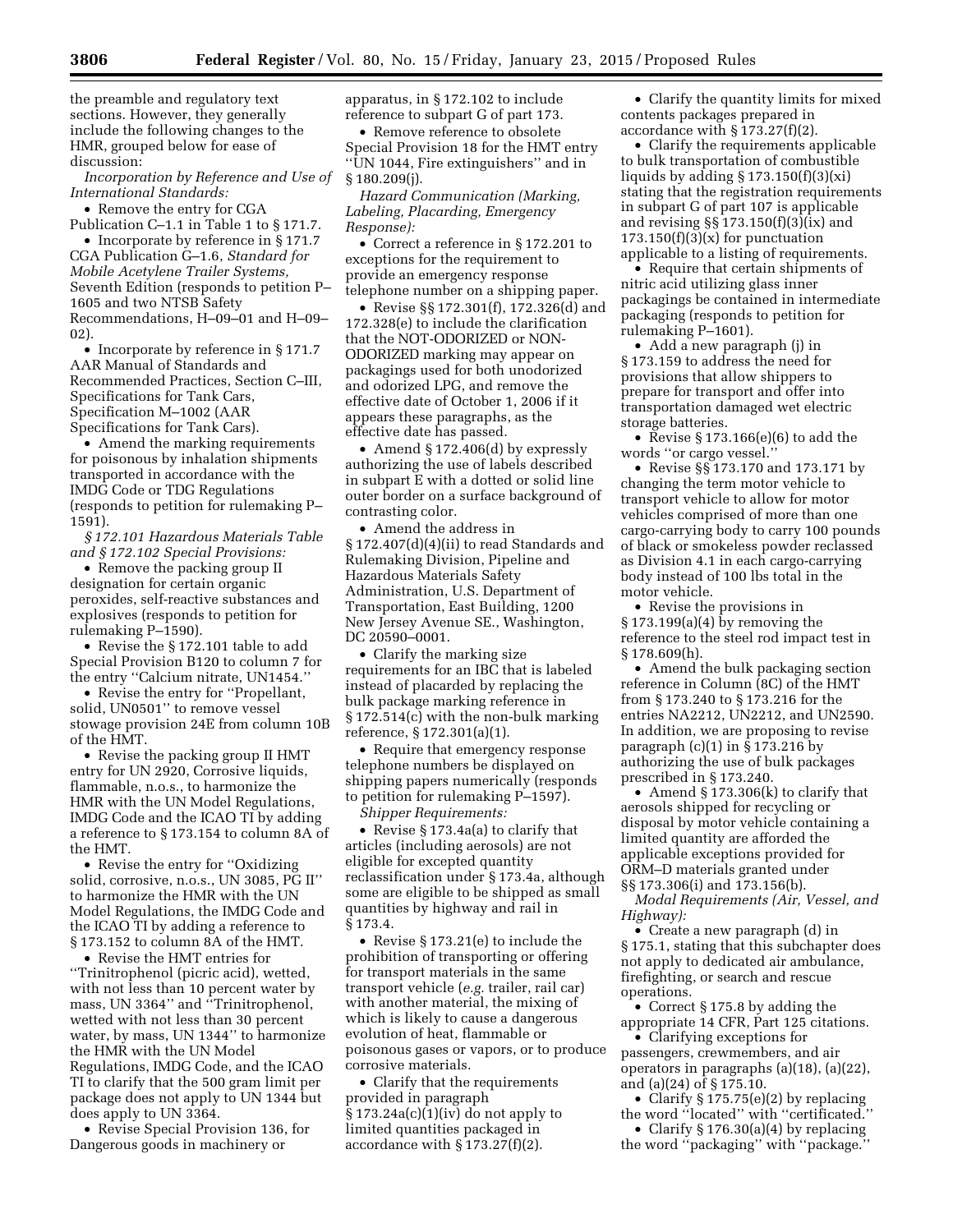the preamble and regulatory text sections. However, they generally include the following changes to the HMR, grouped below for ease of discussion:

*Incorporation by Reference and Use of International Standards:*

- Remove the entry for CGA Publication C–1.1 in Table 1 to § 171.7.
- Incorporate by reference in § 171.7 CGA Publication G–1.6, *Standard for Mobile Acetylene Trailer Systems,* Seventh Edition (responds to petition P–1605 and two NTSB Safety Recommendations, H–09–01 and H–09–02).
- Incorporate by reference in § 171.7 AAR Manual of Standards and Recommended Practices, Section C–III, Specifications for Tank Cars, Specification M–1002 (AAR Specifications for Tank Cars).
- Amend the marking requirements for poisonous by inhalation shipments transported in accordance with the IMDG Code or TDG Regulations (responds to petition for rulemaking P–1591).

*§ 172.101 Hazardous Materials Table and § 172.102 Special Provisions:*

- Remove the packing group II designation for certain organic peroxides, self-reactive substances and explosives (responds to petition for rulemaking P–1590).
- Revise the § 172.101 table to add Special Provision B120 to column 7 for the entry ''Calcium nitrate, UN1454.''
- Revise the entry for ''Propellant, solid, UN0501'' to remove vessel stowage provision 24E from column 10B of the HMT.
- Revise the packing group II HMT entry for UN 2920, Corrosive liquids, flammable, n.o.s., to harmonize the HMR with the UN Model Regulations, IMDG Code and the ICAO TI by adding a reference to § 173.154 to column 8A of the HMT.
- Revise the entry for ''Oxidizing solid, corrosive, n.o.s., UN 3085, PG II'' to harmonize the HMR with the UN Model Regulations, the IMDG Code and the ICAO TI by adding a reference to § 173.152 to column 8A of the HMT.
- Revise the HMT entries for ''Trinitrophenol (picric acid), wetted, with not less than 10 percent water by mass, UN 3364'' and ''Trinitrophenol, wetted with not less than 30 percent water, by mass, UN 1344'' to harmonize the HMR with the UN Model Regulations, IMDG Code, and the ICAO TI to clarify that the 500 gram limit per package does not apply to UN 1344 but does apply to UN 3364.
- Revise Special Provision 136, for Dangerous goods in machinery or apparatus, in § 172.102 to include reference to subpart G of part 173.
- Remove reference to obsolete Special Provision 18 for the HMT entry ''UN 1044, Fire extinguishers'' and in § 180.209(j).

*Hazard Communication (Marking, Labeling, Placarding, Emergency Response):*

- Correct a reference in § 172.201 to exceptions for the requirement to provide an emergency response telephone number on a shipping paper.
- Revise §§ 172.301(f), 172.326(d) and 172.328(e) to include the clarification that the NOT-ODORIZED or NON-ODORIZED marking may appear on packagings used for both unodorized and odorized LPG, and remove the effective date of October 1, 2006 if it appears these paragraphs, as the effective date has passed.
- Amend § 172.406(d) by expressly authorizing the use of labels described in subpart E with a dotted or solid line outer border on a surface background of contrasting color.
- Amend the address in § 172.407(d)(4)(ii) to read Standards and Rulemaking Division, Pipeline and Hazardous Materials Safety Administration, U.S. Department of Transportation, East Building, 1200 New Jersey Avenue SE., Washington, DC 20590–0001.
- Clarify the marking size requirements for an IBC that is labeled instead of placarded by replacing the bulk package marking reference in § 172.514(c) with the non-bulk marking reference, § 172.301(a)(1).
- Require that emergency response telephone numbers be displayed on shipping papers numerically (responds to petition for rulemaking P–1597).

*Shipper Requirements:*

- Revise § 173.4a(a) to clarify that articles (including aerosols) are not eligible for excepted quantity reclassification under § 173.4a, although some are eligible to be shipped as small quantities by highway and rail in § 173.4.
- Revise § 173.21(e) to include the prohibition of transporting or offering for transport materials in the same transport vehicle (*e.g.* trailer, rail car) with another material, the mixing of which is likely to cause a dangerous evolution of heat, flammable or poisonous gases or vapors, or to produce corrosive materials.
- Clarify that the requirements provided in paragraph § 173.24a(c)(1)(iv) do not apply to limited quantities packaged in accordance with § 173.27(f)(2).
- Clarify the quantity limits for mixed contents packages prepared in accordance with § 173.27(f)(2).
- Clarify the requirements applicable to bulk transportation of combustible liquids by adding § 173.150(f)(3)(xi) stating that the registration requirements in subpart G of part 107 is applicable and revising §§ 173.150(f)(3)(ix) and 173.150(f)(3)(x) for punctuation applicable to a listing of requirements.
- Require that certain shipments of nitric acid utilizing glass inner packagings be contained in intermediate packaging (responds to petition for rulemaking P–1601).
- Add a new paragraph (j) in § 173.159 to address the need for provisions that allow shippers to prepare for transport and offer into transportation damaged wet electric storage batteries.
- Revise § 173.166(e)(6) to add the words ''or cargo vessel.''
- Revise §§ 173.170 and 173.171 by changing the term motor vehicle to transport vehicle to allow for motor vehicles comprised of more than one cargo-carrying body to carry 100 pounds of black or smokeless powder reclassed as Division 4.1 in each cargo-carrying body instead of 100 lbs total in the motor vehicle.
- Revise the provisions in § 173.199(a)(4) by removing the reference to the steel rod impact test in § 178.609(h).
- Amend the bulk packaging section reference in Column (8C) of the HMT from § 173.240 to § 173.216 for the entries NA2212, UN2212, and UN2590. In addition, we are proposing to revise paragraph (c)(1) in § 173.216 by authorizing the use of bulk packages prescribed in § 173.240.
- Amend § 173.306(k) to clarify that aerosols shipped for recycling or disposal by motor vehicle containing a limited quantity are afforded the applicable exceptions provided for ORM–D materials granted under §§ 173.306(i) and 173.156(b).

*Modal Requirements (Air, Vessel, and Highway):*

- Create a new paragraph (d) in § 175.1, stating that this subchapter does not apply to dedicated air ambulance, firefighting, or search and rescue operations.
- Correct § 175.8 by adding the appropriate 14 CFR, Part 125 citations.
- Clarifying exceptions for passengers, crewmembers, and air operators in paragraphs (a)(18), (a)(22), and (a)(24) of § 175.10.
- Clarify § 175.75(e)(2) by replacing the word ''located'' with ''certificated.''
- Clarify § 176.30(a)(4) by replacing the word ''packaging'' with ''package.''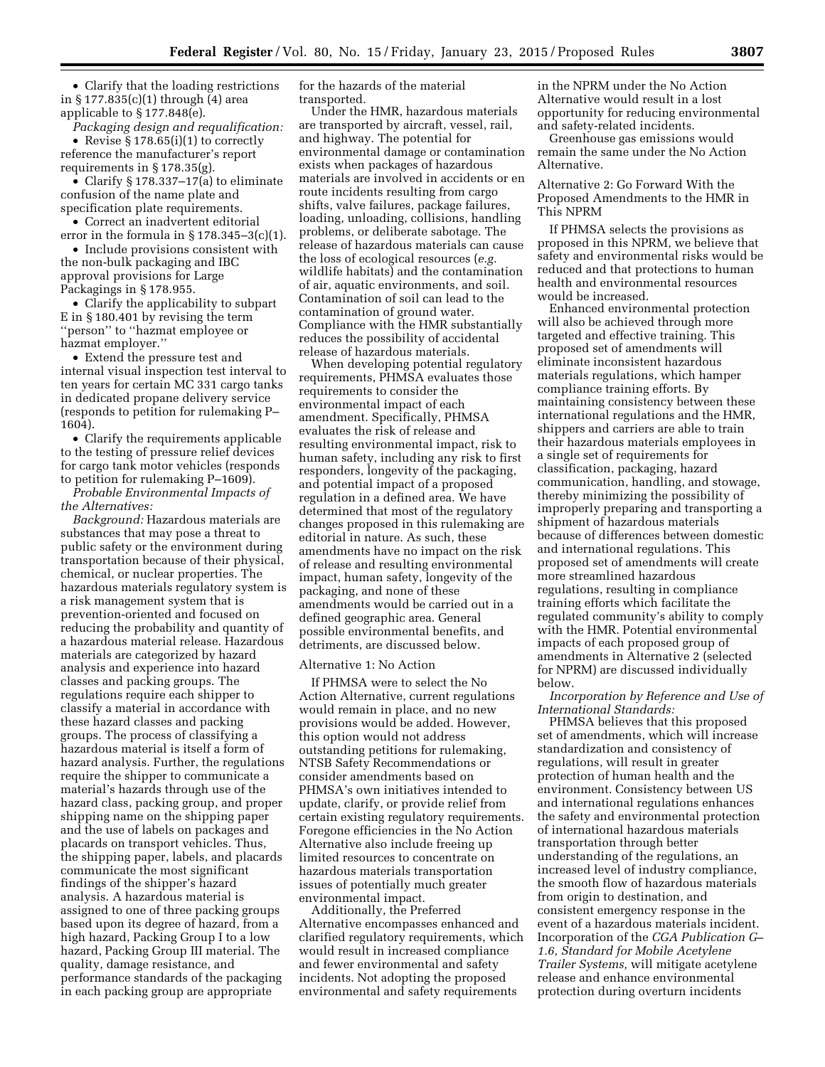- Clarify that the loading restrictions in § 177.835(c)(1) through (4) area applicable to § 177.848(e).

*Packaging design and requalification:*

- Revise § 178.65(i)(1) to correctly reference the manufacturer's report requirements in § 178.35(g).
- Clarify § 178.337–17(a) to eliminate confusion of the name plate and specification plate requirements.
- Correct an inadvertent editorial error in the formula in § 178.345–3(c)(1).
- Include provisions consistent with the non-bulk packaging and IBC approval provisions for Large Packagings in § 178.955.
- Clarify the applicability to subpart E in § 180.401 by revising the term ''person'' to ''hazmat employee or hazmat employer.''
- Extend the pressure test and internal visual inspection test interval to ten years for certain MC 331 cargo tanks in dedicated propane delivery service (responds to petition for rulemaking P–1604).
- Clarify the requirements applicable to the testing of pressure relief devices for cargo tank motor vehicles (responds to petition for rulemaking P–1609).

*Probable Environmental Impacts of the Alternatives:*

*Background:* Hazardous materials are substances that may pose a threat to public safety or the environment during transportation because of their physical, chemical, or nuclear properties. The hazardous materials regulatory system is a risk management system that is prevention-oriented and focused on reducing the probability and quantity of a hazardous material release. Hazardous materials are categorized by hazard analysis and experience into hazard classes and packing groups. The regulations require each shipper to classify a material in accordance with these hazard classes and packing groups. The process of classifying a hazardous material is itself a form of hazard analysis. Further, the regulations require the shipper to communicate a material's hazards through use of the hazard class, packing group, and proper shipping name on the shipping paper and the use of labels on packages and placards on transport vehicles. Thus, the shipping paper, labels, and placards communicate the most significant findings of the shipper's hazard analysis. A hazardous material is assigned to one of three packing groups based upon its degree of hazard, from a high hazard, Packing Group I to a low hazard, Packing Group III material. The quality, damage resistance, and performance standards of the packaging in each packing group are appropriate for the hazards of the material transported.

Under the HMR, hazardous materials are transported by aircraft, vessel, rail, and highway. The potential for environmental damage or contamination exists when packages of hazardous materials are involved in accidents or en route incidents resulting from cargo shifts, valve failures, package failures, loading, unloading, collisions, handling problems, or deliberate sabotage. The release of hazardous materials can cause the loss of ecological resources (*e.g.* wildlife habitats) and the contamination of air, aquatic environments, and soil. Contamination of soil can lead to the contamination of ground water. Compliance with the HMR substantially reduces the possibility of accidental release of hazardous materials.

When developing potential regulatory requirements, PHMSA evaluates those requirements to consider the environmental impact of each amendment. Specifically, PHMSA evaluates the risk of release and resulting environmental impact, risk to human safety, including any risk to first responders, longevity of the packaging, and potential impact of a proposed regulation in a defined area. We have determined that most of the regulatory changes proposed in this rulemaking are editorial in nature. As such, these amendments have no impact on the risk of release and resulting environmental impact, human safety, longevity of the packaging, and none of these amendments would be carried out in a defined geographic area. General possible environmental benefits, and detriments, are discussed below.

Alternative 1: No Action

If PHMSA were to select the No Action Alternative, current regulations would remain in place, and no new provisions would be added. However, this option would not address outstanding petitions for rulemaking, NTSB Safety Recommendations or consider amendments based on PHMSA's own initiatives intended to update, clarify, or provide relief from certain existing regulatory requirements. Foregone efficiencies in the No Action Alternative also include freeing up limited resources to concentrate on hazardous materials transportation issues of potentially much greater environmental impact.

Additionally, the Preferred Alternative encompasses enhanced and clarified regulatory requirements, which would result in increased compliance and fewer environmental and safety incidents. Not adopting the proposed environmental and safety requirements in the NPRM under the No Action Alternative would result in a lost opportunity for reducing environmental and safety-related incidents.

Greenhouse gas emissions would remain the same under the No Action Alternative.

Alternative 2: Go Forward With the Proposed Amendments to the HMR in This NPRM

If PHMSA selects the provisions as proposed in this NPRM, we believe that safety and environmental risks would be reduced and that protections to human health and environmental resources would be increased.

Enhanced environmental protection will also be achieved through more targeted and effective training. This proposed set of amendments will eliminate inconsistent hazardous materials regulations, which hamper compliance training efforts. By maintaining consistency between these international regulations and the HMR, shippers and carriers are able to train their hazardous materials employees in a single set of requirements for classification, packaging, hazard communication, handling, and stowage, thereby minimizing the possibility of improperly preparing and transporting a shipment of hazardous materials because of differences between domestic and international regulations. This proposed set of amendments will create more streamlined hazardous regulations, resulting in compliance training efforts which facilitate the regulated community's ability to comply with the HMR. Potential environmental impacts of each proposed group of amendments in Alternative 2 (selected for NPRM) are discussed individually below.

*Incorporation by Reference and Use of International Standards:*

PHMSA believes that this proposed set of amendments, which will increase standardization and consistency of regulations, will result in greater protection of human health and the environment. Consistency between US and international regulations enhances the safety and environmental protection of international hazardous materials transportation through better understanding of the regulations, an increased level of industry compliance, the smooth flow of hazardous materials from origin to destination, and consistent emergency response in the event of a hazardous materials incident. Incorporation of the *CGA Publication G–1.6, Standard for Mobile Acetylene Trailer Systems,* will mitigate acetylene release and enhance environmental protection during overturn incidents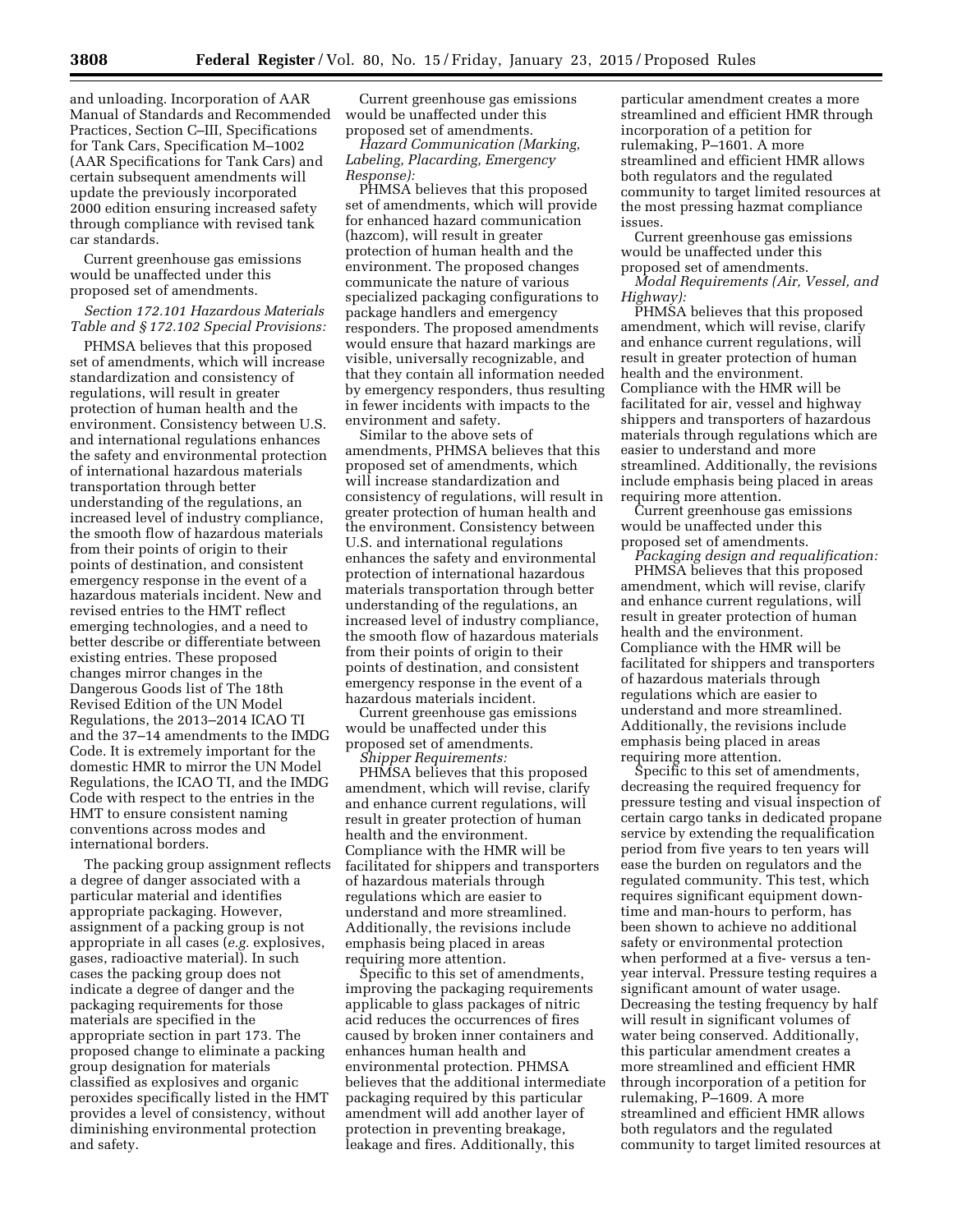and unloading. Incorporation of AAR Manual of Standards and Recommended Practices, Section C–III, Specifications for Tank Cars, Specification M–1002 (AAR Specifications for Tank Cars) and certain subsequent amendments will update the previously incorporated 2000 edition ensuring increased safety through compliance with revised tank car standards.

Current greenhouse gas emissions would be unaffected under this proposed set of amendments.

*Section 172.101 Hazardous Materials Table and § 172.102 Special Provisions:*

PHMSA believes that this proposed set of amendments, which will increase standardization and consistency of regulations, will result in greater protection of human health and the environment. Consistency between U.S. and international regulations enhances the safety and environmental protection of international hazardous materials transportation through better understanding of the regulations, an increased level of industry compliance, the smooth flow of hazardous materials from their points of origin to their points of destination, and consistent emergency response in the event of a hazardous materials incident. New and revised entries to the HMT reflect emerging technologies, and a need to better describe or differentiate between existing entries. These proposed changes mirror changes in the Dangerous Goods list of The 18th Revised Edition of the UN Model Regulations, the 2013–2014 ICAO TI and the 37–14 amendments to the IMDG Code. It is extremely important for the domestic HMR to mirror the UN Model Regulations, the ICAO TI, and the IMDG Code with respect to the entries in the HMT to ensure consistent naming conventions across modes and international borders.

The packing group assignment reflects a degree of danger associated with a particular material and identifies appropriate packaging. However, assignment of a packing group is not appropriate in all cases (*e.g.* explosives, gases, radioactive material). In such cases the packing group does not indicate a degree of danger and the packaging requirements for those materials are specified in the appropriate section in part 173. The proposed change to eliminate a packing group designation for materials classified as explosives and organic peroxides specifically listed in the HMT provides a level of consistency, without diminishing environmental protection and safety.

Current greenhouse gas emissions would be unaffected under this proposed set of amendments.

*Hazard Communication (Marking, Labeling, Placarding, Emergency Response):*

PHMSA believes that this proposed set of amendments, which will provide for enhanced hazard communication (hazcom), will result in greater protection of human health and the environment. The proposed changes communicate the nature of various specialized packaging configurations to package handlers and emergency responders. The proposed amendments would ensure that hazard markings are visible, universally recognizable, and that they contain all information needed by emergency responders, thus resulting in fewer incidents with impacts to the environment and safety.

Similar to the above sets of amendments, PHMSA believes that this proposed set of amendments, which will increase standardization and consistency of regulations, will result in greater protection of human health and the environment. Consistency between U.S. and international regulations enhances the safety and environmental protection of international hazardous materials transportation through better understanding of the regulations, an increased level of industry compliance, the smooth flow of hazardous materials from their points of origin to their points of destination, and consistent emergency response in the event of a hazardous materials incident.

Current greenhouse gas emissions would be unaffected under this proposed set of amendments.

*Shipper Requirements:*

PHMSA believes that this proposed amendment, which will revise, clarify and enhance current regulations, will result in greater protection of human health and the environment. Compliance with the HMR will be facilitated for shippers and transporters of hazardous materials through regulations which are easier to understand and more streamlined. Additionally, the revisions include emphasis being placed in areas requiring more attention.

Specific to this set of amendments, improving the packaging requirements applicable to glass packages of nitric acid reduces the occurrences of fires caused by broken inner containers and enhances human health and environmental protection. PHMSA believes that the additional intermediate packaging required by this particular amendment will add another layer of protection in preventing breakage, leakage and fires. Additionally, this particular amendment creates a more streamlined and efficient HMR through incorporation of a petition for rulemaking, P–1601. A more streamlined and efficient HMR allows both regulators and the regulated community to target limited resources at the most pressing hazmat compliance issues.

Current greenhouse gas emissions would be unaffected under this proposed set of amendments.

*Modal Requirements (Air, Vessel, and Highway):*

PHMSA believes that this proposed amendment, which will revise, clarify and enhance current regulations, will result in greater protection of human health and the environment. Compliance with the HMR will be facilitated for air, vessel and highway shippers and transporters of hazardous materials through regulations which are easier to understand and more streamlined. Additionally, the revisions include emphasis being placed in areas requiring more attention.

Current greenhouse gas emissions would be unaffected under this proposed set of amendments.

*Packaging design and requalification:*

PHMSA believes that this proposed amendment, which will revise, clarify and enhance current regulations, will result in greater protection of human health and the environment. Compliance with the HMR will be facilitated for shippers and transporters of hazardous materials through regulations which are easier to understand and more streamlined. Additionally, the revisions include emphasis being placed in areas requiring more attention.

Specific to this set of amendments, decreasing the required frequency for pressure testing and visual inspection of certain cargo tanks in dedicated propane service by extending the requalification period from five years to ten years will ease the burden on regulators and the regulated community. This test, which requires significant equipment down-time and man-hours to perform, has been shown to achieve no additional safety or environmental protection when performed at a five- versus a ten-year interval. Pressure testing requires a significant amount of water usage. Decreasing the testing frequency by half will result in significant volumes of water being conserved. Additionally, this particular amendment creates a more streamlined and efficient HMR through incorporation of a petition for rulemaking, P–1609. A more streamlined and efficient HMR allows both regulators and the regulated community to target limited resources at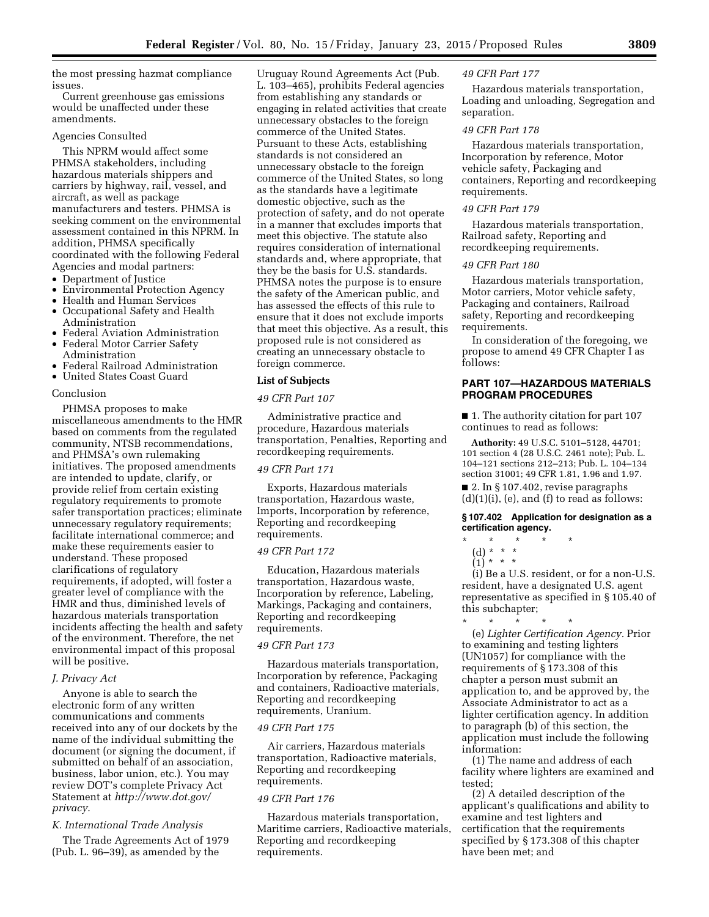the most pressing hazmat compliance issues.

Current greenhouse gas emissions would be unaffected under these amendments.

Agencies Consulted

This NPRM would affect some PHMSA stakeholders, including hazardous materials shippers and carriers by highway, rail, vessel, and aircraft, as well as package manufacturers and testers. PHMSA is seeking comment on the environmental assessment contained in this NPRM. In addition, PHMSA specifically coordinated with the following Federal Agencies and modal partners:

- Department of Justice
- Environmental Protection Agency
- Health and Human Services
- Occupational Safety and Health Administration
- Federal Aviation Administration
- Federal Motor Carrier Safety Administration
- Federal Railroad Administration
- United States Coast Guard

Conclusion

PHMSA proposes to make miscellaneous amendments to the HMR based on comments from the regulated community, NTSB recommendations, and PHMSA's own rulemaking initiatives. The proposed amendments are intended to update, clarify, or provide relief from certain existing regulatory requirements to promote safer transportation practices; eliminate unnecessary regulatory requirements; facilitate international commerce; and make these requirements easier to understand. These proposed clarifications of regulatory requirements, if adopted, will foster a greater level of compliance with the HMR and thus, diminished levels of hazardous materials transportation incidents affecting the health and safety of the environment. Therefore, the net environmental impact of this proposal will be positive.

*J. Privacy Act*

Anyone is able to search the electronic form of any written communications and comments received into any of our dockets by the name of the individual submitting the document (or signing the document, if submitted on behalf of an association, business, labor union, etc.). You may review DOT's complete Privacy Act Statement at *http://www.dot.gov/privacy*.

*K. International Trade Analysis*

The Trade Agreements Act of 1979 (Pub. L. 96–39), as amended by the Uruguay Round Agreements Act (Pub. L. 103–465), prohibits Federal agencies from establishing any standards or engaging in related activities that create unnecessary obstacles to the foreign commerce of the United States. Pursuant to these Acts, establishing standards is not considered an unnecessary obstacle to the foreign commerce of the United States, so long as the standards have a legitimate domestic objective, such as the protection of safety, and do not operate in a manner that excludes imports that meet this objective. The statute also requires consideration of international standards and, where appropriate, that they be the basis for U.S. standards. PHMSA notes the purpose is to ensure the safety of the American public, and has assessed the effects of this rule to ensure that it does not exclude imports that meet this objective. As a result, this proposed rule is not considered as creating an unnecessary obstacle to foreign commerce.

**List of Subjects**

*49 CFR Part 107*

Administrative practice and procedure, Hazardous materials transportation, Penalties, Reporting and recordkeeping requirements.

*49 CFR Part 171*

Exports, Hazardous materials transportation, Hazardous waste, Imports, Incorporation by reference, Reporting and recordkeeping requirements.

*49 CFR Part 172*

Education, Hazardous materials transportation, Hazardous waste, Incorporation by reference, Labeling, Markings, Packaging and containers, Reporting and recordkeeping requirements.

*49 CFR Part 173*

Hazardous materials transportation, Incorporation by reference, Packaging and containers, Radioactive materials, Reporting and recordkeeping requirements, Uranium.

*49 CFR Part 175*

Air carriers, Hazardous materials transportation, Radioactive materials, Reporting and recordkeeping requirements.

*49 CFR Part 176*

Hazardous materials transportation, Maritime carriers, Radioactive materials, Reporting and recordkeeping requirements.

*49 CFR Part 177*

Hazardous materials transportation, Loading and unloading, Segregation and separation.

*49 CFR Part 178*

Hazardous materials transportation, Incorporation by reference, Motor vehicle safety, Packaging and containers, Reporting and recordkeeping requirements.

*49 CFR Part 179*

Hazardous materials transportation, Railroad safety, Reporting and recordkeeping requirements.

*49 CFR Part 180*

Hazardous materials transportation, Motor carriers, Motor vehicle safety, Packaging and containers, Railroad safety, Reporting and recordkeeping requirements.

In consideration of the foregoing, we propose to amend 49 CFR Chapter I as follows:

## PART 107—HAZARDOUS MATERIALS PROGRAM PROCEDURES

■ 1. The authority citation for part 107 continues to read as follows:

**Authority:** 49 U.S.C. 5101–5128, 44701; 101 section 4 (28 U.S.C. 2461 note); Pub. L. 104–121 sections 212–213; Pub. L. 104–134 section 31001; 49 CFR 1.81, 1.96 and 1.97.

■ 2. In § 107.402, revise paragraphs (d)(1)(i), (e), and (f) to read as follows:

**§ 107.402 Application for designation as a certification agency.**

\* \* \* \* \*

(d) \* \* \*

(1) \* \* \*

(i) Be a U.S. resident, or for a non-U.S. resident, have a designated U.S. agent representative as specified in § 105.40 of this subchapter;

\* \* \* \* \*

(e) *Lighter Certification Agency.* Prior to examining and testing lighters (UN1057) for compliance with the requirements of § 173.308 of this chapter a person must submit an application to, and be approved by, the Associate Administrator to act as a lighter certification agency. In addition to paragraph (b) of this section, the application must include the following information:

(1) The name and address of each facility where lighters are examined and tested;

(2) A detailed description of the applicant's qualifications and ability to examine and test lighters and certification that the requirements specified by § 173.308 of this chapter have been met; and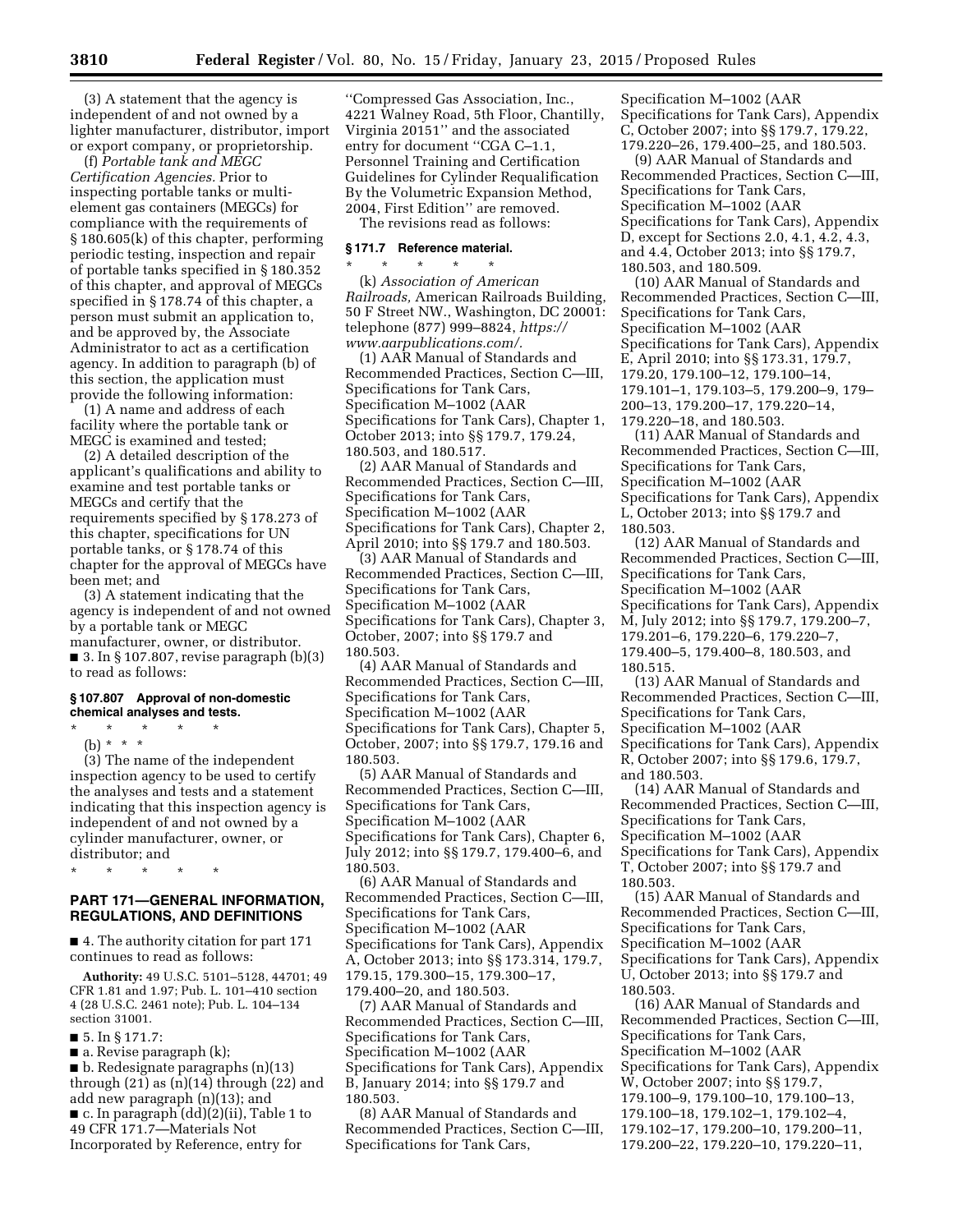(3) A statement that the agency is independent of and not owned by a lighter manufacturer, distributor, import or export company, or proprietorship.

(f) *Portable tank and MEGC Certification Agencies.* Prior to inspecting portable tanks or multi-element gas containers (MEGCs) for compliance with the requirements of § 180.605(k) of this chapter, performing periodic testing, inspection and repair of portable tanks specified in § 180.352 of this chapter, and approval of MEGCs specified in § 178.74 of this chapter, a person must submit an application to, and be approved by, the Associate Administrator to act as a certification agency. In addition to paragraph (b) of this section, the application must provide the following information:

(1) A name and address of each facility where the portable tank or MEGC is examined and tested;

(2) A detailed description of the applicant's qualifications and ability to examine and test portable tanks or MEGCs and certify that the requirements specified by § 178.273 of this chapter, specifications for UN portable tanks, or § 178.74 of this chapter for the approval of MEGCs have been met; and

(3) A statement indicating that the agency is independent of and not owned by a portable tank or MEGC manufacturer, owner, or distributor.

■ 3. In § 107.807, revise paragraph (b)(3) to read as follows:

**§ 107.807 Approval of non-domestic chemical analyses and tests.**

\* \* \* \* \*

(b) \* \* \*

(3) The name of the independent inspection agency to be used to certify the analyses and tests and a statement indicating that this inspection agency is independent of and not owned by a cylinder manufacturer, owner, or distributor; and

\* \* \* \* \*

## PART 171—GENERAL INFORMATION, REGULATIONS, AND DEFINITIONS

■ 4. The authority citation for part 171 continues to read as follows:

**Authority:** 49 U.S.C. 5101–5128, 44701; 49 CFR 1.81 and 1.97; Pub. L. 101–410 section 4 (28 U.S.C. 2461 note); Pub. L. 104–134 section 31001.

■ 5. In § 171.7:

■ a. Revise paragraph (k);

■ b. Redesignate paragraphs (n)(13) through (21) as (n)(14) through (22) and add new paragraph (n)(13); and

■ c. In paragraph (dd)(2)(ii), Table 1 to 49 CFR 171.7—Materials Not Incorporated by Reference, entry for ''Compressed Gas Association, Inc., 4221 Walney Road, 5th Floor, Chantilly, Virginia 20151'' and the associated entry for document ''CGA C–1.1, Personnel Training and Certification Guidelines for Cylinder Requalification By the Volumetric Expansion Method, 2004, First Edition'' are removed.

The revisions read as follows:

**§ 171.7 Reference material.**

\* \* \* \* \*

(k) *Association of American Railroads,* American Railroads Building, 50 F Street NW., Washington, DC 20001: telephone (877) 999–8824, *https://www.aarpublications.com/.*

(1) AAR Manual of Standards and Recommended Practices, Section C—III, Specifications for Tank Cars, Specification M–1002 (AAR Specifications for Tank Cars), Chapter 1, October 2013; into §§ 179.7, 179.24, 180.503, and 180.517.

(2) AAR Manual of Standards and Recommended Practices, Section C—III, Specifications for Tank Cars, Specification M–1002 (AAR Specifications for Tank Cars), Chapter 2, April 2010; into §§ 179.7 and 180.503.

(3) AAR Manual of Standards and Recommended Practices, Section C—III, Specifications for Tank Cars, Specification M–1002 (AAR Specifications for Tank Cars), Chapter 3, October, 2007; into §§ 179.7 and 180.503.

(4) AAR Manual of Standards and Recommended Practices, Section C—III, Specifications for Tank Cars, Specification M–1002 (AAR Specifications for Tank Cars), Chapter 5, October, 2007; into §§ 179.7, 179.16 and 180.503.

(5) AAR Manual of Standards and Recommended Practices, Section C—III, Specifications for Tank Cars, Specification M–1002 (AAR Specifications for Tank Cars), Chapter 6, July 2012; into §§ 179.7, 179.400–6, and 180.503.

(6) AAR Manual of Standards and Recommended Practices, Section C—III, Specifications for Tank Cars, Specification M–1002 (AAR Specifications for Tank Cars), Appendix A, October 2013; into §§ 173.314, 179.7, 179.15, 179.300–15, 179.300–17, 179.400–20, and 180.503.

(7) AAR Manual of Standards and Recommended Practices, Section C—III, Specifications for Tank Cars, Specification M–1002 (AAR Specifications for Tank Cars), Appendix B, January 2014; into §§ 179.7 and 180.503.

(8) AAR Manual of Standards and Recommended Practices, Section C—III, Specifications for Tank Cars, Specification M–1002 (AAR Specifications for Tank Cars), Appendix C, October 2007; into §§ 179.7, 179.22, 179.220–26, 179.400–25, and 180.503.

(9) AAR Manual of Standards and Recommended Practices, Section C—III, Specifications for Tank Cars, Specification M–1002 (AAR Specifications for Tank Cars), Appendix D, except for Sections 2.0, 4.1, 4.2, 4.3, and 4.4, October 2013; into §§ 179.7, 180.503, and 180.509.

(10) AAR Manual of Standards and Recommended Practices, Section C—III, Specifications for Tank Cars, Specification M–1002 (AAR Specifications for Tank Cars), Appendix E, April 2010; into §§ 173.31, 179.7, 179.20, 179.100–12, 179.100–14, 179.101–1, 179.103–5, 179.200–9, 179–200–13, 179.200–17, 179.220–14, 179.220–18, and 180.503.

(11) AAR Manual of Standards and Recommended Practices, Section C—III, Specifications for Tank Cars, Specification M–1002 (AAR Specifications for Tank Cars), Appendix L, October 2013; into §§ 179.7 and 180.503.

(12) AAR Manual of Standards and Recommended Practices, Section C—III, Specifications for Tank Cars, Specification M–1002 (AAR Specifications for Tank Cars), Appendix M, July 2012; into §§ 179.7, 179.200–7, 179.201–6, 179.220–6, 179.220–7, 179.400–5, 179.400–8, 180.503, and 180.515.

(13) AAR Manual of Standards and Recommended Practices, Section C—III, Specifications for Tank Cars, Specification M–1002 (AAR Specifications for Tank Cars), Appendix R, October 2007; into §§ 179.6, 179.7, and 180.503.

(14) AAR Manual of Standards and Recommended Practices, Section C—III, Specifications for Tank Cars, Specification M–1002 (AAR Specifications for Tank Cars), Appendix T, October 2007; into §§ 179.7 and 180.503.

(15) AAR Manual of Standards and Recommended Practices, Section C—III, Specifications for Tank Cars, Specification M–1002 (AAR Specifications for Tank Cars), Appendix U, October 2013; into §§ 179.7 and 180.503.

(16) AAR Manual of Standards and Recommended Practices, Section C—III, Specifications for Tank Cars, Specification M–1002 (AAR Specifications for Tank Cars), Appendix W, October 2007; into §§ 179.7, 179.100–9, 179.100–10, 179.100–13, 179.100–18, 179.102–1, 179.102–4, 179.102–17, 179.200–10, 179.200–11, 179.200–22, 179.220–10, 179.220–11,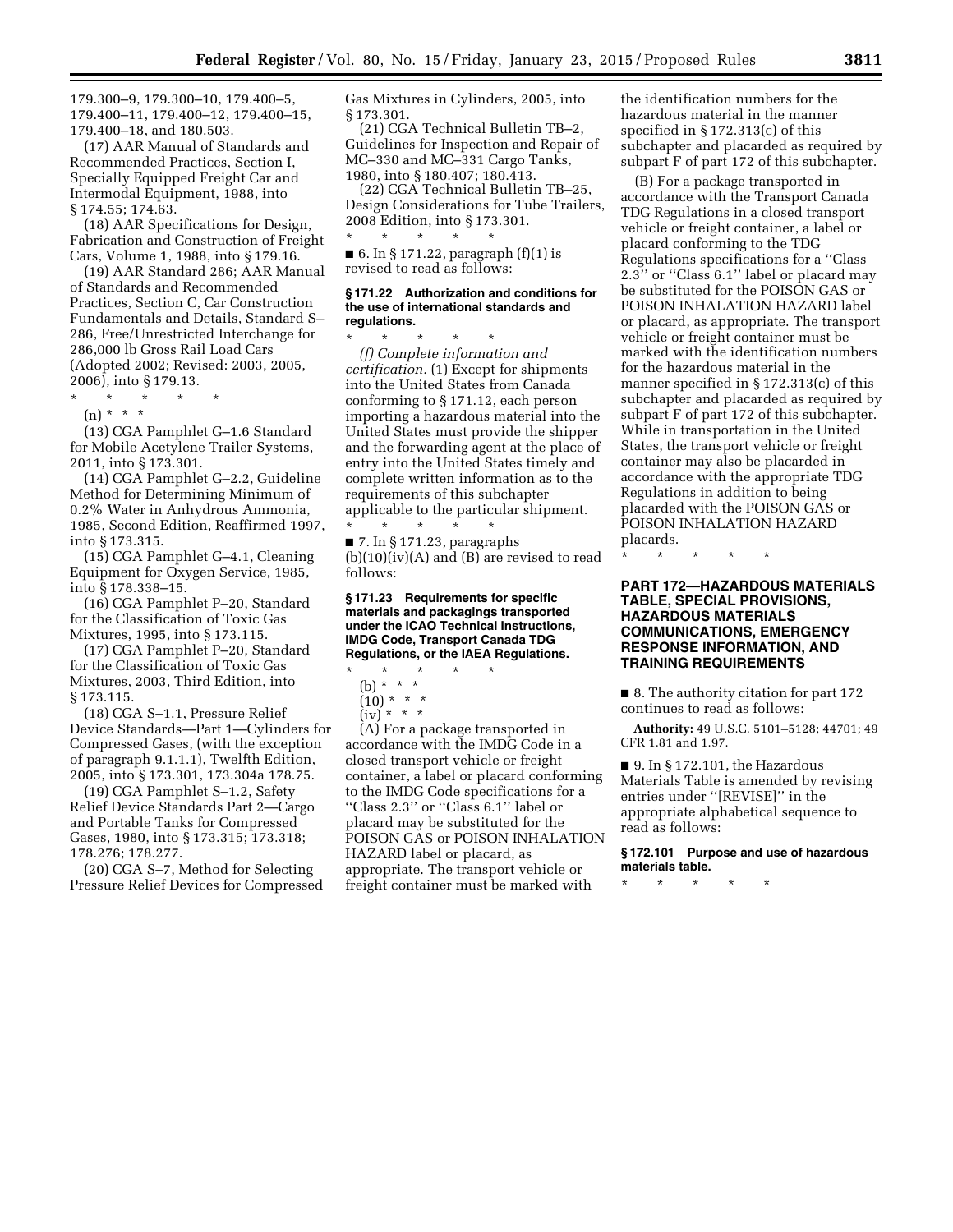179.300–9, 179.300–10, 179.400–5, 179.400–11, 179.400–12, 179.400–15, 179.400–18, and 180.503.

(17) AAR Manual of Standards and Recommended Practices, Section I, Specially Equipped Freight Car and Intermodal Equipment, 1988, into § 174.55; 174.63.

(18) AAR Specifications for Design, Fabrication and Construction of Freight Cars, Volume 1, 1988, into § 179.16.

(19) AAR Standard 286; AAR Manual of Standards and Recommended Practices, Section C, Car Construction Fundamentals and Details, Standard S–286, Free/Unrestricted Interchange for 286,000 lb Gross Rail Load Cars (Adopted 2002; Revised: 2003, 2005, 2006), into § 179.13.

\* \* \* \* \*

(n) \* \* \*

(13) CGA Pamphlet G–1.6 Standard for Mobile Acetylene Trailer Systems, 2011, into § 173.301.

(14) CGA Pamphlet G–2.2, Guideline Method for Determining Minimum of 0.2% Water in Anhydrous Ammonia, 1985, Second Edition, Reaffirmed 1997, into § 173.315.

(15) CGA Pamphlet G–4.1, Cleaning Equipment for Oxygen Service, 1985, into § 178.338–15.

(16) CGA Pamphlet P–20, Standard for the Classification of Toxic Gas Mixtures, 1995, into § 173.115.

(17) CGA Pamphlet P–20, Standard for the Classification of Toxic Gas Mixtures, 2003, Third Edition, into § 173.115.

(18) CGA S–1.1, Pressure Relief Device Standards—Part 1—Cylinders for Compressed Gases, (with the exception of paragraph 9.1.1.1), Twelfth Edition, 2005, into § 173.301, 173.304a 178.75.

(19) CGA Pamphlet S–1.2, Safety Relief Device Standards Part 2—Cargo and Portable Tanks for Compressed Gases, 1980, into § 173.315; 173.318; 178.276; 178.277.

(20) CGA S–7, Method for Selecting Pressure Relief Devices for Compressed Gas Mixtures in Cylinders, 2005, into § 173.301.

(21) CGA Technical Bulletin TB–2, Guidelines for Inspection and Repair of MC–330 and MC–331 Cargo Tanks, 1980, into § 180.407; 180.413.

(22) CGA Technical Bulletin TB–25, Design Considerations for Tube Trailers, 2008 Edition, into § 173.301.

\* \* \* \* \*

■ 6. In § 171.22, paragraph (f)(1) is revised to read as follows:

**§ 171.22 Authorization and conditions for the use of international standards and regulations.**

\* \* \* \* \*

*(f) Complete information and certification.* (1) Except for shipments into the United States from Canada conforming to § 171.12, each person importing a hazardous material into the United States must provide the shipper and the forwarding agent at the place of entry into the United States timely and complete written information as to the requirements of this subchapter applicable to the particular shipment.

\* \* \* \* \*

■ 7. In § 171.23, paragraphs (b)(10)(iv)(A) and (B) are revised to read follows:

**§ 171.23 Requirements for specific materials and packagings transported under the ICAO Technical Instructions, IMDG Code, Transport Canada TDG Regulations, or the IAEA Regulations.**

\* \* \* \* \*

(b) \* \* \*

(10) \* \* \*

(iv) \* \* \*

(A) For a package transported in accordance with the IMDG Code in a closed transport vehicle or freight container, a label or placard conforming to the IMDG Code specifications for a ''Class 2.3'' or ''Class 6.1'' label or placard may be substituted for the POISON GAS or POISON INHALATION HAZARD label or placard, as appropriate. The transport vehicle or freight container must be marked with the identification numbers for the hazardous material in the manner specified in § 172.313(c) of this subchapter and placarded as required by subpart F of part 172 of this subchapter.

(B) For a package transported in accordance with the Transport Canada TDG Regulations in a closed transport vehicle or freight container, a label or placard conforming to the TDG Regulations specifications for a ''Class 2.3'' or ''Class 6.1'' label or placard may be substituted for the POISON GAS or POISON INHALATION HAZARD label or placard, as appropriate. The transport vehicle or freight container must be marked with the identification numbers for the hazardous material in the manner specified in § 172.313(c) of this subchapter and placarded as required by subpart F of part 172 of this subchapter. While in transportation in the United States, the transport vehicle or freight container may also be placarded in accordance with the appropriate TDG Regulations in addition to being placarded with the POISON GAS or POISON INHALATION HAZARD placards.

\* \* \* \* \*

## PART 172—HAZARDOUS MATERIALS TABLE, SPECIAL PROVISIONS, HAZARDOUS MATERIALS COMMUNICATIONS, EMERGENCY RESPONSE INFORMATION, AND TRAINING REQUIREMENTS

■ 8. The authority citation for part 172 continues to read as follows:

**Authority:** 49 U.S.C. 5101–5128; 44701; 49 CFR 1.81 and 1.97.

■ 9. In § 172.101, the Hazardous Materials Table is amended by revising entries under ''[REVISE]'' in the appropriate alphabetical sequence to read as follows:

**§ 172.101 Purpose and use of hazardous materials table.**

\* \* \* \* \*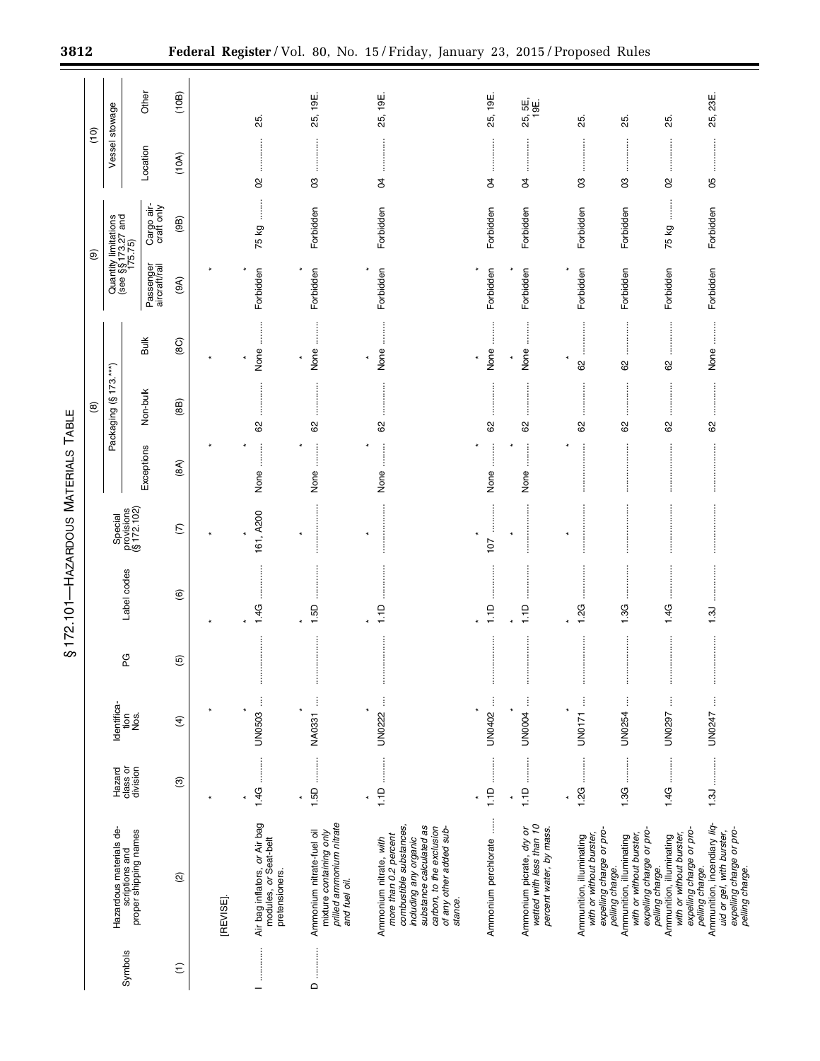## § 172.101—HAZARDOUS MATERIALS TABLE

| Symbols | Hazardous materials descriptions and proper shipping names | Hazard class or division | Identification Nos. | PG | Label codes | Special provisions (§ 172.102) | (8) Packaging (§ 173.***) | | | (9) Quantity limitations (see §§ 173.27 and 175.75) | | (10) Vessel stowage | |
|---|---|---|---|---|---|---|---|---|---|---|---|---|---|
| | | | | | | | Exceptions | Non-bulk | Bulk | Passenger aircraft/rail | Cargo aircraft only | Location | Other |
| (1) | (2) | (3) | (4) | (5) | (6) | (7) | (8A) | (8B) | (8C) | (9A) | (9B) | (10A) | (10B) |
| | [REVISE]. | | | | | | | | | | | | |
| * | * | * | * | * | * | * | | | | | | | |
| I | Air bag inflators, *or* Air bag modules, *or* Seat-belt pretensioners. | 1.4G | UN0503 | | 1.4G | 161, A200 | None | 62 | None | Forbidden | 75 kg | 02 | 25. |
| * | * | * | * | * | * | * | | | | | | | |
| D | Ammonium nitrate-fuel oil mixture *containing only prilled ammonium nitrate and fuel oil.* | 1.5D | NA0331 | | 1.5D | | None | 62 | None | Forbidden | Forbidden | 03 | 25, 19E. |
| * | * | * | * | * | * | * | | | | | | | |
| | Ammonium nitrate, *with more than 0.2 percent combustible substances, including any organic substance calculated as carbon, to the exclusion of any other added substance.* | 1.1D | UN0222 | | 1.1D | | None | 62 | None | Forbidden | Forbidden | 04 | 25, 19E. |
| * | * | * | * | * | * | * | | | | | | | |
| | Ammonium perchlorate | 1.1D | UN0402 | | 1.1D | 107 | None | 62 | None | Forbidden | Forbidden | 04 | 25, 19E. |
| * | * | * | * | * | * | * | | | | | | | |
| | Ammonium picrate, *dry or wetted with less than 10 percent water, by mass.* | 1.1D | UN0004 | | 1.1D | | None | 62 | None | Forbidden | Forbidden | 04 | 25, 5E, 19E. |
| * | * | * | * | * | * | * | | | | | | | |
| | Ammunition, illuminating *with or without burster, expelling charge or propelling charge.* | 1.2G | UN0171 | | 1.2G | | | 62 | 62 | Forbidden | Forbidden | 03 | 25. |
| | Ammunition, illuminating *with or without burster, expelling charge or propelling charge.* | 1.3G | UN0254 | | 1.3G | | | 62 | 62 | Forbidden | Forbidden | 03 | 25. |
| | Ammunition, illuminating *with or without burster, expelling charge or propelling charge.* | 1.4G | UN0297 | | 1.4G | | | 62 | 62 | Forbidden | 75 kg | 02 | 25. |
| | Ammunition, incendiary *liquid or gel, with burster, expelling charge or propelling charge.* | 1.3J | UN0247 | | 1.3J | | | 62 | None | Forbidden | Forbidden | 05 | 25, 23E. |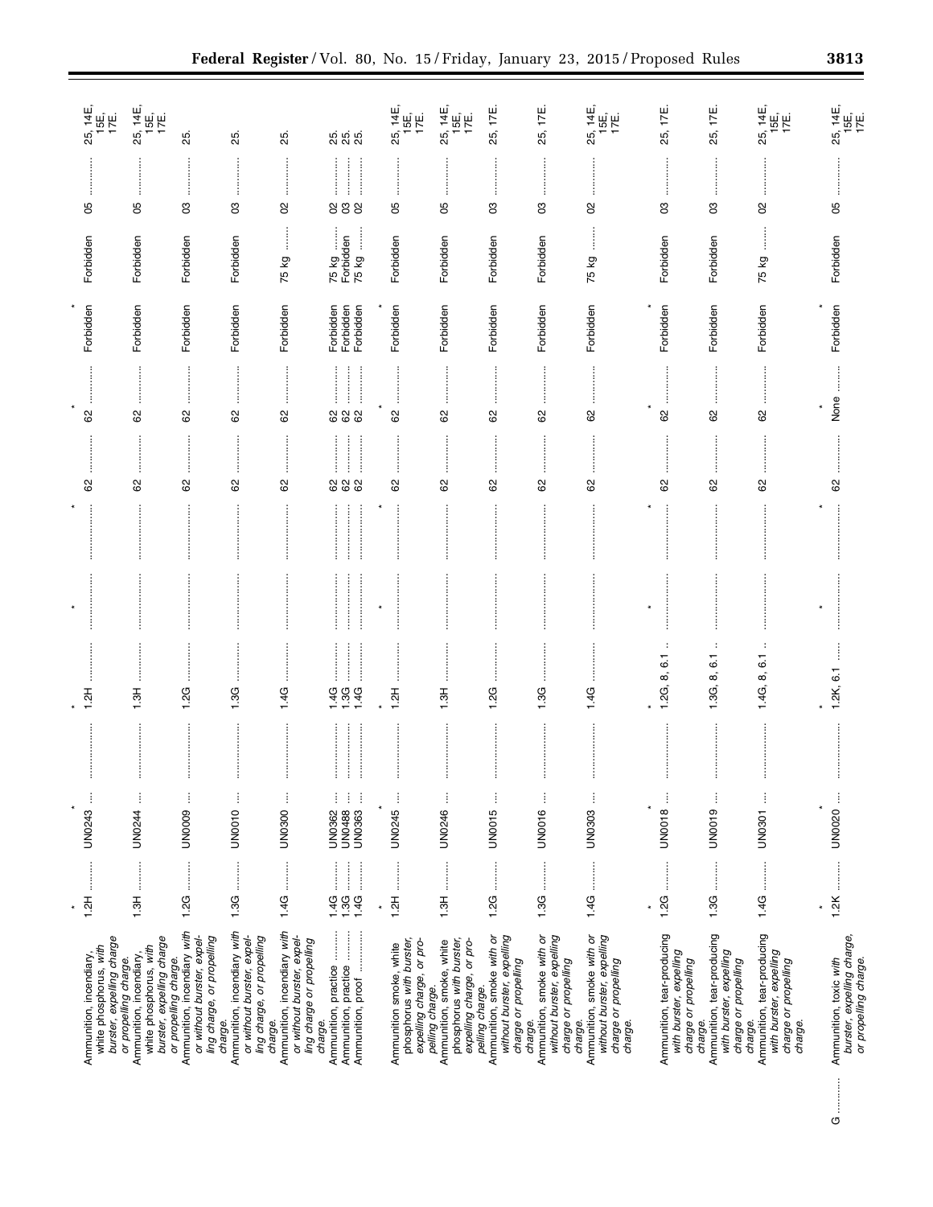| | | | | | | | | | | | | | |
|---|---|---|---|---|---|---|---|---|---|---|---|---|---|
| * | * | * | * | * | * | * | | | | | | | |
| | Ammunition, incendiary, white phosphorus, with burster, expelling charge or propelling charge. | 1.2H | UN0243 | | 1.2H | | | 62 | 62 | Forbidden | Forbidden | 05 | 25, 14E, 15E, 17E. |
| | Ammunition, incendiary, white phosphorus, with burster, expelling charge or propelling charge. | 1.3H | UN0244 | | 1.3H | | | 62 | 62 | Forbidden | Forbidden | 05 | 25, 14E, 15E, 17E. |
| | Ammunition, incendiary with or without burster, expelling charge, or propelling charge. | 1.2G | UN0009 | | 1.2G | | | 62 | 62 | Forbidden | Forbidden | 03 | 25. |
| | Ammunition, incendiary with or without burster, expelling charge, or propelling charge. | 1.3G | UN0010 | | 1.3G | | | 62 | 62 | Forbidden | Forbidden | 03 | 25. |
| | Ammunition, incendiary with or without burster, expelling charge or propelling charge. | 1.4G | UN0300 | | 1.4G | | | 62 | 62 | Forbidden | 75 kg | 02 | 25. |
| | Ammunition, practice | 1.4G | UN0362 | | 1.4G | | | 62 | 62 | Forbidden | 75 kg | 02 | 25. |
| | Ammunition, practice | 1.3G | UN0488 | | 1.3G | | | 62 | 62 | Forbidden | Forbidden | 03 | 25. |
| | Ammunition, proof | 1.4G | UN0363 | | 1.4G | | | 62 | 62 | Forbidden | 75 kg | 02 | 25. |
| * | * | * | * | * | * | * | | | | | | | |
| | Ammunition smoke, white phosphorus with burster, expelling charge, or propelling charge. | 1.2H | UN0245 | | 1.2H | | | 62 | 62 | Forbidden | Forbidden | 05 | 25, 14E, 15E, 17E. |
| | Ammunition, smoke, white phosphorus with burster, expelling charge, or propelling charge. | 1.3H | UN0246 | | 1.3H | | | 62 | 62 | Forbidden | Forbidden | 05 | 25, 14E, 15E, 17E. |
| | Ammunition, smoke with or without burster, expelling charge or propelling charge. | 1.2G | UN0015 | | 1.2G | | | 62 | 62 | Forbidden | Forbidden | 03 | 25, 17E. |
| | Ammunition, smoke with or without burster, expelling charge or propelling charge. | 1.3G | UN0016 | | 1.3G | | | 62 | 62 | Forbidden | Forbidden | 03 | 25, 17E. |
| | Ammunition, smoke with or without burster, expelling charge or propelling charge. | 1.4G | UN0303 | | 1.4G | | | 62 | 62 | Forbidden | 75 kg | 02 | 25, 14E, 15E, 17E. |
| * | * | * | * | * | * | * | | | | | | | |
| | Ammunition, tear-producing with burster, expelling charge or propelling charge. | 1.2G | UN0018 | | 1.2G, 8, 6.1 | | | 62 | 62 | Forbidden | Forbidden | 03 | 25, 17E. |
| | Ammunition, tear-producing with burster, expelling charge or propelling charge. | 1.3G | UN0019 | | 1.3G, 8, 6.1 | | | 62 | 62 | Forbidden | Forbidden | 03 | 25, 17E. |
| | Ammunition, tear-producing with burster, expelling charge or propelling charge. | 1.4G | UN0301 | | 1.4G, 8, 6.1 | | | 62 | 62 | Forbidden | 75 kg | 02 | 25, 14E, 15E, 17E. |
| * | * | * | * | * | * | * | | | | | | | |
| G | Ammunition, toxic with burster, expelling charge, or propelling charge. | 1.2K | UN0020 | | 1.2K, 6.1 | | | 62 | None | Forbidden | Forbidden | 05 | 25, 14E, 15E, 17E. |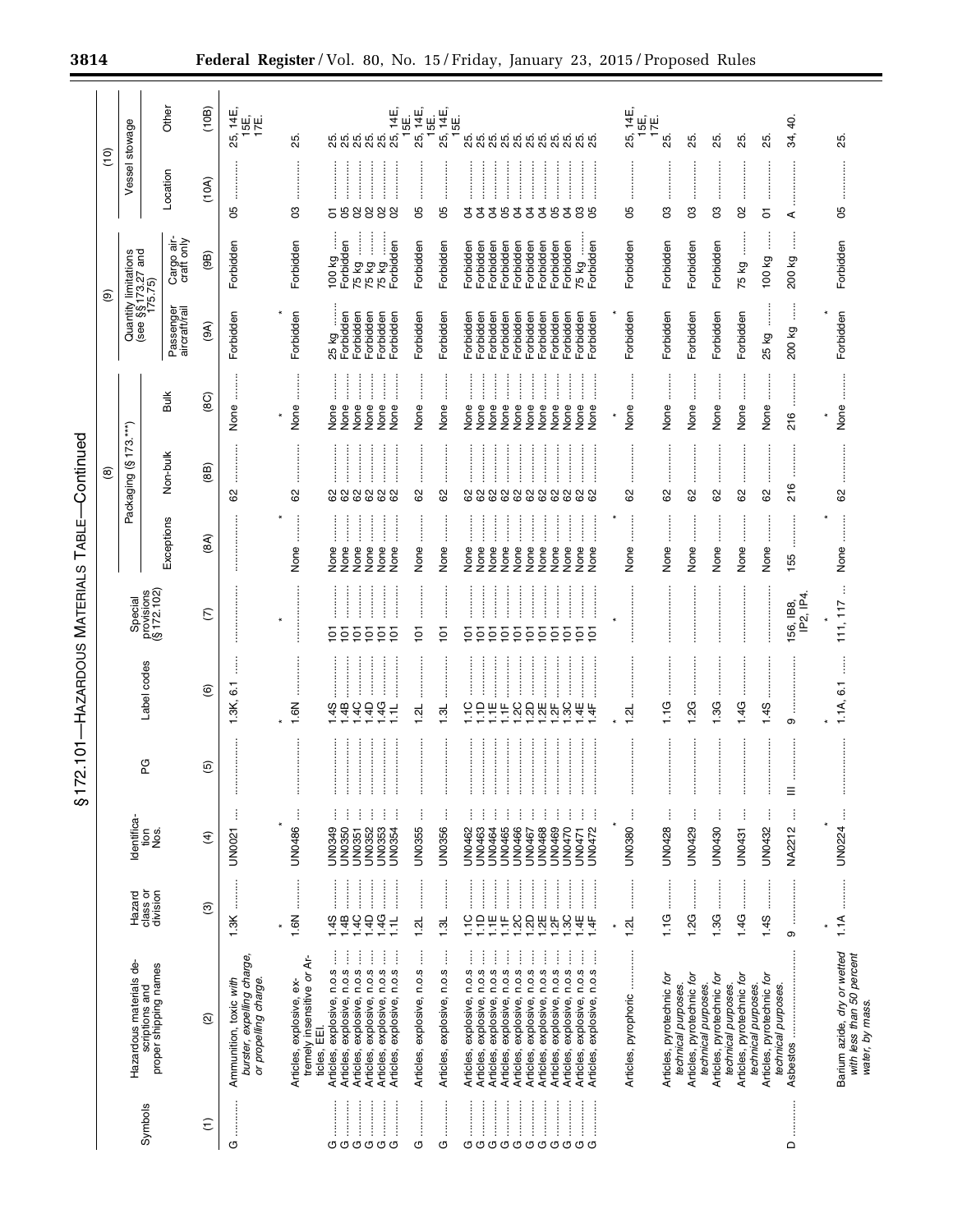§ 172.101—HAZARDOUS MATERIALS TABLE—Continued

| Symbols | Hazardous materials descriptions and proper shipping names | Hazard class or division | Identification Nos. | PG | Label codes | Special provisions (§ 172.102) | (8) Packaging (§ 173.***) | | | (9) Quantity limitations (see §§ 173.27 and 175.75) | | (10) Vessel stowage | |
|---|---|---|---|---|---|---|---|---|---|---|---|---|---|
| | | | | | | | Exceptions | Non-bulk | Bulk | Passenger aircraft/rail | Cargo aircraft only | Location | Other |
| (1) | (2) | (3) | (4) | (5) | (6) | (7) | (8A) | (8B) | (8C) | (9A) | (9B) | (10A) | (10B) |
| G | Ammunition, toxic *with burster, expelling charge, or propelling charge.* | 1.3K | UN0021 | | 1.3K, 6.1 | | | 62 | None | Forbidden | Forbidden | 05 | 25, 14E, 15E, 17E. |
| * | * | * | * | * | * | * | | | | | | | |
| | Articles, explosive, extremely insensitive *or* Articles, EEI. | 1.6N | UN0486 | | 1.6N | | None | 62 | None | Forbidden | Forbidden | 03 | 25. |
| G | Articles, explosive, n.o.s | 1.4S | UN0349 | | 1.4S | 101 | None | 62 | None | 25 kg | 100 kg | 01 | 25. |
| G | Articles, explosive, n.o.s | 1.4B | UN0350 | | 1.4B | 101 | None | 62 | None | Forbidden | Forbidden | 05 | 25. |
| G | Articles, explosive, n.o.s | 1.4C | UN0351 | | 1.4C | 101 | None | 62 | None | Forbidden | 75 kg | 02 | 25. |
| G | Articles, explosive, n.o.s | 1.4D | UN0352 | | 1.4D | 101 | None | 62 | None | Forbidden | 75 kg | 02 | 25. |
| G | Articles, explosive, n.o.s | 1.4G | UN0353 | | 1.4G | 101 | None | 62 | None | Forbidden | 75 kg | 02 | 25. |
| G | Articles, explosive, n.o.s | 1.1L | UN0354 | | 1.1L | 101 | None | 62 | None | Forbidden | Forbidden | 02 | 25, 14E, 15E. |
| G | Articles, explosive, n.o.s | 1.2L | UN0355 | | 1.2L | 101 | None | 62 | None | Forbidden | Forbidden | 05 | 25, 14E, 15E. |
| G | Articles, explosive, n.o.s | 1.3L | UN0356 | | 1.3L | 101 | None | 62 | None | Forbidden | Forbidden | 05 | 25, 14E, 15E. |
| G | Articles, explosive, n.o.s | 1.1C | UN0462 | | 1.1C | 101 | None | 62 | None | Forbidden | Forbidden | 04 | 25. |
| G | Articles, explosive, n.o.s | 1.1D | UN0463 | | 1.1D | 101 | None | 62 | None | Forbidden | Forbidden | 04 | 25. |
| G | Articles, explosive, n.o.s | 1.1E | UN0464 | | 1.1E | 101 | None | 62 | None | Forbidden | Forbidden | 04 | 25. |
| G | Articles, explosive, n.o.s | 1.1F | UN0465 | | 1.1F | 101 | None | 62 | None | Forbidden | Forbidden | 05 | 25. |
| G | Articles, explosive, n.o.s | 1.2C | UN0466 | | 1.2C | 101 | None | 62 | None | Forbidden | Forbidden | 04 | 25. |
| G | Articles, explosive, n.o.s | 1.2D | UN0467 | | 1.2D | 101 | None | 62 | None | Forbidden | Forbidden | 04 | 25. |
| G | Articles, explosive, n.o.s | 1.2E | UN0468 | | 1.2E | 101 | None | 62 | None | Forbidden | Forbidden | 04 | 25. |
| G | Articles, explosive, n.o.s | 1.2F | UN0469 | | 1.2F | 101 | None | 62 | None | Forbidden | Forbidden | 05 | 25. |
| G | Articles, explosive, n.o.s | 1.3C | UN0470 | | 1.3C | 101 | None | 62 | None | Forbidden | Forbidden | 04 | 25. |
| G | Articles, explosive, n.o.s | 1.4E | UN0471 | | 1.4E | 101 | None | 62 | None | Forbidden | 75 kg | 03 | 25. |
| G | Articles, explosive, n.o.s | 1.4F | UN0472 | | 1.4F | 101 | None | 62 | None | Forbidden | Forbidden | 05 | 25. |
| * | * | * | * | * | * | * | | | | | | | |
| | Articles, pyrophoric | 1.2L | UN0380 | | 1.2L | | None | 62 | None | Forbidden | Forbidden | 05 | 25, 14E, 15E, 17E. |
| | Articles, pyrotechnic *for technical purposes.* | 1.1G | UN0428 | | 1.1G | | None | 62 | None | Forbidden | Forbidden | 03 | 25. |
| | Articles, pyrotechnic *for technical purposes.* | 1.2G | UN0429 | | 1.2G | | None | 62 | None | Forbidden | Forbidden | 03 | 25. |
| | Articles, pyrotechnic *for technical purposes.* | 1.3G | UN0430 | | 1.3G | | None | 62 | None | Forbidden | Forbidden | 03 | 25. |
| | Articles, pyrotechnic *for technical purposes.* | 1.4G | UN0431 | | 1.4G | | None | 62 | None | Forbidden | 75 kg | 02 | 25. |
| | Articles, pyrotechnic *for technical purposes.* | 1.4S | UN0432 | | 1.4S | | None | 62 | None | 25 kg | 100 kg | 01 | 25. |
| D | Asbestos | 9 | NA2212 | III | 9 | 156, IB8, IP2, IP4. | 155 | 216 | 216 | 200 kg | 200 kg | A | 34, 40. |
| * | * | * | * | * | * | * | | | | | | | |
| | Barium azide, *dry or wetted with less than 50 percent water, by mass.* | 1.1A | UN0224 | | 1.1A, 6.1 | 111, 117 | None | 62 | None | Forbidden | Forbidden | 05 | 25. |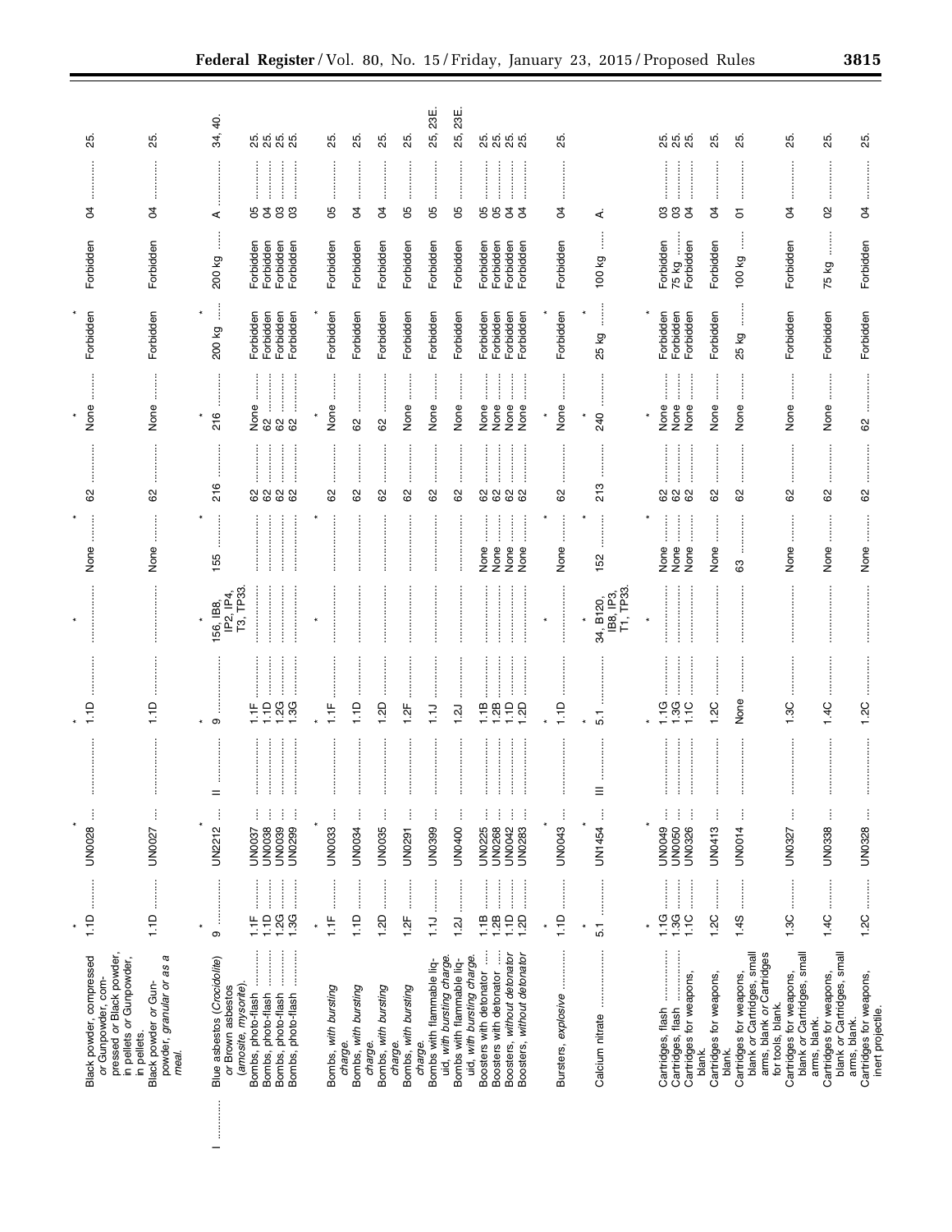| (1) | (2) | (3) | (4) | (5) | (6) | (7) | (8A) | (8B) | (8C) | (9A) | (9B) | (10A) | (10B) |
|---|---|---|---|---|---|---|---|---|---|---|---|---|---|
| * | * | * | * | * | * | * | | | | | | | |
| | Black powder, compressed *or* Gunpowder, compressed *or* Black powder, in pellets *or* Gunpowder, in pellets. | 1.1D | UN0028 | | 1.1D | | None | 62 | None | Forbidden | Forbidden | 04 | 25. |
| | Black powder *or* Gunpowder, *granular or as a meal.* | 1.1D | UN0027 | | 1.1D | | None | 62 | None | Forbidden | Forbidden | 04 | 25. |
| * | * | * | * | * | * | * | | | | | | | |
| I | Blue asbestos (*Crocidolite*) *or* Brown asbestos (*amosite, mysorite*). | 9 | UN2212 | II | 9 | 156, IB8, IP2, IP4, T3, TP33. | 155 | 216 | 216 | 200 kg | 200 kg | A | 34, 40. |
| | Bombs, photo-flash | 1.1F | UN0037 | | 1.1F | | | 62 | None | Forbidden | Forbidden | 05 | 25. |
| | Bombs, photo-flash | 1.1D | UN0038 | | 1.1D | | | 62 | 62 | Forbidden | Forbidden | 04 | 25. |
| | Bombs, photo-flash | 1.2G | UN0039 | | 1.2G | | | 62 | 62 | Forbidden | Forbidden | 03 | 25. |
| | Bombs, photo-flash | 1.3G | UN0299 | | 1.3G | | | 62 | 62 | Forbidden | Forbidden | 03 | 25. |
| * | * | * | * | * | * | * | | | | | | | |
| | Bombs, *with bursting charge.* | 1.1F | UN0033 | | 1.1F | | | 62 | None | Forbidden | Forbidden | 05 | 25. |
| | Bombs, *with bursting charge.* | 1.1D | UN0034 | | 1.1D | | | 62 | 62 | Forbidden | Forbidden | 04 | 25. |
| | Bombs, *with bursting charge.* | 1.2D | UN0035 | | 1.2D | | | 62 | 62 | Forbidden | Forbidden | 04 | 25. |
| | Bombs, *with bursting charge.* | 1.2F | UN0291 | | 1.2F | | | 62 | None | Forbidden | Forbidden | 05 | 25. |
| | Bombs with flammable liquid, *with bursting charge.* | 1.1J | UN0399 | | 1.1J | | | 62 | None | Forbidden | Forbidden | 05 | 25, 23E. |
| | Bombs with flammable liquid, *with bursting charge.* | 1.2J | UN0400 | | 1.2J | | | 62 | None | Forbidden | Forbidden | 05 | 25, 23E. |
| | Boosters with detonator | 1.1B | UN0225 | | 1.1B | | None | 62 | None | Forbidden | Forbidden | 05 | 25. |
| | Boosters with detonator | 1.2B | UN0268 | | 1.2B | | None | 62 | None | Forbidden | Forbidden | 05 | 25. |
| | Boosters, *without detonator* | 1.1D | UN0042 | | 1.1D | | None | 62 | None | Forbidden | Forbidden | 04 | 25. |
| | Boosters, *without detonator* | 1.2D | UN0283 | | 1.2D | | None | 62 | None | Forbidden | Forbidden | 04 | 25. |
| * | * | * | * | * | * | * | | | | | | | |
| | Bursters, *explosive* | 1.1D | UN0043 | | 1.1D | | None | 62 | None | Forbidden | Forbidden | 04 | 25. |
| * | * | * | * | * | * | * | | | | | | | |
| | Calcium nitrate | 5.1 | UN1454 | III | 5.1 | 34, B120, IB8, IP3, T1, TP33. | 152 | 213 | 240 | 25 kg | 100 kg | A. | |
| * | * | * | * | * | * | * | | | | | | | |
| | Cartridges, flash | 1.1G | UN0049 | | 1.1G | | None | 62 | None | Forbidden | Forbidden | 03 | 25. |
| | Cartridges, flash | 1.3G | UN0050 | | 1.3G | | None | 62 | None | Forbidden | 75 kg | 03 | 25. |
| | Cartridges for weapons, blank. | 1.1C | UN0326 | | 1.1C | | None | 62 | None | Forbidden | Forbidden | 04 | 25. |
| | Cartridges for weapons, blank. | 1.2C | UN0413 | | 1.2C | | None | 62 | None | Forbidden | Forbidden | 04 | 25. |
| | Cartridges for weapons, blank *or* Cartridges, small arms, blank *or* Cartridges for tools, blank. | 1.4S | UN0014 | | None | | 63 | 62 | None | 25 kg | 100 kg | 01 | 25. |
| | Cartridges for weapons, blank *or* Cartridges, small arms, blank. | 1.3C | UN0327 | | 1.3C | | None | 62 | None | Forbidden | Forbidden | 04 | 25. |
| | Cartridges for weapons, blank *or* Cartridges, small arms, blank. | 1.4C | UN0338 | | 1.4C | | None | 62 | None | Forbidden | 75 kg | 02 | 25. |
| | Cartridges for weapons, inert projectile. | 1.2C | UN0328 | | 1.2C | | None | 62 | 62 | Forbidden | Forbidden | 04 | 25. |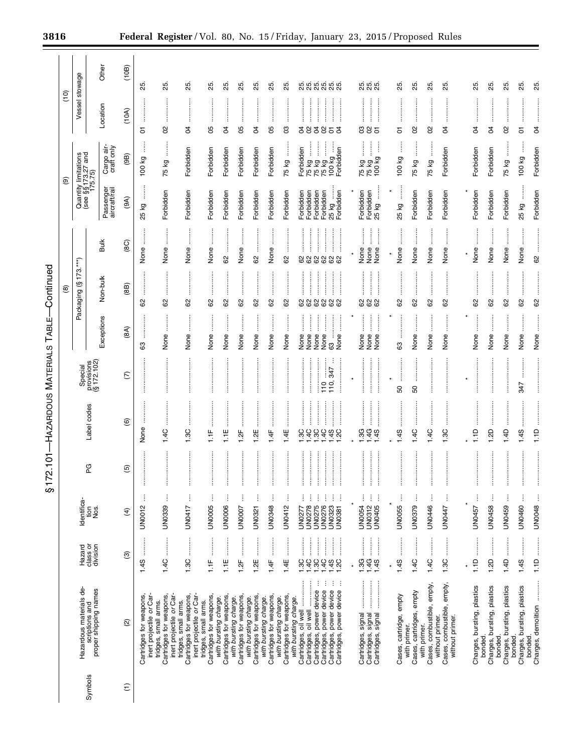## § 172.101—HAZARDOUS MATERIALS TABLE—Continued

| Symbols | Hazardous materials descriptions and proper shipping names | Hazard class or division | Identification Nos. | PG | Label codes | Special provisions (§ 172.102) | (8) Packaging (§ 173.***) | | | (9) Quantity limitations (see §§ 173.27 and 175.75) | | (10) Vessel stowage | |
|---|---|---|---|---|---|---|---|---|---|---|---|---|---|
| | | | | | | | Exceptions | Non-bulk | Bulk | Passenger aircraft/rail | Cargo aircraft only | Location | Other |
| (1) | (2) | (3) | (4) | (5) | (6) | (7) | (8A) | (8B) | (8C) | (9A) | (9B) | (10A) | (10B) |
| | Cartridges for weapons, inert projectile *or* Cartridges, small arms. | 1.4S | UN0012 | | None | | 63 | 62 | None | 25 kg | 100 kg | 01 | 25. |
| | Cartridges for weapons, inert projectile *or* Cartridges, small arms. | 1.4C | UN0339 | | 1.4C | | None | 62 | None | Forbidden | 75 kg | 02 | 25. |
| | Cartridges for weapons, inert projectile *or* Cartridges, small arms. | 1.3C | UN0417 | | 1.3C | | None | 62 | None | Forbidden | Forbidden | 04 | 25. |
| | Cartridges for weapons, *with bursting charge.* | 1.1F | UN0005 | | 1.1F | | None | 62 | None | Forbidden | Forbidden | 05 | 25. |
| | Cartridges for weapons, *with bursting charge.* | 1.1E | UN0006 | | 1.1E | | None | 62 | 62 | Forbidden | Forbidden | 04 | 25. |
| | Cartridges for weapons, *with bursting charge.* | 1.2F | UN0007 | | 1.2F | | None | 62 | None | Forbidden | Forbidden | 05 | 25. |
| | Cartridges for weapons, *with bursting charge.* | 1.2E | UN0321 | | 1.2E | | None | 62 | 62 | Forbidden | Forbidden | 04 | 25. |
| | Cartridges for weapons, *with bursting charge.* | 1.4F | UN0348 | | 1.4F | | None | 62 | None | Forbidden | Forbidden | 05 | 25. |
| | Cartridges for weapons, *with bursting charge.* | 1.4E | UN0412 | | 1.4E | | None | 62 | 62 | Forbidden | 75 kg | 03 | 25. |
| | Cartridges, oil well | 1.3C | UN0277 | | 1.3C | | None | 62 | 62 | Forbidden | Forbidden | 04 | 25. |
| | Cartridges, oil well | 1.4C | UN0278 | | 1.4C | | None | 62 | 62 | Forbidden | 75 kg | 02 | 25. |
| | Cartridges, power device | 1.3C | UN0275 | | 1.3C | | None | 62 | 62 | Forbidden | 75 kg | 04 | 25. |
| | Cartridges, power device | 1.4C | UN0276 | | 1.4C | 110 | None | 62 | 62 | Forbidden | 75 kg | 02 | 25. |
| | Cartridges, power device | 1.4S | UN0323 | | 1.4S | 110, 347 | 63 | 62 | 62 | 25 kg | 100 kg | 01 | 25. |
| | Cartridges, power device | 1.2C | UN0381 | | 1.2C | | None | 62 | 62 | Forbidden | Forbidden | 04 | 25. |
| * | * | * | * | * | * | * | | | | | | | |
| | Cartridges, signal | 1.3G | UN0054 | | 1.3G | | None | 62 | None | Forbidden | 75 kg | 03 | 25. |
| | Cartridges, signal | 1.4G | UN0312 | | 1.4G | | None | 62 | None | Forbidden | 75 kg | 02 | 25. |
| | Cartridges, signal | 1.4S | UN0405 | | 1.4S | | None | 62 | None | 25 kg | 100 kg | 01 | 25. |
| * | * | * | * | * | * | * | | | | | | | |
| | Cases, cartridge, empty with primer. | 1.4S | UN0055 | | 1.4S | 50 | 63 | 62 | None | 25 kg | 100 kg | 01 | 25. |
| | Cases, cartridges, empty with primer. | 1.4C | UN0379 | | 1.4C | 50 | None | 62 | None | Forbidden | 75 kg | 02 | 25. |
| | Cases, combustible, empty, without primer. | 1.4C | UN0446 | | 1.4C | | None | 62 | None | Forbidden | 75 kg | 02 | 25. |
| | Cases, combustible, empty, without primer. | 1.3C | UN0447 | | 1.3C | | None | 62 | None | Forbidden | Forbidden | 04 | 25. |
| * | * | * | * | * | * | * | | | | | | | |
| | Charges, bursting, plastics bonded. | 1.1D | UN0457 | | 1.1D | | None | 62 | None | Forbidden | Forbidden | 04 | 25. |
| | Charges, bursting, plastics bonded. | 1.2D | UN0458 | | 1.2D | | None | 62 | None | Forbidden | Forbidden | 04 | 25. |
| | Charges, bursting, plastics bonded. | 1.4D | UN0459 | | 1.4D | | None | 62 | None | Forbidden | 75 kg | 02 | 25. |
| | Charges, bursting, plastics bonded. | 1.4S | UN0460 | | 1.4S | 347 | None | 62 | None | 25 kg | 100 kg | 01 | 25. |
| | Charges, demolition | 1.1D | UN0048 | | 1.1D | | None | 62 | 62 | Forbidden | Forbidden | 04 | 25. |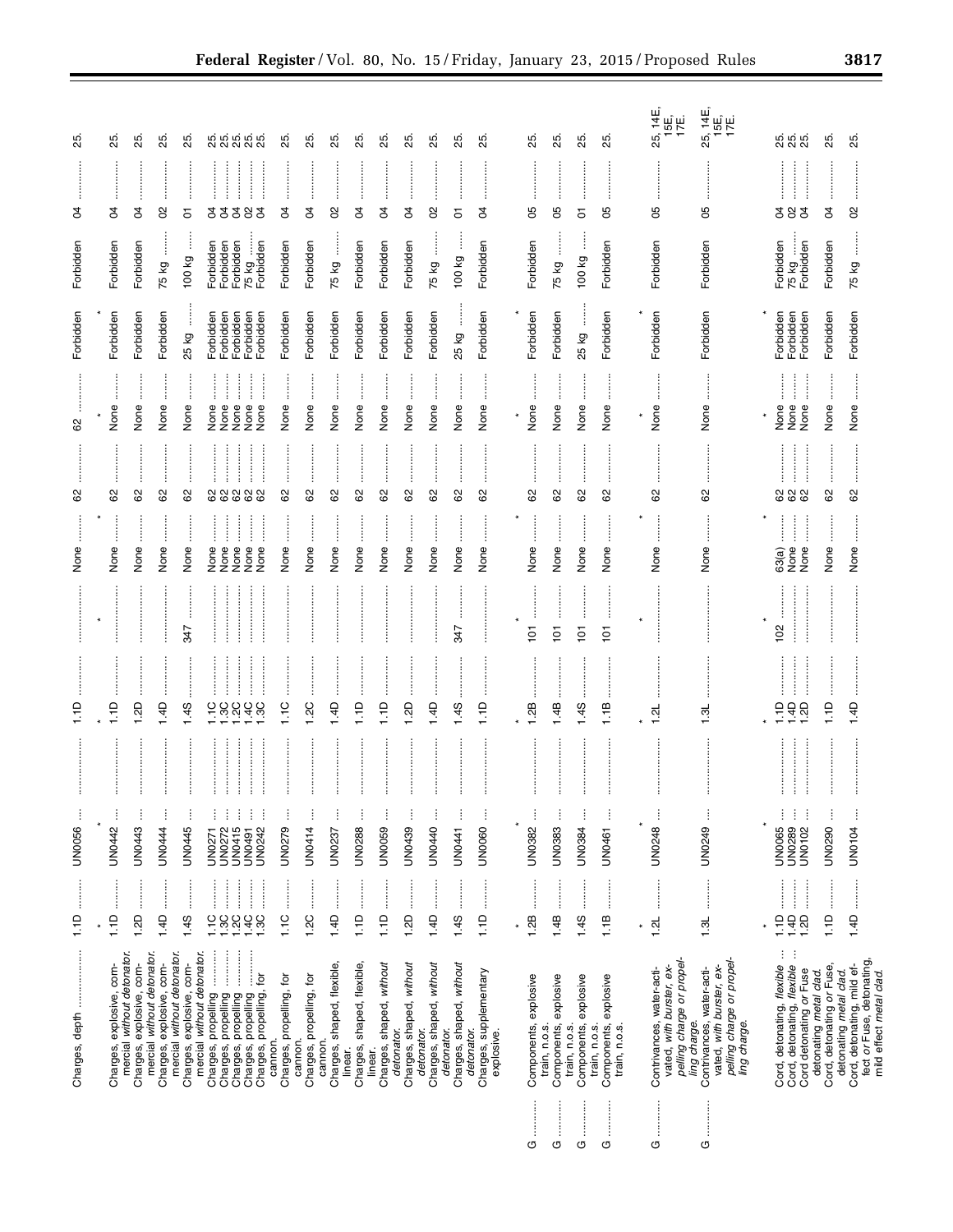| Symbols | Hazardous materials descriptions and proper shipping names | Hazard class or division | Identification numbers | PG | Label codes | Special provisions (§172.102) | Packaging (§173.***) Exceptions | Packaging (§173.***) Non-bulk | Packaging (§173.***) Bulk | Quantity limitations Passenger aircraft/rail | Quantity limitations Cargo aircraft only | Vessel stowage Location | Vessel stowage Other |
|---|---|---|---|---|---|---|---|---|---|---|---|---|---|
| | Charges, depth | 1.1D | UN0056 | | 1.1D | | None | 62 | 62 | Forbidden | Forbidden | 04 | 25. |
| * | * | * | * | * | * | * | | | | | | | |
| | Charges, explosive, commercial *without detonator.* | 1.1D | UN0442 | | 1.1D | | None | 62 | None | Forbidden | Forbidden | 04 | 25. |
| | Charges, explosive, commercial *without detonator.* | 1.2D | UN0443 | | 1.2D | | None | 62 | None | Forbidden | Forbidden | 04 | 25. |
| | Charges, explosive, commercial *without detonator.* | 1.4D | UN0444 | | 1.4D | | None | 62 | None | Forbidden | 75 kg | 02 | 25. |
| | Charges, explosive, commercial *without detonator.* | 1.4S | UN0445 | | 1.4S | 347 | None | 62 | None | 25 kg | 100 kg | 01 | 25. |
| | Charges, propelling | 1.1C | UN0271 | | 1.1C | | None | 62 | None | Forbidden | Forbidden | 04 | 25. |
| | Charges, propelling | 1.3C | UN0272 | | 1.3C | | None | 62 | None | Forbidden | Forbidden | 04 | 25. |
| | Charges, propelling | 1.2C | UN0415 | | 1.2C | | None | 62 | None | Forbidden | Forbidden | 04 | 25. |
| | Charges, propelling | 1.4C | UN0491 | | 1.4C | | None | 62 | None | Forbidden | 75 kg | 02 | 25. |
| | Charges, propelling, for cannon. | 1.3C | UN0242 | | 1.3C | | None | 62 | None | Forbidden | Forbidden | 04 | 25. |
| | Charges, propelling, for cannon. | 1.1C | UN0279 | | 1.1C | | None | 62 | None | Forbidden | Forbidden | 04 | 25. |
| | Charges, propelling, for cannon. | 1.2C | UN0414 | | 1.2C | | None | 62 | None | Forbidden | Forbidden | 04 | 25. |
| | Charges, shaped, flexible, linear. | 1.4D | UN0237 | | 1.4D | | None | 62 | None | Forbidden | 75 kg | 02 | 25. |
| | Charges, shaped, flexible, linear. | 1.1D | UN0288 | | 1.1D | | None | 62 | None | Forbidden | Forbidden | 04 | 25. |
| | Charges, shaped, *without detonator.* | 1.1D | UN0059 | | 1.1D | | None | 62 | None | Forbidden | Forbidden | 04 | 25. |
| | Charges, shaped, *without detonator.* | 1.2D | UN0439 | | 1.2D | | None | 62 | None | Forbidden | Forbidden | 04 | 25. |
| | Charges, shaped, *without detonator.* | 1.4D | UN0440 | | 1.4D | | None | 62 | None | Forbidden | 75 kg | 02 | 25. |
| | Charges, shaped, *without detonator.* | 1.4S | UN0441 | | 1.4S | 347 | None | 62 | None | 25 kg | 100 kg | 01 | 25. |
| | Charges, supplementary explosive. | 1.1D | UN0060 | | 1.1D | | None | 62 | None | Forbidden | Forbidden | 04 | 25. |
| * | * | * | * | * | * | * | | | | | | | |
| G | Components, explosive train, n.o.s. | 1.2B | UN0382 | | 1.2B | 101 | None | 62 | None | Forbidden | Forbidden | 05 | 25. |
| G | Components, explosive train, n.o.s. | 1.4B | UN0383 | | 1.4B | 101 | None | 62 | None | Forbidden | 75 kg | 05 | 25. |
| G | Components, explosive train, n.o.s. | 1.4S | UN0384 | | 1.4S | 101 | None | 62 | None | 25 kg | 100 kg | 01 | 25. |
| G | Components, explosive train, n.o.s. | 1.1B | UN0461 | | 1.1B | 101 | None | 62 | None | Forbidden | Forbidden | 05 | 25. |
| * | * | * | * | * | * | * | | | | | | | |
| G | Contrivances, water-activated, *with burster, expelling charge or propelling charge.* | 1.2L | UN0248 | | 1.2L | | None | 62 | None | Forbidden | Forbidden | 05 | 25, 14E, 15E, 17E. |
| G | Contrivances, water-activated, *with burster, expelling charge or propelling charge.* | 1.3L | UN0249 | | 1.3L | | None | 62 | None | Forbidden | Forbidden | 05 | 25, 14E, 15E, 17E. |
| * | * | * | * | * | * | * | | | | | | | |
| | Cord, detonating, *flexible* | 1.1D | UN0065 | | 1.1D | 102 | 63(a) | 62 | None | Forbidden | Forbidden | 04 | 25. |
| | Cord, detonating, *flexible* | 1.4D | UN0289 | | 1.4D | | None | 62 | None | Forbidden | 75 kg | 02 | 25. |
| | Cord detonating *or* Fuse detonating *metal clad.* | 1.2D | UN0102 | | 1.2D | | None | 62 | None | Forbidden | Forbidden | 04 | 25. |
| | Cord, detonating *or* Fuse, detonating *metal clad.* | 1.1D | UN0290 | | 1.1D | | None | 62 | None | Forbidden | Forbidden | 04 | 25. |
| | Cord, detonating, mild effect *or* Fuse, detonating, mild effect *metal clad.* | 1.4D | UN0104 | | 1.4D | | None | 62 | None | Forbidden | 75 kg | 02 | 25. |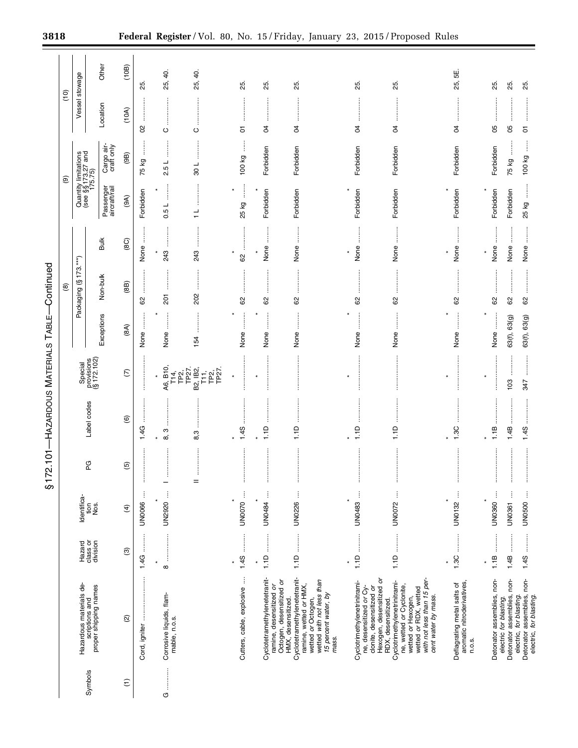## § 172.101—HAZARDOUS MATERIALS TABLE—Continued

| Symbols | Hazardous materials descriptions and proper shipping names | Hazard class or division | Identification Nos. | PG | Label codes | Special provisions (§ 172.102) | (8) Packaging (§ 173.***) | | | (9) Quantity limitations (see §§ 173.27 and 175.75) | | (10) Vessel stowage | |
|---|---|---|---|---|---|---|---|---|---|---|---|---|---|
| | | | | | | | Exceptions | Non-bulk | Bulk | Passenger aircraft/rail | Cargo aircraft only | Location | Other |
| (1) | (2) | (3) | (4) | (5) | (6) | (7) | (8A) | (8B) | (8C) | (9A) | (9B) | (10A) | (10B) |
| | Cord, igniter | 1.4G | UN0066 | | 1.4G | | None | 62 | None | Forbidden | 75 kg | 02 | 25. |
| | * | * | * | * | * | * | * | | | | | | |
| G | Corrosive liquids, flammable, n.o.s. | 8 | UN2920 | I | 8, 3 | A6, B10, T14, TP2, TP27. | None | 201 | 243 | 0.5 L | 2.5 L | C | 25, 40. |
| | | | | II | 8, 3 | B2, IB2, T11, TP2, TP27. | 154 | 202 | 243 | 1 L | 30 L | C | 25, 40. |
| | * | * | * | * | * | * | * | | | | | | |
| | Cutters, cable, explosive | 1.4S | UN0070 | | 1.4S | | None | 62 | 62 | 25 kg | 100 kg | 01 | 25. |
| | * | * | * | * | * | * | * | | | | | | |
| | Cyclotetramethylenetetranitramine, desensitized *or* Octogen, desensitized *or* HMX, desensitized. | 1.1D | UN0484 | | 1.1D | | None | 62 | None | Forbidden | Forbidden | 04 | 25. |
| | Cyclotetramethylenetetranitramine, wetted *or* HMX, wetted *or* Octogen, wetted *with not less than 15 percent water, by mass.* | 1.1D | UN0226 | | 1.1D | | None | 62 | None | Forbidden | Forbidden | 04 | 25. |
| | * | * | * | * | * | * | * | | | | | | |
| | Cyclotrimethylenetrinitramine, desensitized *or* Cyclonite, desensitized *or* Hexogen, desensitized *or* RDX, desensitized. | 1.1D | UN0483 | | 1.1D | | None | 62 | None | Forbidden | Forbidden | 04 | 25. |
| | Cyclotrimethylenetrinitramine, wetted *or* Cyclonite, wetted *or* Hexogen, wetted *or* RDX, wetted *with not less than 15 percent water by mass.* | 1.1D | UN0072 | | 1.1D | | None | 62 | None | Forbidden | Forbidden | 04 | 25. |
| | * | * | * | * | * | * | * | | | | | | |
| | Deflagrating metal salts of aromatic nitroderivatives, n.o.s. | 1.3C | UN0132 | | 1.3C | | None | 62 | None | Forbidden | Forbidden | 04 | 25, 5E. |
| | * | * | * | * | * | * | * | | | | | | |
| | Detonator assemblies, non-electric *for blasting.* | 1.1B | UN0360 | | 1.1B | | None | 62 | None | Forbidden | Forbidden | 05 | 25. |
| | Detonator assemblies, non-electric, *for blasting.* | 1.4B | UN0361 | | 1.4B | 103 | 63(f), 63(g) | 62 | None | Forbidden | 75 kg | 05 | 25. |
| | Detonator assemblies, non-electric, *for blasting.* | 1.4S | UN0500 | | 1.4S | 347 | 63(f), 63(g) | 62 | None | 25 kg | 100 kg | 01 | 25. |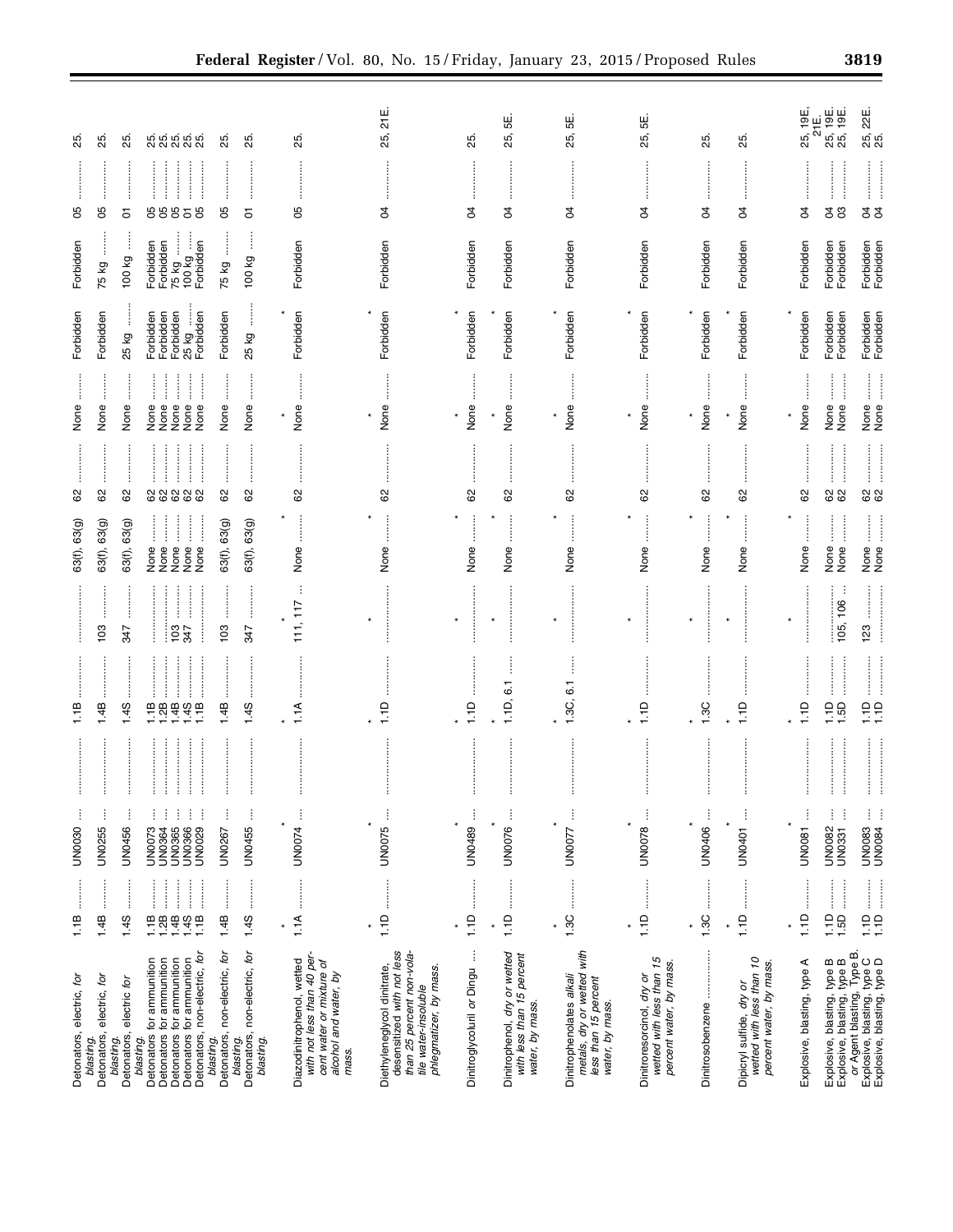| | | | | | | | | | | | | | |
|---|---|---|---|---|---|---|---|---|---|---|---|---|---|
| | Detonators, electric, *for blasting* | 1.1B | UN0030 | | 1.1B | | 63(f), 63(g) | 62 | None | Forbidden | Forbidden | 05 | 25. |
| | Detonators, electric, *for blasting* | 1.4B | UN0255 | | 1.4B | 103 | 63(f), 63(g) | 62 | None | Forbidden | 75 kg | 05 | 25. |
| | Detonators, electric *for blasting* | 1.4S | UN0456 | | 1.4S | 347 | 63(f), 63(g) | 62 | None | 25 kg | 100 kg | 01 | 25. |
| | Detonators for ammunition | 1.1B | UN0073 | | 1.1B | | None | 62 | None | Forbidden | Forbidden | 05 | 25. |
| | Detonators for ammunition | 1.2B | UN0364 | | 2.2B | | None | 62 | None | Forbidden | Forbidden | 05 | 25. |
| | Detonators for ammunition | 1.4B | UN0365 | | 1.4B | 103 | None | 62 | None | Forbidden | 75 kg | 05 | 25. |
| | Detonators for ammunition | 1.4S | UN0366 | | 1.4S | 347 | None | 62 | None | 25 kg | 100 kg | 01 | 25. |
| | Detonators, non-electric, *for blasting* | 1.1B | UN0029 | | 1.1B | | None | 62 | None | Forbidden | Forbidden | 05 | 25. |
| | Detonators, non-electric, *for blasting* | 1.4B | UN0267 | | 1.4B | 103 | 63(f), 63(g) | 62 | None | Forbidden | 75 kg | 05 | 25. |
| | Detonators, non-electric, *for blasting* | 1.4S | UN0455 | | 1.4S | 347 | 63(f), 63(g) | 62 | None | 25 kg | 100 kg | 01 | 25. |
| * * * * * * * | | | | | | | | | | | | | |
| | Diazodinitrophenol, wetted *with not less than 40 percent water or mixture of alcohol and water, by mass* | 1.1A | UN0074 | | 1.1A | 111, 117 | None | 62 | None | Forbidden | Forbidden | 05 | 25. |
| * * * * * * * | | | | | | | | | | | | | |
| | Diethyleneglycol dinitrate, desensitized *with not less than 25 percent non-volatile water-insoluble phlegmatizer, by mass* | 1.1D | UN0075 | | 1.1D | | None | 62 | None | Forbidden | Forbidden | 04 | 25, 21E. |
| * * * * * * * | | | | | | | | | | | | | |
| | Dinitroglycoluril *or* Dingu | 1.1D | UN0489 | | 1.1D | | None | 62 | None | Forbidden | Forbidden | 04 | 25. |
| * * * * * * * | | | | | | | | | | | | | |
| | Dinitrophenol, *dry or wetted with less than 15 percent water, by mass* | 1.1D | UN0076 | | 1.1D, 6.1 | | None | 62 | None | Forbidden | Forbidden | 04 | 25, 5E. |
| * * * * * * * | | | | | | | | | | | | | |
| | Dinitrophenolates *alkali metals, dry or wetted with less than 15 percent water, by mass* | 1.3C | UN0077 | | 1.3C, 6.1 | | None | 62 | None | Forbidden | Forbidden | 04 | 25, 5E. |
| * * * * * * * | | | | | | | | | | | | | |
| | Dinitroresorcinol, *dry or wetted with less than 15 percent water, by mass* | 1.1D | UN0078 | | 1.1D | | None | 62 | None | Forbidden | Forbidden | 04 | 25, 5E. |
| * * * * * * * | | | | | | | | | | | | | |
| | Dinitrosobenzene | 1.3C | UN0406 | | 1.3C | | None | 62 | None | Forbidden | Forbidden | 04 | 25. |
| * * * * * * * | | | | | | | | | | | | | |
| | Dipicryl sulfide, *dry or wetted with less than 10 percent water, by mass* | 1.1D | UN0401 | | 1.1D | | None | 62 | None | Forbidden | Forbidden | 04 | 25. |
| * * * * * * * | | | | | | | | | | | | | |
| | Explosive, blasting, type A | 1.1D | UN0081 | | 1.1D | | None | 62 | None | Forbidden | Forbidden | 04 | 25, 19E, 21E. |
| | Explosive, blasting, type B | 1.1D | UN0082 | | 1.1D | | None | 62 | None | Forbidden | Forbidden | 04 | 25, 19E. |
| | Explosive, blasting, type B *or* Agent blasting, Type B | 1.5D | UN0331 | | 1.5D | 105, 106 | None | 62 | None | Forbidden | Forbidden | 03 | 25, 19E. |
| | Explosive, blasting, type C | 1.1D | UN0083 | | 1.1D | 123 | None | 62 | None | Forbidden | Forbidden | 04 | 25, 22E. |
| | Explosive, blasting, type D | 1.1D | UN0084 | | 1.1D | | None | 62 | None | Forbidden | Forbidden | 04 | 25. |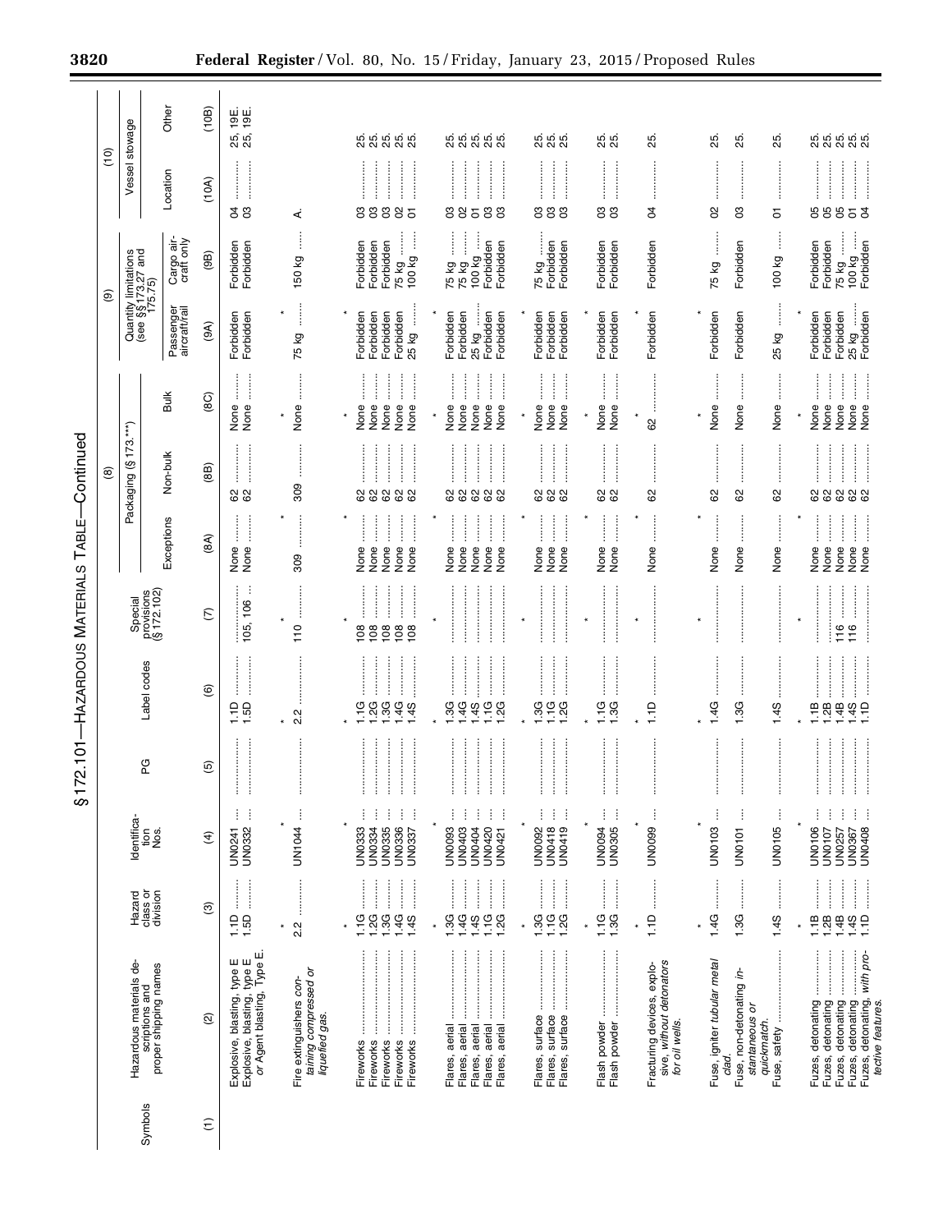## § 172.101—HAZARDOUS MATERIALS TABLE—Continued

| Symbols | Hazardous materials descriptions and proper shipping names | Hazard class or division | Identification Nos. | PG | Label codes | Special provisions (§ 172.102) | (8) Packaging (§ 173.***) | | | (9) Quantity limitations (see §§ 173.27 and 175.75) | | (10) Vessel stowage | |
|---|---|---|---|---|---|---|---|---|---|---|---|---|---|
| | | | | | | | Exceptions | Non-bulk | Bulk | Passenger aircraft/rail | Cargo aircraft only | Location | Other |
| (1) | (2) | (3) | (4) | (5) | (6) | (7) | (8A) | (8B) | (8C) | (9A) | (9B) | (10A) | (10B) |
| | Explosive, blasting, type E | 1.1D | UN0241 | | 1.1D | | None | 62 | None | Forbidden | Forbidden | 04 | 25, 19E. |
| | Explosive, blasting, type E *or Agent blasting, Type E.* | 1.5D | UN0332 | | 1.5D | 105, 106 | None | 62 | None | Forbidden | Forbidden | 03 | 25, 19E. |
| * | * | * | * | * | * | * | | | | | | | |
| | Fire extinguishers *containing compressed or liquefied gas.* | 2.2 | UN1044 | | 2.2 | 110 | 309 | 309 | None | 75 kg | 150 kg | A. | |
| * | * | * | * | * | * | * | | | | | | | |
| | Fireworks | 1.1G | UN0333 | | 1.1G | 108 | None | 62 | None | Forbidden | Forbidden | 03 | 25. |
| | Fireworks | 1.2G | UN0334 | | 1.2G | 108 | None | 62 | None | Forbidden | Forbidden | 03 | 25. |
| | Fireworks | 1.3G | UN0335 | | 1.3G | 108 | None | 62 | None | Forbidden | Forbidden | 03 | 25. |
| | Fireworks | 1.4G | UN0336 | | 1.4G | 108 | None | 62 | None | Forbidden | 75 kg | 02 | 25. |
| | Fireworks | 1.4S | UN0337 | | 1.4S | 108 | None | 62 | None | 25 kg | 100 kg | 01 | 25. |
| * | * | * | * | * | * | * | | | | | | | |
| | Flares, aerial | 1.3G | UN0093 | | 1.3G | | None | 62 | None | Forbidden | 75 kg | 03 | 25. |
| | Flares, aerial | 1.4G | UN0403 | | 1.4G | | None | 62 | None | Forbidden | 75 kg | 02 | 25. |
| | Flares, aerial | 1.4S | UN0404 | | 1.4S | | None | 62 | None | 25 kg | 100 kg | 01 | 25. |
| | Flares, aerial | 1.1G | UN0420 | | 1.1G | | None | 62 | None | Forbidden | Forbidden | 03 | 25. |
| | Flares, aerial | 1.2G | UN0421 | | 1.2G | | None | 62 | None | Forbidden | Forbidden | 03 | 25. |
| * | * | * | * | * | * | * | | | | | | | |
| | Flares, surface | 1.3G | UN0092 | | 1.3G | | None | 62 | None | Forbidden | 75 kg | 03 | 25. |
| | Flares, surface | 1.1G | UN0418 | | 1.1G | | None | 62 | None | Forbidden | Forbidden | 03 | 25. |
| | Flares, surface | 1.2G | UN0419 | | 1.2G | | None | 62 | None | Forbidden | Forbidden | 03 | 25. |
| * | * | * | * | * | * | * | | | | | | | |
| | Flash powder | 1.1G | UN0094 | | 1.1G | | None | 62 | None | Forbidden | Forbidden | 03 | 25. |
| | Flash powder | 1.3G | UN0305 | | 1.3G | | None | 62 | None | Forbidden | Forbidden | 03 | 25. |
| * | * | * | * | * | * | * | | | | | | | |
| | Fracturing devices, explosive, *without detonators for oil wells.* | 1.1D | UN0099 | | 1.1D | | None | 62 | 62 | Forbidden | Forbidden | 04 | 25. |
| * | * | * | * | * | * | * | | | | | | | |
| | Fuse, igniter *tubular metal clad.* | 1.4G | UN0103 | | 1.4G | | None | 62 | None | Forbidden | 75 kg | 02 | 25. |
| | Fuse, non-detonating *instantaneous or quickmatch.* | 1.3G | UN0101 | | 1.3G | | None | 62 | None | Forbidden | Forbidden | 03 | 25. |
| | Fuse, safety | 1.4S | UN0105 | | 1.4S | | None | 62 | None | 25 kg | 100 kg | 01 | 25. |
| * | * | * | * | * | * | * | | | | | | | |
| | Fuzes, detonating | 1.1B | UN0106 | | 1.1B | | None | 62 | None | Forbidden | Forbidden | 05 | 25. |
| | Fuzes, detonating | 1.2B | UN0107 | | 1.2B | | None | 62 | None | Forbidden | Forbidden | 05 | 25. |
| | Fuzes, detonating | 1.4B | UN0257 | | 1.4B | 116 | None | 62 | None | Forbidden | 75 kg | 05 | 25. |
| | Fuzes, detonating | 1.4S | UN0367 | | 1.4S | 116 | None | 62 | None | 25 kg | 100 kg | 01 | 25. |
| | Fuzes, detonating, *with protective features.* | 1.1D | UN0408 | | 1.1D | | None | 62 | None | Forbidden | Forbidden | 04 | 25. |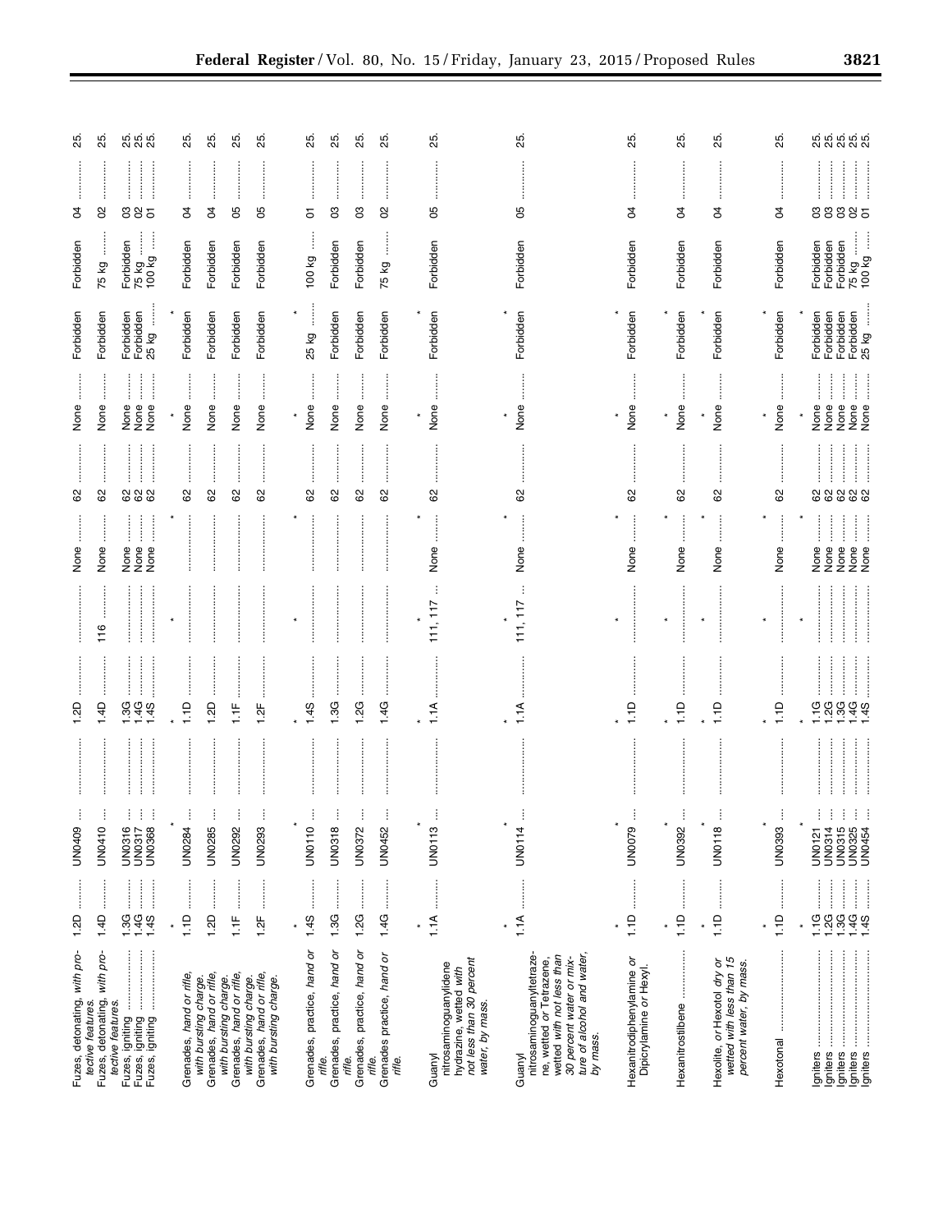| | | | | | | | | | | | | |
|---|---|---|---|---|---|---|---|---|---|---|---|---|
| Fuzes, detonating, *with protective features.* | 1.2D | UN0409 | | 1.2D | | None | 62 | None | Forbidden | Forbidden | 04 | 25. |
| Fuzes, detonating, *with protective features.* | 1.4D | UN0410 | | 1.4D | 116 | None | 62 | None | Forbidden | 75 kg | 02 | 25. |
| Fuzes, igniting | 1.3G | UN0316 | | 1.3G | | None | 62 | None | Forbidden | Forbidden | 03 | 25. |
| Fuzes, igniting | 1.4G | UN0317 | | 1.4G | | None | 62 | None | Forbidden | 75 kg | 02 | 25. |
| Fuzes, igniting | 1.4S | UN0368 | | 1.4S | | None | 62 | None | 25 kg | 100 kg | 01 | 25. |
| * * * * * * * | | | | | | | | | | | | |
| Grenades, *hand or rifle, with bursting charge.* | 1.1D | UN0284 | | 1.1D | | | 62 | None | Forbidden | Forbidden | 04 | 25. |
| Grenades, *hand or rifle, with bursting charge.* | 1.2D | UN0285 | | 1.2D | | | 62 | None | Forbidden | Forbidden | 04 | 25. |
| Grenades, *hand or rifle, with bursting charge.* | 1.1F | UN0292 | | 1.1F | | | 62 | None | Forbidden | Forbidden | 05 | 25. |
| Grenades, *hand or rifle, with bursting charge.* | 1.2F | UN0293 | | 1.2F | | | 62 | None | Forbidden | Forbidden | 05 | 25. |
| * * * * * * * | | | | | | | | | | | | |
| Grenades, practice, *hand or rifle.* | 1.4S | UN0110 | | 1.4S | | | 62 | None | 25 kg | 100 kg | 01 | 25. |
| Grenades, practice, *hand or rifle.* | 1.3G | UN0318 | | 1.3G | | | 62 | None | Forbidden | Forbidden | 03 | 25. |
| Grenades, practice, *hand or rifle.* | 1.2G | UN0372 | | 1.2G | | | 62 | None | Forbidden | Forbidden | 03 | 25. |
| Grenades, practice, *hand or rifle.* | 1.4G | UN0452 | | 1.4G | | | 62 | None | Forbidden | 75 kg | 02 | 25. |
| * * * * * * * | | | | | | | | | | | | |
| Guanyl *nitrosaminoguanylidene hydrazine, wetted with not less than 30 percent water, by mass.* | 1.1A | UN0113 | | 1.1A | 111, 117 | None | 62 | None | Forbidden | Forbidden | 05 | 25. |
| * * * * * * * | | | | | | | | | | | | |
| Guanyl *nitrosaminoguanyltetrazene, wetted or Tetrazene, wetted with not less than 30 percent water or mixture of alcohol and water, by mass.* | 1.1A | UN0114 | | 1.1A | 111, 117 | None | 62 | None | Forbidden | Forbidden | 05 | 25. |
| * * * * * * * | | | | | | | | | | | | |
| Hexanitrodiphenylamine *or Dipicrylamine or Hexyl.* | 1.1D | UN0079 | | 1.1D | | None | 62 | None | Forbidden | Forbidden | 04 | 25. |
| * * * * * * * | | | | | | | | | | | | |
| Hexanitrostilbene | 1.1D | UN0392 | | 1.1D | | None | 62 | None | Forbidden | Forbidden | 04 | 25. |
| * * * * * * * | | | | | | | | | | | | |
| Hexolite, *or Hexotol dry or wetted with less than 15 percent water, by mass.* | 1.1D | UN0118 | | 1.1D | | None | 62 | None | Forbidden | Forbidden | 04 | 25. |
| * * * * * * * | | | | | | | | | | | | |
| Hexotonal | 1.1D | UN0393 | | 1.1D | | None | 62 | None | Forbidden | Forbidden | 04 | 25. |
| * * * * * * * | | | | | | | | | | | | |
| Igniters | 1.1G | UN0121 | | 1.1G | | None | 62 | None | Forbidden | Forbidden | 03 | 25. |
| Igniters | 1.2G | UN0314 | | 1.2G | | None | 62 | None | Forbidden | Forbidden | 03 | 25. |
| Igniters | 1.3G | UN0315 | | 1.3G | | None | 62 | None | Forbidden | Forbidden | 03 | 25. |
| Igniters | 1.4G | UN0325 | | 1.4G | | None | 62 | None | Forbidden | 75 kg | 02 | 25. |
| Igniters | 1.4S | UN0454 | | 1.4S | | None | 62 | None | 25 kg | 100 kg | 01 | 25. |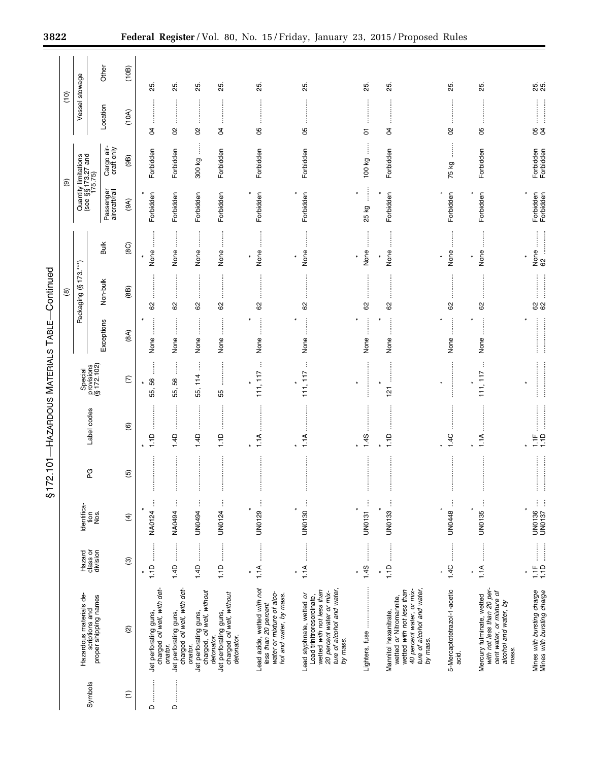§ 172.101—HAZARDOUS MATERIALS TABLE—Continued

| Symbols | Hazardous materials descriptions and proper shipping names | Hazard class or division | Identification Nos. | PG | Label codes | Special provisions (§ 172.102) | (8) Packaging (§ 173.***) | | | (9) Quantity limitations (see §§ 173.27 and 175.75) | | (10) Vessel stowage | |
|---|---|---|---|---|---|---|---|---|---|---|---|---|---|
| | | | | | | | Exceptions | Non-bulk | Bulk | Passenger aircraft/rail | Cargo aircraft only | Location | Other |
| (1) | (2) | (3) | (4) | (5) | (6) | (7) | (8A) | (8B) | (8C) | (9A) | (9B) | (10A) | (10B) |
| * | * | * | * | * | * | * | * | * | * | * | * | * | * |
| D | Jet perforating guns, charged *oil well, with detonator.* | 1.1D | NA0124 | | 1.1D | 55, 56 | None | 62 | None | Forbidden | Forbidden | 04 | 25. |
| D | Jet perforating guns, charged *oil well, with detonator.* | 1.4D | NA0494 | | 1.4D | 55, 56 | None | 62 | None | Forbidden | Forbidden | 02 | 25. |
| | Jet perforating guns, charged, *oil well, without detonator.* | 1.4D | UN0494 | | 1.4D | 55, 114 | None | 62 | None | Forbidden | 300 kg | 02 | 25. |
| | Jet perforating guns, charged *oil well, without detonator.* | 1.1D | UN0124 | | 1.1D | 55 | None | 62 | None | Forbidden | Forbidden | 04 | 25. |
| * | * | * | * | * | * | * | * | * | * | * | * | * | * |
| | Lead azide, wetted *with not less than 20 percent water or mixture of alcohol and water, by mass.* | 1.1A | UN0129 | | 1.1A | 111, 117 | None | 62 | None | Forbidden | Forbidden | 05 | 25. |
| * | * | * | * | * | * | * | * | * | * | * | * | * | * |
| | Lead styphnate, wetted or Lead trinitroresorcinate, *wetted with not less than 20 percent water or mixture of alcohol and water, by mass.* | 1.1A | UN0130 | | 1.1A | 111, 117 | None | 62 | None | Forbidden | Forbidden | 05 | 25. |
| * | * | * | * | * | * | * | * | * | * | * | * | * | * |
| | Lighters, fuse | 1.4S | UN0131 | | 1.4S | | None | 62 | None | 25 kg | 100 kg | 01 | 25. |
| * | * | * | * | * | * | * | * | * | * | * | * | * | * |
| | Mannitol hexanitrate, wetted or Nitromannite, *wetted with not less than 40 percent water, or mixture of alcohol and water, by mass.* | 1.1D | UN0133 | | 1.1D | 121 | None | 62 | None | Forbidden | Forbidden | 04 | 25. |
| * | * | * | * | * | * | * | * | * | * | * | * | * | * |
| | 5-Mercaptotetrazol-1-acetic acid. | 1.4C | UN0448 | | 1.4C | | None | 62 | None | Forbidden | 75 kg | 02 | 25. |
| * | * | * | * | * | * | * | * | * | * | * | * | * | * |
| | Mercury fulminate, wetted *with not less than 20 percent water, or mixture of alcohol and water, by mass.* | 1.1A | UN0135 | | 1.1A | 111, 117 | None | 62 | None | Forbidden | Forbidden | 05 | 25. |
| * | * | * | * | * | * | * | * | * | * | * | * | * | * |
| | Mines *with bursting charge* | 1.1F | UN0136 | | 1.1F | | | 62 | None | Forbidden | Forbidden | 05 | 25. |
| | Mines *with bursting charge* | 1.1D | UN0137 | | 1.1D | | | 62 | 62 | Forbidden | Forbidden | 04 | 25. |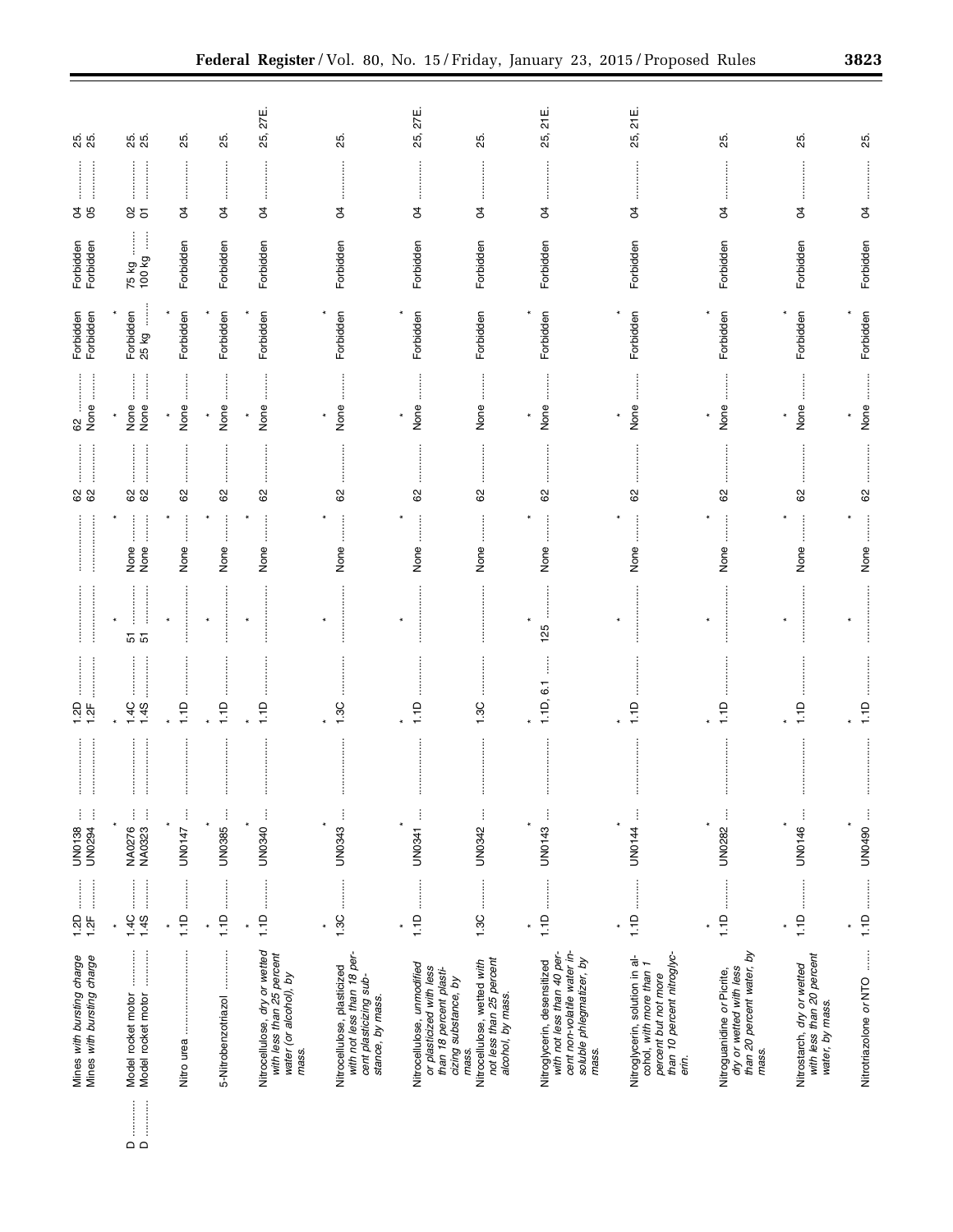| (1) | (2) | (3) | (4) | (5) | (6) | (7) | (8A) | (8B) | (8C) | (9A) | (9B) | (10A) | (10B) |
|---|---|---|---|---|---|---|---|---|---|---|---|---|---|
| | Mines *with bursting charge* | 1.2D | UN0138 | | 1.2D | | | 62 | 62 | Forbidden | Forbidden | 04 | 25. |
| | Mines *with bursting charge* | 1.2F | UN0294 | | 1.2F | | | 62 | None | Forbidden | Forbidden | 05 | 25. |
| * | * | * | * | * | * | * | | | | | | | |
| D | Model rocket motor | 1.4C | NA0276 | | 1.4C | 51 | None | 62 | None | Forbidden | 75 kg | 02 | 25. |
| D | Model rocket motor | 1.4S | NA0323 | | 1.4S | 51 | None | 62 | None | 25 kg | 100 kg | 01 | 25. |
| * | * | * | * | * | * | * | | | | | | | |
| | Nitro urea | 1.1D | UN0147 | | 1.1D | | None | 62 | None | Forbidden | Forbidden | 04 | 25. |
| * | * | * | * | * | * | * | | | | | | | |
| | 5-Nitrobenzotriazol | 1.1D | UN0385 | | 1.1D | | None | 62 | None | Forbidden | Forbidden | 04 | 25. |
| * | * | * | * | * | * | * | | | | | | | |
| | Nitrocellulose, *dry or wetted with less than 25 percent water (or alcohol), by mass.* | 1.1D | UN0340 | | 1.1D | | None | 62 | None | Forbidden | Forbidden | 04 | 25, 27E. |
| * | * | * | * | * | * | * | | | | | | | |
| | Nitrocellulose, plasticized *with not less than 18 percent plasticizing substance, by mass.* | 1.3C | UN0343 | | 1.3C | | None | 62 | None | Forbidden | Forbidden | 04 | 25. |
| * | * | * | * | * | * | * | | | | | | | |
| | Nitrocellulose, *unmodified or plasticized with less than 18 percent plasticizing substance, by mass.* | 1.1D | UN0341 | | 1.1D | | None | 62 | None | Forbidden | Forbidden | 04 | 25, 27E. |
| | Nitrocellulose, wetted *with not less than 25 percent alcohol, by mass.* | 1.3C | UN0342 | | 1.3C | | None | 62 | None | Forbidden | Forbidden | 04 | 25. |
| * | * | * | * | * | * | * | | | | | | | |
| | Nitroglycerin, desensitized *with not less than 40 percent non-volatile water insoluble phlegmatizer, by mass.* | 1.1D | UN0143 | | 1.1D, 6.1 | 125 | None | 62 | None | Forbidden | Forbidden | 04 | 25, 21E. |
| * | * | * | * | * | * | * | | | | | | | |
| | Nitroglycerin, solution in alcohol, *with more than 1 percent but not more than 10 percent nitroglycerin.* | 1.1D | UN0144 | | 1.1D | | None | 62 | None | Forbidden | Forbidden | 04 | 25, 21E. |
| * | * | * | * | * | * | * | | | | | | | |
| | Nitroguanidine *or* Picrite, *dry or wetted with less than 20 percent water, by mass.* | 1.1D | UN0282 | | 1.1D | | None | 62 | None | Forbidden | Forbidden | 04 | 25. |
| * | * | * | * | * | * | * | | | | | | | |
| | Nitrostarch, *dry or wetted with less than 20 percent water, by mass.* | 1.1D | UN0146 | | 1.1D | | None | 62 | None | Forbidden | Forbidden | 04 | 25. |
| * | * | * | * | * | * | * | | | | | | | |
| | Nitrotriazolone *or* NTO | 1.1D | UN0490 | | 1.1D | | None | 62 | None | Forbidden | Forbidden | 04 | 25. |
| * | * | * | * | * | * | * | | | | | | | |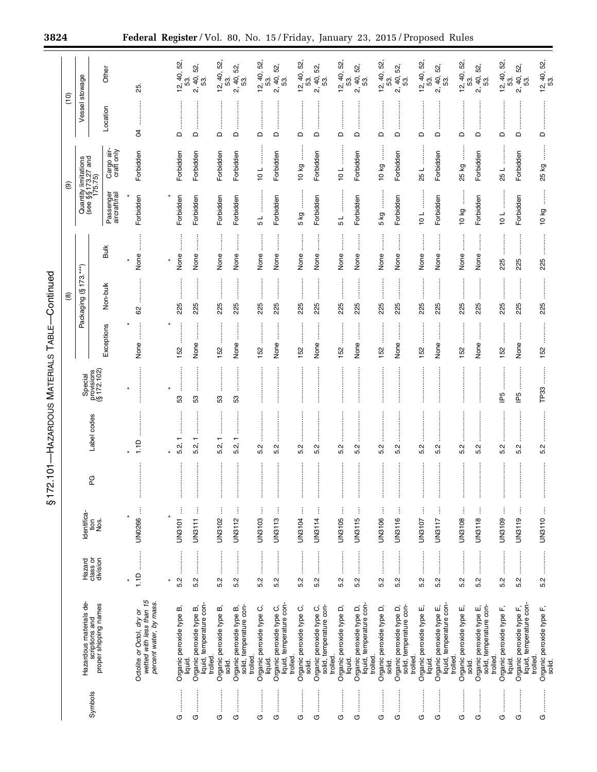## § 172.101—HAZARDOUS MATERIALS TABLE—Continued

| Symbols | Hazardous materials descriptions and proper shipping names | Hazard class or division | Identification Nos. | PG | Label codes | Special provisions (§ 172.102) | (8) Packaging (§ 173.***) | | | (9) Quantity limitations (see §§ 173.27 and 175.75) | | (10) Vessel stowage | |
|---|---|---|---|---|---|---|---|---|---|---|---|---|---|
| | | | | | | | Exceptions | Non-bulk | Bulk | Passenger aircraft/rail | Cargo aircraft only | Location | Other |
| * | * | * | * | * | * | * | | | | | | | |
| | Octolite *or* Octol, *dry or wetted with less than 15 percent water, by mass.* | 1.1D | UN0266 | | 1.1D | | None | 62 | None | Forbidden | Forbidden | 04 | 25. |
| * | * | * | * | * | * | * | | | | | | | |
| G | Organic peroxide type B, liquid. | 5.2 | UN3101 | | 5.2, 1 | 53 | 152 | 225 | None | Forbidden | Forbidden | D | 12, 40, 52, 53. |
| G | Organic peroxide type B, liquid, temperature controlled. | 5.2 | UN3111 | | 5.2, 1 | 53 | None | 225 | None | Forbidden | Forbidden | D | 2, 40, 52, 53. |
| G | Organic peroxide type B, solid. | 5.2 | UN3102 | | 5.2, 1 | 53 | 152 | 225 | None | Forbidden | Forbidden | D | 12, 40, 52, 53. |
| G | Organic peroxide type B, solid, temperature controlled. | 5.2 | UN3112 | | 5.2, 1 | 53 | None | 225 | None | Forbidden | Forbidden | D | 2, 40, 52, 53. |
| G | Organic peroxide type C, liquid. | 5.2 | UN3103 | | 5.2 | | 152 | 225 | None | 5 L | 10 L | D | 12, 40, 52, 53. |
| G | Organic peroxide type C, liquid, temperature controlled. | 5.2 | UN3113 | | 5.2 | | None | 225 | None | Forbidden | Forbidden | D | 2, 40, 52, 53. |
| G | Organic peroxide type C, solid. | 5.2 | UN3104 | | 5.2 | | 152 | 225 | None | 5 kg | 10 kg | D | 12, 40, 52, 53. |
| G | Organic peroxide type C, solid, temperature controlled. | 5.2 | UN3114 | | 5.2 | | None | 225 | None | Forbidden | Forbidden | D | 2, 40, 52, 53. |
| G | Organic peroxide type D, liquid. | 5.2 | UN3105 | | 5.2 | | 152 | 225 | None | 5 L | 10 L | D | 12, 40, 52, 53. |
| G | Organic peroxide type D, liquid, temperature controlled. | 5.2 | UN3115 | | 5.2 | | None | 225 | None | Forbidden | Forbidden | D | 2, 40, 52, 53. |
| G | Organic peroxide type D, solid. | 5.2 | UN3106 | | 5.2 | | 152 | 225 | None | 5 kg | 10 kg | D | 12, 40, 52, 53. |
| G | Organic peroxide type D, solid, temperature controlled. | 5.2 | UN3116 | | 5.2 | | None | 225 | None | Forbidden | Forbidden | D | 2, 40, 52, 53. |
| G | Organic peroxide type E, liquid. | 5.2 | UN3107 | | 5.2 | | 152 | 225 | None | 10 L | 25 L | D | 12, 40, 52, 53. |
| G | Organic peroxide type E, liquid, temperature controlled. | 5.2 | UN3117 | | 5.2 | | None | 225 | None | Forbidden | Forbidden | D | 2, 40, 52, 53. |
| G | Organic peroxide type E, solid. | 5.2 | UN3108 | | 5.2 | | 152 | 225 | None | 10 kg | 25 kg | D | 12, 40, 52, 53. |
| G | Organic peroxide type E, solid, temperature controlled. | 5.2 | UN3118 | | 5.2 | | None | 225 | None | Forbidden | Forbidden | D | 2, 40, 52, 53. |
| G | Organic peroxide type F, liquid. | 5.2 | UN3109 | | 5.2 | IP5 | 152 | 225 | 225 | 10 L | 25 L | D | 12, 40, 52, 53. |
| G | Organic peroxide type F, liquid, temperature controlled. | 5.2 | UN3119 | | 5.2 | IP5 | None | 225 | 225 | Forbidden | Forbidden | D | 2, 40, 52, 53. |
| G | Organic peroxide type F, solid. | 5.2 | UN3110 | | 5.2 | TP33 | 152 | 225 | 225 | 10 kg | 25 kg | D | 12, 40, 52, 53. |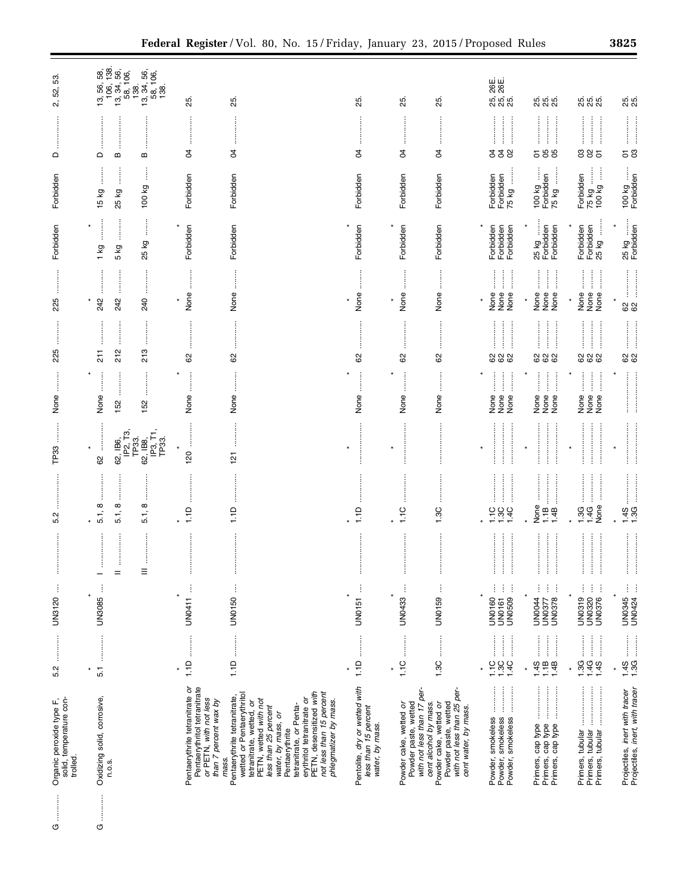| Symbols | Hazardous materials descriptions and proper shipping names | Hazard class or division | Identification numbers | PG | Label codes | Special provisions (§172.102) | Packaging (§173.***) Exceptions | Packaging Non-bulk | Packaging Bulk | Quantity limitations Passenger aircraft/rail | Quantity limitations Cargo aircraft only | Vessel stowage Location | Vessel stowage Other |
|---|---|---|---|---|---|---|---|---|---|---|---|---|---|
| G | Organic peroxide type F, solid, temperature controlled. | 5.2 | UN3120 | | 5.2 | TP33 | None | 225 | 225 | Forbidden | Forbidden | D | 2, 52, 53. |
| * | * | * | * | * | * | * | | | | | | | |
| G | Oxidizing solid, corrosive, n.o.s. | 5.1 | UN3085 | I | 5.1, 8 | 62 | None | 211 | 242 | 1 kg | 15 kg | D | 13, 56, 58, 106, 138. |
| | | | | II | 5.1, 8 | 62, IB6, IP2, T3, TP33. | 152 | 212 | 242 | 5 kg | 25 kg | B | 13, 34, 56, 58, 106, 138. |
| | | | | III | 5.1, 8 | 62, IB8, IP3, T1, TP33. | 152 | 213 | 240 | 25 kg | 100 kg | B | 13, 34, 56, 58, 106, 138. |
| * | * | * | * | * | * | * | | | | | | | |
| | Pentaerythrite tetranitrate *or* Pentaerythritol tetranitrate or PETN, *with not less than 7 percent wax by mass.* | 1.1D | UN0411 | | 1.1D | 120 | None | 62 | None | Forbidden | Forbidden | 04 | 25. |
| | Pentaerythrite tetranitrate, wetted or Pentaerythritol tetranitrate, wetted, or PETN, wetted *with not less than 25 percent water, by mass,* or Pentaerythrite tetranitrate, or Pentaerythritol tetranitrate or PETN, desensitized *with not less than 15 percent phlegmatizer by mass.* | 1.1D | UN0150 | | 1.1D | 121 | None | 62 | None | Forbidden | Forbidden | 04 | 25. |
| * | * | * | * | * | * | * | | | | | | | |
| | Pentolite, *dry or wetted with less than 15 percent water, by mass.* | 1.1D | UN0151 | | 1.1D | | None | 62 | None | Forbidden | Forbidden | 04 | 25. |
| * | * | * | * | * | * | * | | | | | | | |
| | Powder cake, wetted or Powder paste, wetted *with not less than 17 percent alcohol by mass.* | 1.1C | UN0433 | | 1.1C | | None | 62 | None | Forbidden | Forbidden | 04 | 25. |
| | Powder cake, wetted or Powder paste, wetted *with not less than 25 percent water, by mass.* | 1.3C | UN0159 | | 1.3C | | None | 62 | None | Forbidden | Forbidden | 04 | 25. |
| * | * | * | * | * | * | * | | | | | | | |
| | Powder, smokeless | 1.1C | UN0160 | | 1.1C | | None | 62 | None | Forbidden | Forbidden | 04 | 25, 26E. |
| | Powder, smokeless | 1.3C | UN0161 | | 1.3C | | None | 62 | None | Forbidden | Forbidden | 04 | 25, 26E. |
| | Powder, smokeless | 1.4C | UN0509 | | 1.4C | | None | 62 | None | Forbidden | 75 kg | 02 | 25. |
| * | * | * | * | * | * | * | | | | | | | |
| | Primers, cap type | 1.4S | UN0044 | | None | | None | 62 | None | 25 kg | 100 kg | 01 | 25. |
| | Primers, cap type | 1.1B | UN0377 | | 1.1B | | None | 62 | None | Forbidden | Forbidden | 05 | 25. |
| | Primers, cap type | 1.4B | UN0378 | | 1.4B | | None | 62 | None | Forbidden | 75 kg | 05 | 25. |
| * | * | * | * | * | * | * | | | | | | | |
| | Primers, tubular | 1.3G | UN0319 | | 1.3G | | None | 62 | None | Forbidden | Forbidden | 03 | 25. |
| | Primers, tubular | 1.4G | UN0320 | | 1.4G | | None | 62 | None | Forbidden | 75 kg | 02 | 25. |
| | Primers, tubular | 1.4S | UN0376 | | None | | None | 62 | None | 25 kg | 100 kg | 01 | 25. |
| * | * | * | * | * | * | * | | | | | | | |
| | Projectiles, *inert with tracer* | 1.4S | UN0345 | | 1.4S | | | 62 | 62 | 25 kg | 100 kg | 01 | 25. |
| | Projectiles, *inert, with tracer* | 1.3G | UN0424 | | 1.3G | | | 62 | 62 | Forbidden | Forbidden | 03 | 25. |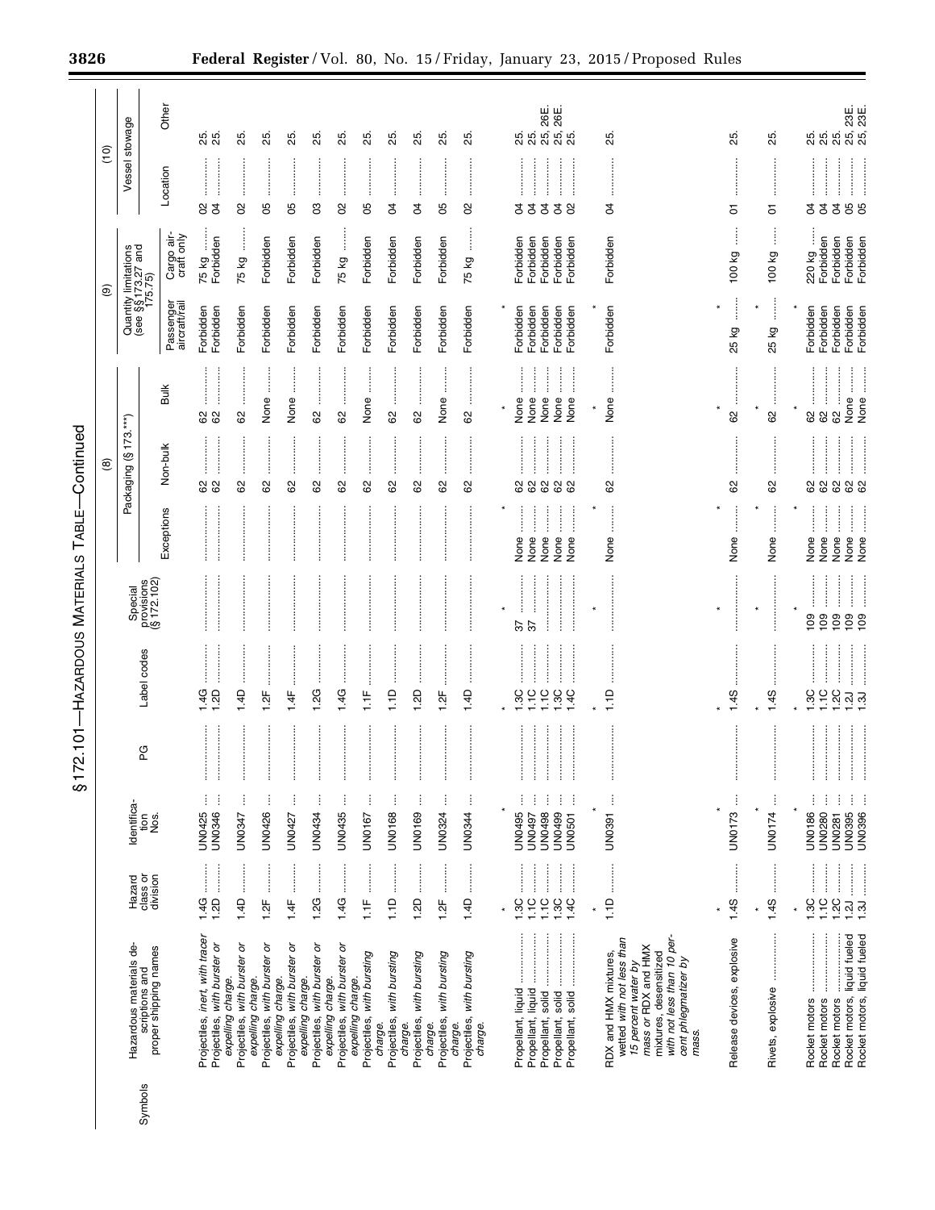## § 172.101—HAZARDOUS MATERIALS TABLE—Continued

| Symbols | Hazardous materials descriptions and proper shipping names | Hazard class or division | Identification Nos. | PG | Label codes | Special provisions (§ 172.102) | (8) Packaging (§ 173.***) | | | (9) Quantity limitations (see §§ 173.27 and 175.75) | | (10) Vessel stowage | |
|---|---|---|---|---|---|---|---|---|---|---|---|---|---|
| | | | | | | | Exceptions | Non-bulk | Bulk | Passenger aircraft/rail | Cargo aircraft only | Location | Other |
| | Projectiles, *inert, with tracer* | 1.4G | UN0425 | | 1.4G | | | 62 | 62 | Forbidden | 75 kg | 02 | 25. |
| | Projectiles, *with burster or expelling charge.* | 1.2D | UN0346 | | 1.2D | | | 62 | 62 | Forbidden | Forbidden | 04 | 25. |
| | Projectiles, *with burster or expelling charge.* | 1.4D | UN0347 | | 1.4D | | | 62 | 62 | Forbidden | 75 kg | 02 | 25. |
| | Projectiles, *with burster or expelling charge.* | 1.2F | UN0426 | | 1.2F | | | 62 | None | Forbidden | Forbidden | 05 | 25. |
| | Projectiles, *with burster or expelling charge.* | 1.4F | UN0427 | | 1.4F | | | 62 | None | Forbidden | Forbidden | 05 | 25. |
| | Projectiles, *with burster or expelling charge.* | 1.2G | UN0434 | | 1.2G | | | 62 | 62 | Forbidden | Forbidden | 03 | 25. |
| | Projectiles, *with burster or expelling charge.* | 1.4G | UN0435 | | 1.4G | | | 62 | 62 | Forbidden | 75 kg | 02 | 25. |
| | Projectiles, *with bursting charge.* | 1.1F | UN0167 | | 1.1F | | | 62 | None | Forbidden | Forbidden | 05 | 25. |
| | Projectiles, *with bursting charge.* | 1.1D | UN0168 | | 1.1D | | | 62 | 62 | Forbidden | Forbidden | 04 | 25. |
| | Projectiles, *with bursting charge.* | 1.2D | UN0169 | | 1.2D | | | 62 | 62 | Forbidden | Forbidden | 04 | 25. |
| | Projectiles, *with bursting charge.* | 1.2F | UN0324 | | 1.2F | | | 62 | None | Forbidden | Forbidden | 05 | 25. |
| | Projectiles, *with bursting charge.* | 1.4D | UN0344 | | 1.4D | | | 62 | 62 | Forbidden | 75 kg | 02 | 25. |
| * | * | * | * | * | * | * | * | | | | | | |
| | Propellant, liquid | 1.3C | UN0495 | | 1.3C | 37 | None | 62 | None | Forbidden | Forbidden | 04 | 25. |
| | Propellant, liquid | 1.1C | UN0497 | | 1.1C | 37 | None | 62 | None | Forbidden | Forbidden | 04 | 25. |
| | Propellant, solid | 1.1C | UN0498 | | 1.1C | | None | 62 | None | Forbidden | Forbidden | 04 | 25, 26E. |
| | Propellant, solid | 1.3C | UN0499 | | 1.3C | | None | 62 | None | Forbidden | Forbidden | 04 | 25, 26E. |
| | Propellant, solid | 1.4C | UN0501 | | 1.4C | | None | 62 | None | Forbidden | Forbidden | 02 | 25. |
| * | * | * | * | * | * | * | * | | | | | | |
| | RDX and HMX mixtures, wetted with not less than 15 percent water by mass or RDX and HMX mixtures, desensitized with not less than 10 percent phlegmatizer by mass. | 1.1D | UN0391 | | 1.1D | | None | 62 | None | Forbidden | Forbidden | 04 | 25. |
| * | * | * | * | * | * | * | * | | | | | | |
| | Release devices, explosive | 1.4S | UN0173 | | 1.4S | | None | 62 | 62 | 25 kg | 100 kg | 01 | 25. |
| * | * | * | * | * | * | * | * | | | | | | |
| | Rivets, explosive | 1.4S | UN0174 | | 1.4S | | None | 62 | 62 | 25 kg | 100 kg | 01 | 25. |
| * | * | * | * | * | * | * | * | | | | | | |
| | Rocket motors | 1.3C | UN0186 | | 1.3C | 109 | None | 62 | 62 | Forbidden | 220 kg | 04 | 25. |
| | Rocket motors | 1.1C | UN0280 | | 1.1C | 109 | None | 62 | 62 | Forbidden | Forbidden | 04 | 25. |
| | Rocket motors | 1.2C | UN0281 | | 1.2C | 109 | None | 62 | 62 | Forbidden | Forbidden | 04 | 25. |
| | Rocket motors, liquid fueled | 1.2J | UN0395 | | 1.2J | 109 | None | 62 | None | Forbidden | Forbidden | 05 | 25, 23E. |
| | Rocket motors, liquid fueled | 1.3J | UN0396 | | 1.3J | 109 | None | 62 | None | Forbidden | Forbidden | 05 | 25, 23E. |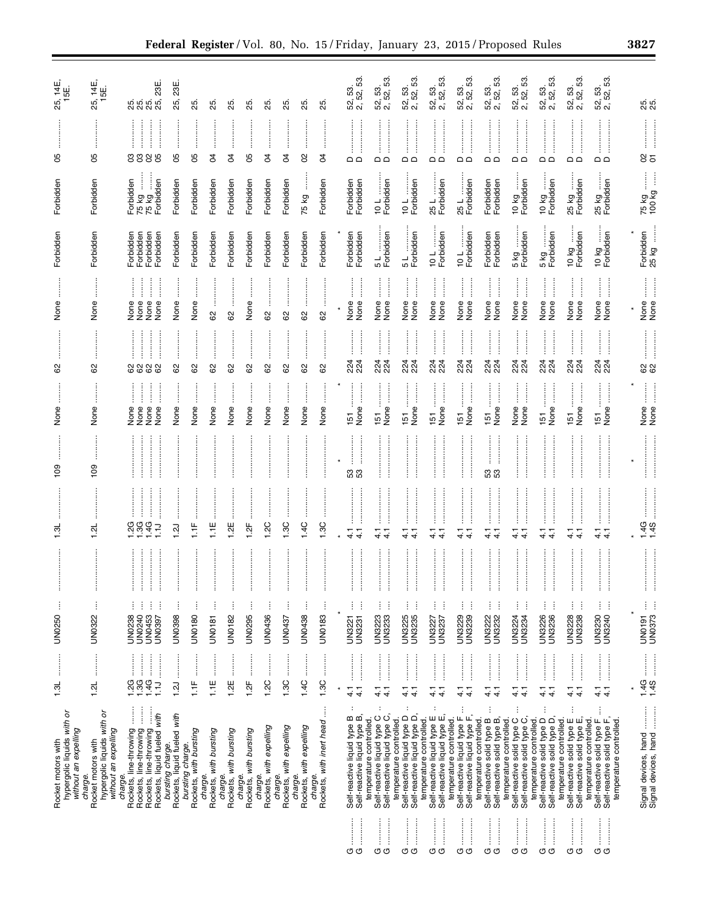| | | | | | | | | | | | | | |
|---|---|---|---|---|---|---|---|---|---|---|---|---|---|
| | Rocket motors with hypergolic liquids *with or without an expelling charge*. | 1.3L | UN0250 | | 1.3L | 109 | None | 62 | None | Forbidden | Forbidden | 05 | 25, 14E, 15E. |
| | Rocket motors with hypergolic liquids *with or without an expelling charge*. | 1.2L | UN0322 | | 1.2L | 109 | None | 62 | None | Forbidden | Forbidden | 05 | 25, 14E, 15E. |
| | Rockets, line-throwing | 1.2G | UN0238 | | 1.2G | | None | 62 | None | Forbidden | Forbidden | 03 | 25. |
| | Rockets, line-throwing | 1.3G | UN0240 | | 1.3G | | None | 62 | None | Forbidden | 75 kg | 03 | 25. |
| | Rockets, line-throwing | 1.4G | UN0453 | | 1.4G | | None | 62 | None | Forbidden | 75 kg | 02 | 25. |
| | Rockets, liquid fueled *with bursting charge*. | 1.1J | UN0397 | | 1.1J | | None | 62 | None | Forbidden | Forbidden | 05 | 25, 23E. |
| | Rockets, liquid fueled *with bursting charge*. | 1.2J | UN0398 | | 1.2J | | None | 62 | None | Forbidden | Forbidden | 05 | 25, 23E. |
| | Rockets, *with bursting charge*. | 1.1F | UN0180 | | 1.1F | | None | 62 | None | Forbidden | Forbidden | 05 | 25. |
| | Rockets, *with bursting charge*. | 1.1E | UN0181 | | 1.1E | | None | 62 | 62 | Forbidden | Forbidden | 04 | 25. |
| | Rockets, *with bursting charge*. | 1.2E | UN0182 | | 1.2E | | None | 62 | 62 | Forbidden | Forbidden | 04 | 25. |
| | Rockets, *with bursting charge*. | 1.2F | UN0295 | | 1.2F | | None | 62 | None | Forbidden | Forbidden | 05 | 25. |
| | Rockets, *with expelling charge*. | 1.2C | UN0436 | | 1.2C | | None | 62 | 62 | Forbidden | Forbidden | 04 | 25. |
| | Rockets, *with expelling charge*. | 1.3C | UN0437 | | 1.3C | | None | 62 | 62 | Forbidden | Forbidden | 04 | 25. |
| | Rockets, *with expelling charge*. | 1.4C | UN0438 | | 1.4C | | None | 62 | 62 | Forbidden | 75 kg | 02 | 25. |
| | Rockets, *with inert head* | 1.3C | UN0183 | | 1.3C | | None | 62 | 62 | Forbidden | Forbidden | 04 | 25. |
| * | * | * | * | | * | * | * | | * | * | | | |
| G | Self-reactive liquid type B | 4.1 | UN3221 | | 4.1 | 53 | 151 | 224 | None | Forbidden | Forbidden | D | 52, 53. |
| G | Self-reactive liquid type B, temperature controlled. | 4.1 | UN3231 | | 4.1 | 53 | None | 224 | None | Forbidden | Forbidden | D | 2, 52, 53. |
| G | Self-reactive liquid type C | 4.1 | UN3223 | | 4.1 | | 151 | 224 | None | 5 L | 10 L | D | 52, 53. |
| G | Self-reactive liquid type C, temperature controlled. | 4.1 | UN3233 | | 4.1 | | None | 224 | None | Forbidden | Forbidden | D | 2, 52, 53. |
| G | Self-reactive liquid type D | 4.1 | UN3225 | | 4.1 | | 151 | 224 | None | 5 L | 10 L | D | 52, 53. |
| G | Self-reactive liquid type D, temperature controlled. | 4.1 | UN3235 | | 4.1 | | None | 224 | None | Forbidden | Forbidden | D | 2, 52, 53. |
| G | Self-reactive liquid type E | 4.1 | UN3227 | | 4.1 | | 151 | 224 | None | 10 L | 25 L | D | 52, 53. |
| G | Self-reactive liquid type E, temperature controlled. | 4.1 | UN3237 | | 4.1 | | None | 224 | None | Forbidden | Forbidden | D | 2, 52, 53. |
| G | Self-reactive liquid type F | 4.1 | UN3229 | | 4.1 | | 151 | 224 | None | 10 L | 25 L | D | 52, 53. |
| G | Self-reactive liquid type F, temperature controlled. | 4.1 | UN3239 | | 4.1 | | None | 224 | None | Forbidden | Forbidden | D | 2, 52, 53. |
| G | Self-reactive solid type B | 4.1 | UN3222 | | 4.1 | 53 | 151 | 224 | None | Forbidden | Forbidden | D | 52, 53. |
| G | Self-reactive solid type B, temperature controlled. | 4.1 | UN3232 | | 4.1 | 53 | None | 224 | None | Forbidden | Forbidden | D | 2, 52, 53. |
| G | Self-reactive solid type C | 4.1 | UN3224 | | 4.1 | | None | 224 | None | 5 kg | 10 kg | D | 52, 53. |
| G | Self-reactive solid type C, temperature controlled. | 4.1 | UN3234 | | 4.1 | | None | 224 | None | Forbidden | Forbidden | D | 2, 52, 53. |
| G | Self-reactive solid type D | 4.1 | UN3226 | | 4.1 | | 151 | 224 | None | 5 kg | 10 kg | D | 52, 53. |
| G | Self-reactive solid type D, temperature controlled. | 4.1 | UN3236 | | 4.1 | | None | 224 | None | Forbidden | Forbidden | D | 2, 52, 53. |
| G | Self-reactive solid type E | 4.1 | UN3228 | | 4.1 | | 151 | 224 | None | 10 kg | 25 kg | D | 52, 53. |
| G | Self-reactive solid type E, temperature controlled. | 4.1 | UN3238 | | 4.1 | | None | 224 | None | Forbidden | Forbidden | D | 2, 52, 53. |
| G | Self-reactive solid type F | 4.1 | UN3230 | | 4.1 | | 151 | 224 | None | 10 kg | 25 kg | D | 52, 53. |
| G | Self-reactive solid type F, temperature controlled. | 4.1 | UN3240 | | 4.1 | | None | 224 | None | Forbidden | Forbidden | D | 2, 52, 53. |
| * | * | * | * | | * | * | * | | * | * | | | |
| | Signal devices, hand | 1.4G | UN0191 | | 1.4G | | None | 62 | None | Forbidden | 75 kg | 02 | 25. |
| | Signal devices, hand | 1.4S | UN0373 | | 1.4S | | None | 62 | None | 25 kg | 100 kg | 01 | 25. |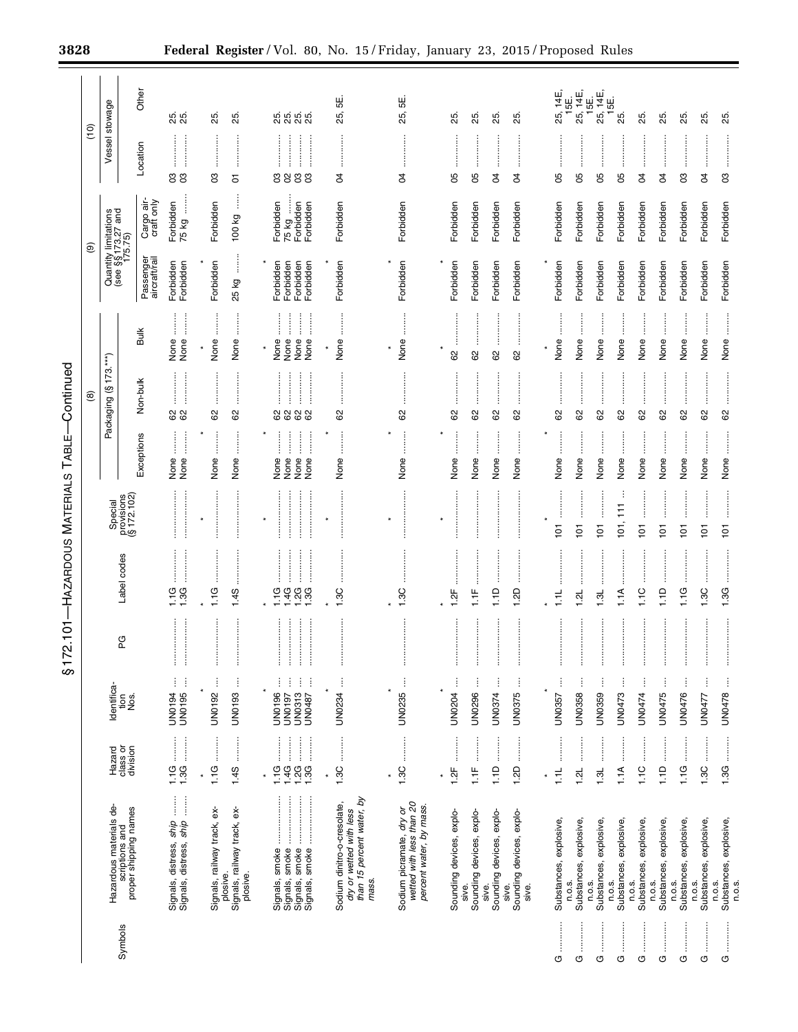## §172.101—HAZARDOUS MATERIALS TABLE—Continued

| Symbols | Hazardous materials descriptions and proper shipping names | Hazard class or division | Identification Nos. | PG | Label codes | Special provisions (§172.102) | (8) Packaging (§173.***) | | | (9) Quantity limitations (see §§173.27 and 175.75) | | (10) Vessel stowage | |
|---|---|---|---|---|---|---|---|---|---|---|---|---|---|
| | | | | | | | Exceptions | Non-bulk | Bulk | Passenger aircraft/rail | Cargo aircraft only | Location | Other |
| | Signals, distress, *ship* | 1.1G | UN0194 | | 1.1G | | None | 62 | None | Forbidden | Forbidden | 03 | 25. |
| | Signals, distress, *ship* | 1.3G | UN0195 | | 1.3G | | None | 62 | None | Forbidden | 75 kg | 03 | 25. |
| * | * | * | * | * | * | * | * | | | | | | |
| | Signals, railway track, explosive. | 1.1G | UN0192 | | 1.1G | | None | 62 | None | Forbidden | Forbidden | 03 | 25. |
| | Signals, railway track, explosive. | 1.4S | UN0193 | | 1.4S | | None | 62 | None | 25 kg | 100 kg | 01 | 25. |
| * | * | * | * | * | * | * | * | | | | | | |
| | Signals, smoke | 1.1G | UN0196 | | 1.1G | | None | 62 | None | Forbidden | Forbidden | 03 | 25. |
| | Signals, smoke | 1.4G | UN0197 | | 1.4G | | None | 62 | None | Forbidden | 75 kg | 02 | 25. |
| | Signals, smoke | 1.2G | UN0313 | | 1.2G | | None | 62 | None | Forbidden | Forbidden | 03 | 25. |
| | Signals, smoke | 1.3G | UN0487 | | 1.3G | | None | 62 | None | Forbidden | Forbidden | 03 | 25. |
| * | * | * | * | * | * | * | * | | | | | | |
| | Sodium dinitro-o-cresolate, *dry or wetted with less than 15 percent water, by mass.* | 1.3C | UN0234 | | 1.3C | | None | 62 | None | Forbidden | Forbidden | 04 | 25, 5E. |
| * | * | * | * | * | * | * | * | | | | | | |
| | Sodium picramate, *dry or wetted with less than 20 percent water, by mass.* | 1.3C | UN0235 | | 1.3C | | None | 62 | None | Forbidden | Forbidden | 04 | 25, 5E. |
| * | * | * | * | * | * | * | * | | | | | | |
| | Sounding devices, explosive. | 1.2F | UN0204 | | 1.2F | | None | 62 | 62 | Forbidden | Forbidden | 05 | 25. |
| | Sounding devices, explosive. | 1.1F | UN0296 | | 1.1F | | None | 62 | 62 | Forbidden | Forbidden | 05 | 25. |
| | Sounding devices, explosive. | 1.1D | UN0374 | | 1.1D | | None | 62 | 62 | Forbidden | Forbidden | 04 | 25. |
| | Sounding devices, explosive. | 1.2D | UN0375 | | 1.2D | | None | 62 | 62 | Forbidden | Forbidden | 04 | 25. |
| * | * | * | * | * | * | * | * | | | | | | |
| G | Substances, explosive, n.o.s. | 1.1L | UN0357 | | 1.1L | 101 | None | 62 | None | Forbidden | Forbidden | 05 | 25, 14E, 15E. |
| G | Substances, explosive, n.o.s. | 1.2L | UN0358 | | 1.2L | 101 | None | 62 | None | Forbidden | Forbidden | 05 | 25, 14E, 15E. |
| G | Substances, explosive, n.o.s. | 1.3L | UN0359 | | 1.3L | 101 | None | 62 | None | Forbidden | Forbidden | 05 | 25, 14E, 15E. |
| G | Substances, explosive, n.o.s. | 1.1A | UN0473 | | 1.1A | 101, 111 | None | 62 | None | Forbidden | Forbidden | 05 | 25. |
| G | Substances, explosive, n.o.s. | 1.1C | UN0474 | | 1.1C | 101 | None | 62 | None | Forbidden | Forbidden | 04 | 25. |
| G | Substances, explosive, n.o.s. | 1.1D | UN0475 | | 1.1D | 101 | None | 62 | None | Forbidden | Forbidden | 04 | 25. |
| G | Substances, explosive, n.o.s. | 1.1G | UN0476 | | 1.1G | 101 | None | 62 | None | Forbidden | Forbidden | 03 | 25. |
| G | Substances, explosive, n.o.s. | 1.3C | UN0477 | | 1.3C | 101 | None | 62 | None | Forbidden | Forbidden | 04 | 25. |
| G | Substances, explosive, n.o.s. | 1.3G | UN0478 | | 1.3G | 101 | None | 62 | None | Forbidden | Forbidden | 03 | 25. |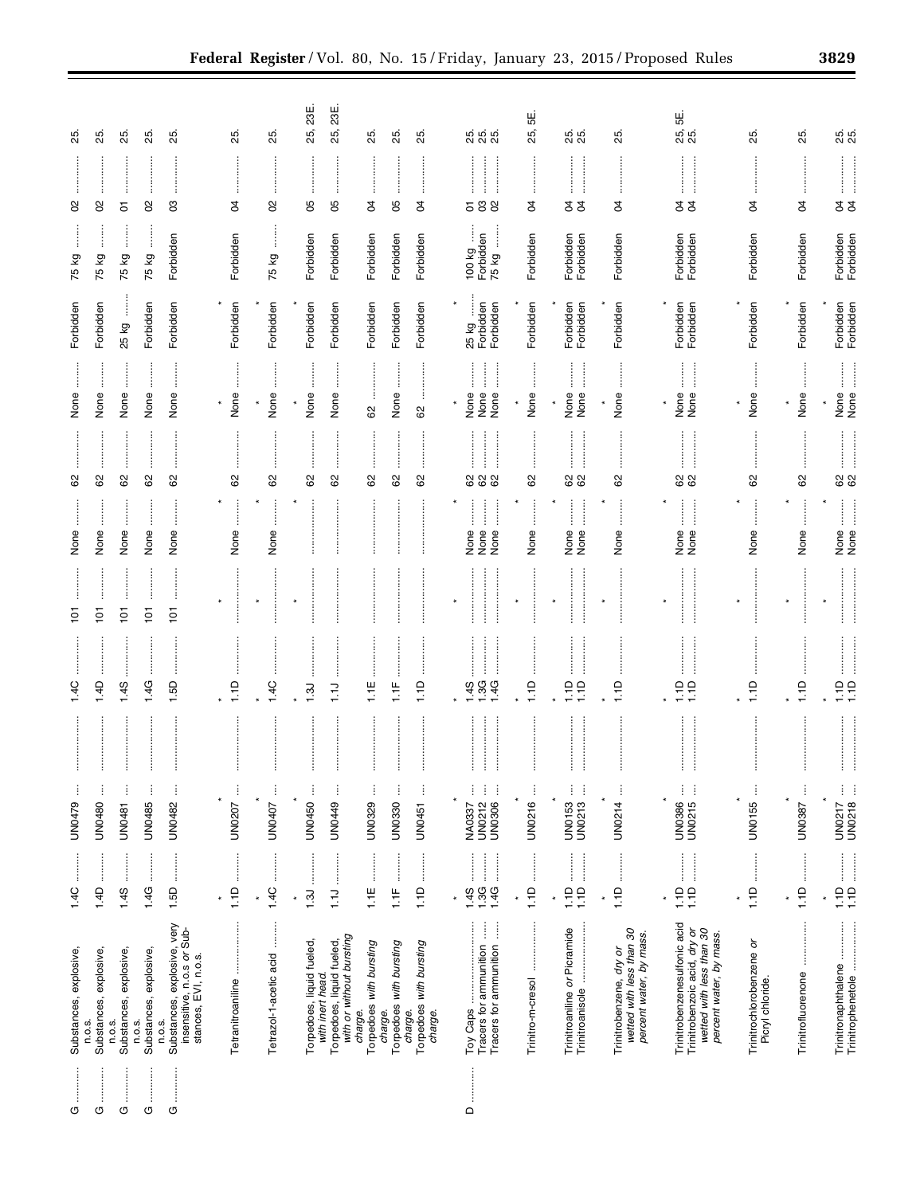| (1) | (2) | (3) | (4) | (5) | (6) | (7) | (8A) | (8B) | (8C) | (9A) | (9B) | (10A) | (10B) |
|---|---|---|---|---|---|---|---|---|---|---|---|---|---|
| G | Substances, explosive, n.o.s. | 1.4C | UN0479 | | 1.4C | 101 | None | 62 | None | Forbidden | 75 kg | 02 | 25. |
| G | Substances, explosive, n.o.s. | 1.4D | UN0480 | | 1.4D | 101 | None | 62 | None | Forbidden | 75 kg | 02 | 25. |
| G | Substances, explosive, n.o.s. | 1.4S | UN0481 | | 1.4S | 101 | None | 62 | None | 25 kg | 75 kg | 01 | 25. |
| G | Substances, explosive, n.o.s. | 1.4G | UN0485 | | 1.4G | 101 | None | 62 | None | Forbidden | 75 kg | 02 | 25. |
| G | Substances, explosive, very insensitive, n.o.s *or* Substances, EVI, n.o.s. | 1.5D | UN0482 | | 1.5D | 101 | None | 62 | None | Forbidden | Forbidden | 03 | 25. |
| * | * | * | * | * | * | * | | | | | | | |
| | Tetranitroaniline | 1.1D | UN0207 | | 1.1D | | None | 62 | None | Forbidden | Forbidden | 04 | 25. |
| * | * | * | * | * | * | * | | | | | | | |
| | Tetrazol-1-acetic acid | 1.4C | UN0407 | | 1.4C | | None | 62 | None | Forbidden | 75 kg | 02 | 25. |
| * | * | * | * | * | * | * | | | | | | | |
| | Torpedoes, liquid fueled, *with inert head.* | 1.3J | UN0450 | | 1.3J | | | 62 | None | Forbidden | Forbidden | 05 | 25, 23E. |
| | Torpedoes, liquid fueled, *with or without bursting charge.* | 1.1J | UN0449 | | 1.1J | | | 62 | None | Forbidden | Forbidden | 05 | 25, 23E. |
| | Torpedoes *with bursting charge.* | 1.1E | UN0329 | | 1.1E | | | 62 | 62 | Forbidden | Forbidden | 04 | 25. |
| | Torpedoes *with bursting charge.* | 1.1F | UN0330 | | 1.1F | | | 62 | None | Forbidden | Forbidden | 05 | 25. |
| | Torpedoes *with bursting charge.* | 1.1D | UN0451 | | 1.1D | | | 62 | 62 | Forbidden | Forbidden | 04 | 25. |
| * | * | * | * | * | * | * | | | | | | | |
| D | Toy Caps | 1.4S | NA0337 | | 1.4S | | None | 62 | None | 25 kg | 100 kg | 01 | 25. |
| | Tracers for ammunition | 1.3G | UN0212 | | 1.3G | | None | 62 | None | Forbidden | Forbidden | 03 | 25. |
| | Tracers for ammunition | 1.4G | UN0306 | | 1.4G | | None | 62 | None | Forbidden | 75 kg | 02 | 25. |
| * | * | * | * | * | * | * | | | | | | | |
| | Trinitro-m-cresol | 1.1D | UN0216 | | 1.1D | | None | 62 | None | Forbidden | Forbidden | 04 | 25, 5E. |
| * | * | * | * | * | * | * | | | | | | | |
| | Trinitroaniline *or* Picramide | 1.1D | UN0153 | | 1.1D | | None | 62 | None | Forbidden | Forbidden | 04 | 25. |
| | Trinitroanisole | 1.1D | UN0213 | | 1.1D | | None | 62 | None | Forbidden | Forbidden | 04 | 25. |
| * | * | * | * | * | * | * | | | | | | | |
| | Trinitrobenzene, *dry or wetted with less than 30 percent water, by mass.* | 1.1D | UN0214 | | 1.1D | | None | 62 | None | Forbidden | Forbidden | 04 | 25. |
| * | * | * | * | * | * | * | | | | | | | |
| | Trinitrobenzenesulfonic acid | 1.1D | UN0386 | | 1.1D | | None | 62 | None | Forbidden | Forbidden | 04 | 25, 5E. |
| | Trinitrobenzoic acid, *dry or wetted with less than 30 percent water, by mass.* | 1.1D | UN0215 | | 1.1D | | None | 62 | None | Forbidden | Forbidden | 04 | 25. |
| * | * | * | * | * | * | * | | | | | | | |
| | Trinitrochlorobenzene *or* Picryl chloride. | 1.1D | UN0155 | | 1.1D | | None | 62 | None | Forbidden | Forbidden | 04 | 25. |
| * | * | * | * | * | * | * | | | | | | | |
| | Trinitrofluorenone | 1.1D | UN0387 | | 1.1D | | None | 62 | None | Forbidden | Forbidden | 04 | 25. |
| * | * | * | * | * | * | * | | | | | | | |
| | Trinitronaphthalene | 1.1D | UN0217 | | 1.1D | | None | 62 | None | Forbidden | Forbidden | 04 | 25. |
| | Trinitrophenetole | 1.1D | UN0218 | | 1.1D | | None | 62 | None | Forbidden | Forbidden | 04 | 25. |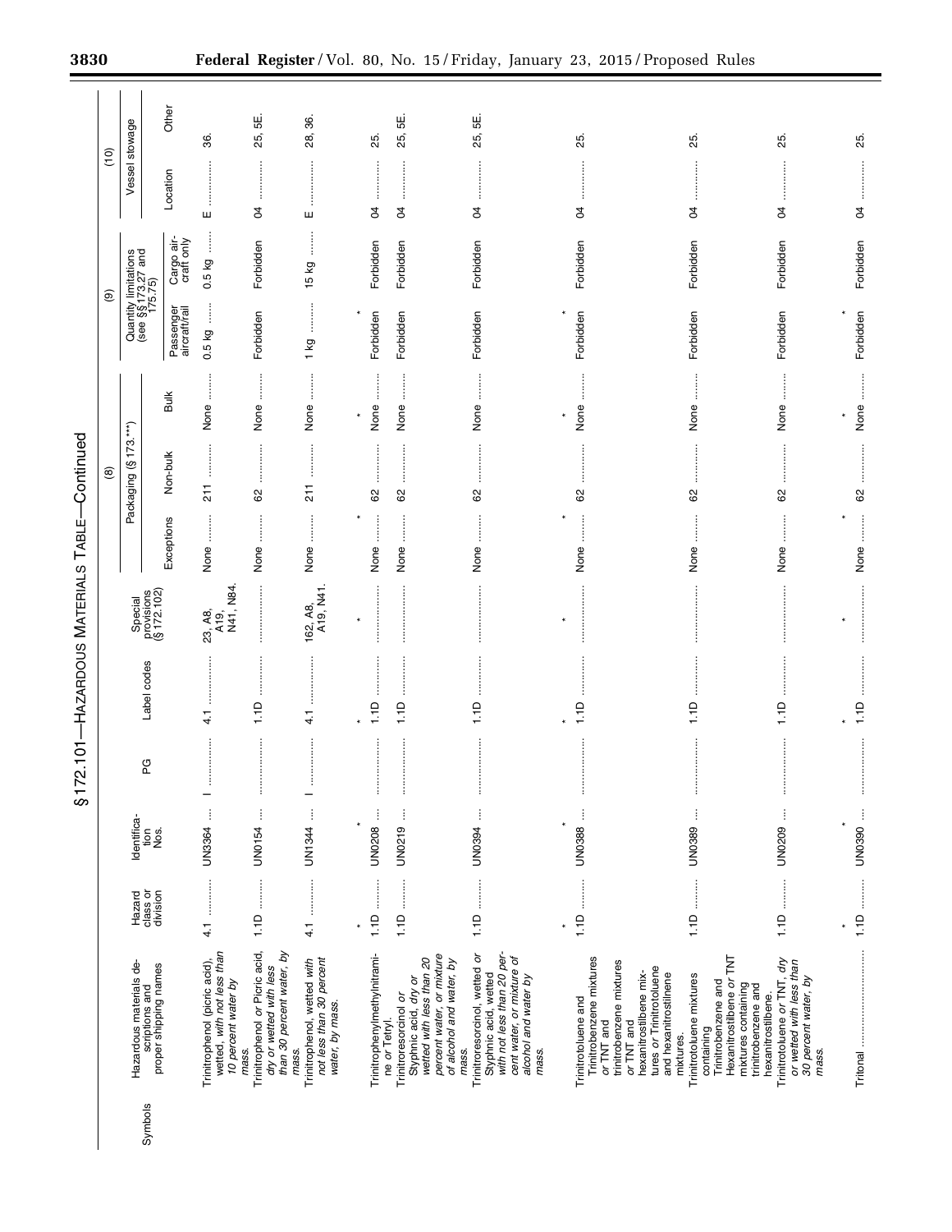## § 172.101—HAZARDOUS MATERIALS TABLE—Continued

| Symbols | Hazardous materials descriptions and proper shipping names | Hazard class or division | Identification Nos. | PG | Label codes | Special provisions (§ 172.102) | (8) Packaging (§ 173.***) | | | (9) Quantity limitations (see §§ 173.27 and 175.75) | | (10) Vessel stowage | |
|---|---|---|---|---|---|---|---|---|---|---|---|---|---|
| | | | | | | | Exceptions | Non-bulk | Bulk | Passenger aircraft/rail | Cargo aircraft only | Location | Other |
| | Trinitrophenol (picric acid), wetted, *with not less than 10 percent water by mass.* | 4.1 | UN3364 | I | 4.1 | 23, A8, A19, N41, N84. | None | 211 | None | 0.5 kg | 0.5 kg | E | 36. |
| | Trinitrophenol *or* Picric acid, *dry or wetted with less than 30 percent water, by mass.* | 1.1D | UN0154 | | 1.1D | | None | 62 | None | Forbidden | Forbidden | 04 | 25, 5E. |
| | Trinitrophenol, wetted *with not less than 30 percent water, by mass.* | 4.1 | UN1344 | I | 4.1 | 162, A8, A19, N41. | None | 211 | None | 1 kg | 15 kg | E | 28, 36. |
| * | * | * | * | | * | * | * | | * | * | | | |
| | Trinitrophenylmethylnitramine *or* Tetryl. | 1.1D | UN0208 | | 1.1D | | None | 62 | None | Forbidden | Forbidden | 04 | 25. |
| | Trinitroresorcinol *or* Styphnic acid, *dry or wetted with less than 20 percent water, or mixture of alcohol and water, by mass.* | 1.1D | UN0219 | | 1.1D | | None | 62 | None | Forbidden | Forbidden | 04 | 25, 5E. |
| | Trinitroresorcinol, wetted *or* Styphnic acid, wetted *with not less than 20 percent water, or mixture of alcohol and water by mass.* | 1.1D | UN0394 | | 1.1D | | None | 62 | None | Forbidden | Forbidden | 04 | 25, 5E. |
| * | * | * | * | | * | * | * | | * | * | | | |
| | Trinitrotoluene and Trinitrobenzene mixtures *or* TNT and trinitrobenzene mixtures *or* TNT and hexanitrostilbene mixtures *or* Trinitrotoluene and hexanitrostilbene mixtures. | 1.1D | UN0388 | | 1.1D | | None | 62 | None | Forbidden | Forbidden | 04 | 25. |
| | Trinitrotoluene mixtures containing Trinitrobenzene and Hexanitrostilbene *or* TNT mixtures containing trinitrobenzene and hexanitrostilbene. | 1.1D | UN0389 | | 1.1D | | None | 62 | None | Forbidden | Forbidden | 04 | 25. |
| | Trinitrotoluene *or* TNT, *dry or wetted with less than 30 percent water, by mass.* | 1.1D | UN0209 | | 1.1D | | None | 62 | None | Forbidden | Forbidden | 04 | 25. |
| * | * | * | * | | * | * | * | | * | * | | | |
| | Tritonal | 1.1D | UN0390 | | 1.1D | | None | 62 | None | Forbidden | Forbidden | 04 | 25. |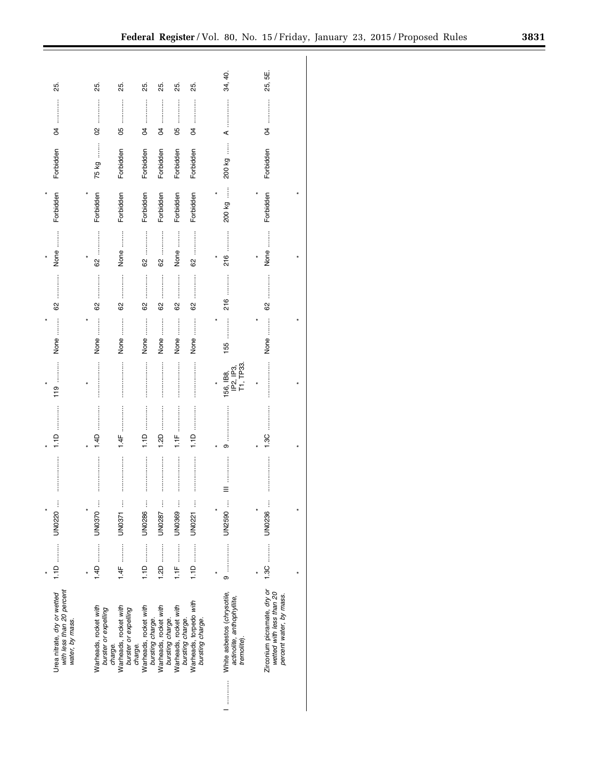| | | | | | | | | | | | | | |
|---|---|---|---|---|---|---|---|---|---|---|---|---|---|
| | * | * | * | * | * | * | * | * | * | * | * | * | * |
| | Urea nitrate, *dry or wetted with less than 20 percent water, by mass.* | 1.1D | UN0220 | | 1.1D | 119 | None | 62 | None | Forbidden | Forbidden | 04 | 25. |
| | * | * | * | * | * | * | * | * | * | * | * | * | * |
| | Warheads, rocket *with burster or expelling charge.* | 1.4D | UN0370 | | 1.4D | | None | 62 | 62 | Forbidden | 75 kg | 02 | 25. |
| | Warheads, rocket *with burster or expelling charge.* | 1.4F | UN0371 | | 1.4F | | None | 62 | None | Forbidden | Forbidden | 05 | 25. |
| | Warheads, rocket *with bursting charge.* | 1.1D | UN0286 | | 1.1D | | None | 62 | 62 | Forbidden | Forbidden | 04 | 25. |
| | Warheads, rocket *with bursting charge.* | 1.2D | UN0287 | | 1.2D | | None | 62 | 62 | Forbidden | Forbidden | 04 | 25. |
| | Warheads, rocket *with bursting charge.* | 1.1F | UN0369 | | 1.1F | | None | 62 | None | Forbidden | Forbidden | 05 | 25. |
| | Warheads, torpedo *with bursting charge.* | 1.1D | UN0221 | | 1.1D | | None | 62 | 62 | Forbidden | Forbidden | 04 | 25. |
| | * | * | * | * | * | * | * | * | * | * | * | * | * |
| I | White asbestos *(chrysotile, actinolite, anthophyllite, tremolite).* | 9 | UN2590 | III | 9 | 156, IB8, IP2, IP3, T1, TP33. | 155 | 216 | 216 | 200 kg | 200 kg | A | 34, 40. |
| | * | * | * | * | * | * | * | * | * | * | * | * | * |
| | Zirconium picramate, *dry or wetted with less than 20 percent water, by mass.* | 1.3C | UN0236 | | 1.3C | | None | 62 | None | Forbidden | Forbidden | 04 | 25, 5E. |
| | * | * | * | * | * | * | * | * | * | * | * | * | * |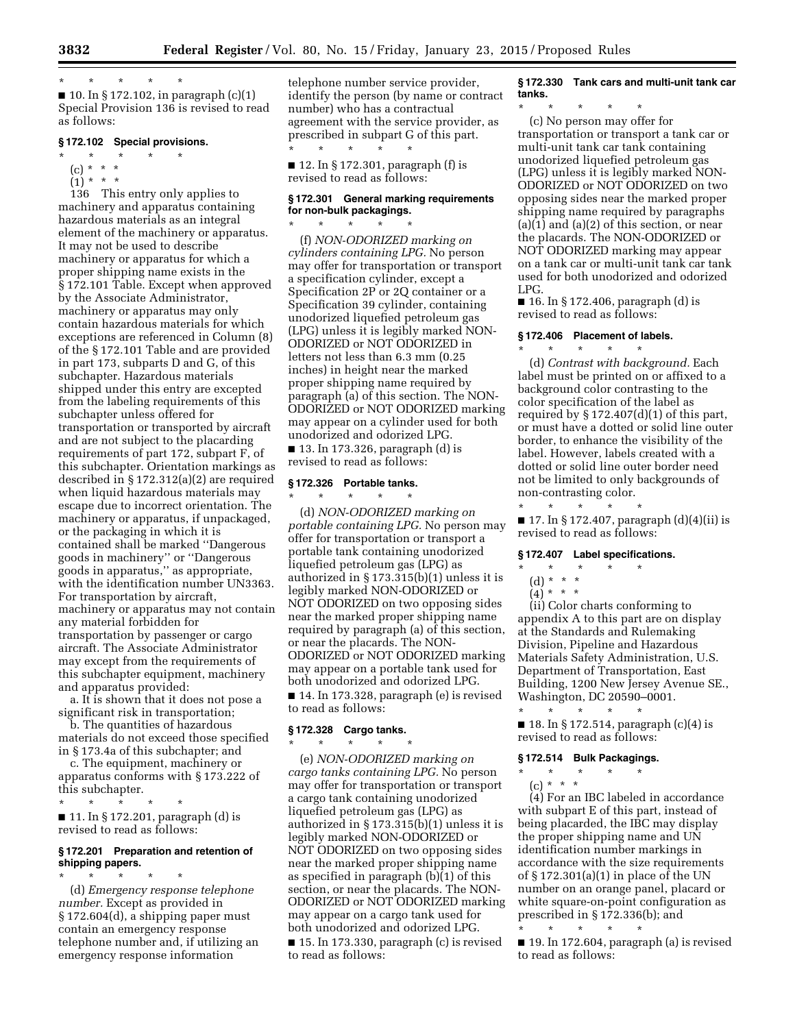\* \* \* \* \*

■ 10. In § 172.102, in paragraph (c)(1) Special Provision 136 is revised to read as follows:

### § 172.102 Special provisions.

\* \* \* \* \*

(c) \* \* \*

(1) \* \* \*

136 This entry only applies to machinery and apparatus containing hazardous materials as an integral element of the machinery or apparatus. It may not be used to describe machinery or apparatus for which a proper shipping name exists in the § 172.101 Table. Except when approved by the Associate Administrator, machinery or apparatus may only contain hazardous materials for which exceptions are referenced in Column (8) of the § 172.101 Table and are provided in part 173, subparts D and G, of this subchapter. Hazardous materials shipped under this entry are excepted from the labeling requirements of this subchapter unless offered for transportation or transported by aircraft and are not subject to the placarding requirements of part 172, subpart F, of this subchapter. Orientation markings as described in § 172.312(a)(2) are required when liquid hazardous materials may escape due to incorrect orientation. The machinery or apparatus, if unpackaged, or the packaging in which it is contained shall be marked ''Dangerous goods in machinery'' or ''Dangerous goods in apparatus,'' as appropriate, with the identification number UN3363. For transportation by aircraft, machinery or apparatus may not contain any material forbidden for transportation by passenger or cargo aircraft. The Associate Administrator may except from the requirements of this subchapter equipment, machinery and apparatus provided:

a. It is shown that it does not pose a significant risk in transportation;

b. The quantities of hazardous materials do not exceed those specified in § 173.4a of this subchapter; and

c. The equipment, machinery or apparatus conforms with § 173.222 of this subchapter.

\* \* \* \* \*

■ 11. In § 172.201, paragraph (d) is revised to read as follows:

### § 172.201 Preparation and retention of shipping papers.

\* \* \* \* \*

(d) *Emergency response telephone number.* Except as provided in § 172.604(d), a shipping paper must contain an emergency response telephone number and, if utilizing an emergency response information telephone number service provider, identify the person (by name or contract number) who has a contractual agreement with the service provider, as prescribed in subpart G of this part.

\* \* \* \* \*

■ 12. In § 172.301, paragraph (f) is revised to read as follows:

### § 172.301 General marking requirements for non-bulk packagings.

\* \* \* \* \*

(f) *NON-ODORIZED marking on cylinders containing LPG.* No person may offer for transportation or transport a specification cylinder, except a Specification 2P or 2Q container or a Specification 39 cylinder, containing unodorized liquefied petroleum gas (LPG) unless it is legibly marked NON-ODORIZED or NOT ODORIZED in letters not less than 6.3 mm (0.25 inches) in height near the marked proper shipping name required by paragraph (a) of this section. The NON-ODORIZED or NOT ODORIZED marking may appear on a cylinder used for both unodorized and odorized LPG.

■ 13. In 173.326, paragraph (d) is revised to read as follows:

### § 172.326 Portable tanks.

\* \* \* \* \*

(d) *NON-ODORIZED marking on portable containing LPG.* No person may offer for transportation or transport a portable tank containing unodorized liquefied petroleum gas (LPG) as authorized in § 173.315(b)(1) unless it is legibly marked NON-ODORIZED or NOT ODORIZED on two opposing sides near the marked proper shipping name required by paragraph (a) of this section, or near the placards. The NON-ODORIZED or NOT ODORIZED marking may appear on a portable tank used for both unodorized and odorized LPG.

■ 14. In 173.328, paragraph (e) is revised to read as follows:

### § 172.328 Cargo tanks.

\* \* \* \* \*

(e) *NON-ODORIZED marking on cargo tanks containing LPG.* No person may offer for transportation or transport a cargo tank containing unodorized liquefied petroleum gas (LPG) as authorized in § 173.315(b)(1) unless it is legibly marked NON-ODORIZED or NOT ODORIZED on two opposing sides near the marked proper shipping name as specified in paragraph (b)(1) of this section, or near the placards. The NON-ODORIZED or NOT ODORIZED marking may appear on a cargo tank used for both unodorized and odorized LPG.

■ 15. In 173.330, paragraph (c) is revised to read as follows:

### § 172.330 Tank cars and multi-unit tank car tanks.

\* \* \* \* \*

(c) No person may offer for transportation or transport a tank car or multi-unit tank car tank containing unodorized liquefied petroleum gas (LPG) unless it is legibly marked NON-ODORIZED or NOT ODORIZED on two opposing sides near the marked proper shipping name required by paragraphs (a)(1) and (a)(2) of this section, or near the placards. The NON-ODORIZED or NOT ODORIZED marking may appear on a tank car or multi-unit tank car tank used for both unodorized and odorized LPG.

■ 16. In § 172.406, paragraph (d) is revised to read as follows:

### § 172.406 Placement of labels.

\* \* \* \* \*

(d) *Contrast with background.* Each label must be printed on or affixed to a background color contrasting to the color specification of the label as required by § 172.407(d)(1) of this part, or must have a dotted or solid line outer border, to enhance the visibility of the label. However, labels created with a dotted or solid line outer border need not be limited to only backgrounds of non-contrasting color.

\* \* \* \* \*

■ 17. In § 172.407, paragraph (d)(4)(ii) is revised to read as follows:

### § 172.407 Label specifications.

\* \* \* \* \*

(d) \* \* \*

(4) \* \* \*

(ii) Color charts conforming to appendix A to this part are on display at the Standards and Rulemaking Division, Pipeline and Hazardous Materials Safety Administration, U.S. Department of Transportation, East Building, 1200 New Jersey Avenue SE., Washington, DC 20590–0001.

\* \* \* \* \*

■ 18. In § 172.514, paragraph (c)(4) is revised to read as follows:

### § 172.514 Bulk Packagings.

\* \* \* \* \*

(c) \* \* \*

(4) For an IBC labeled in accordance with subpart E of this part, instead of being placarded, the IBC may display the proper shipping name and UN identification number markings in accordance with the size requirements of § 172.301(a)(1) in place of the UN number on an orange panel, placard or white square-on-point configuration as prescribed in § 172.336(b); and

\* \* \* \* \*

■ 19. In 172.604, paragraph (a) is revised to read as follows: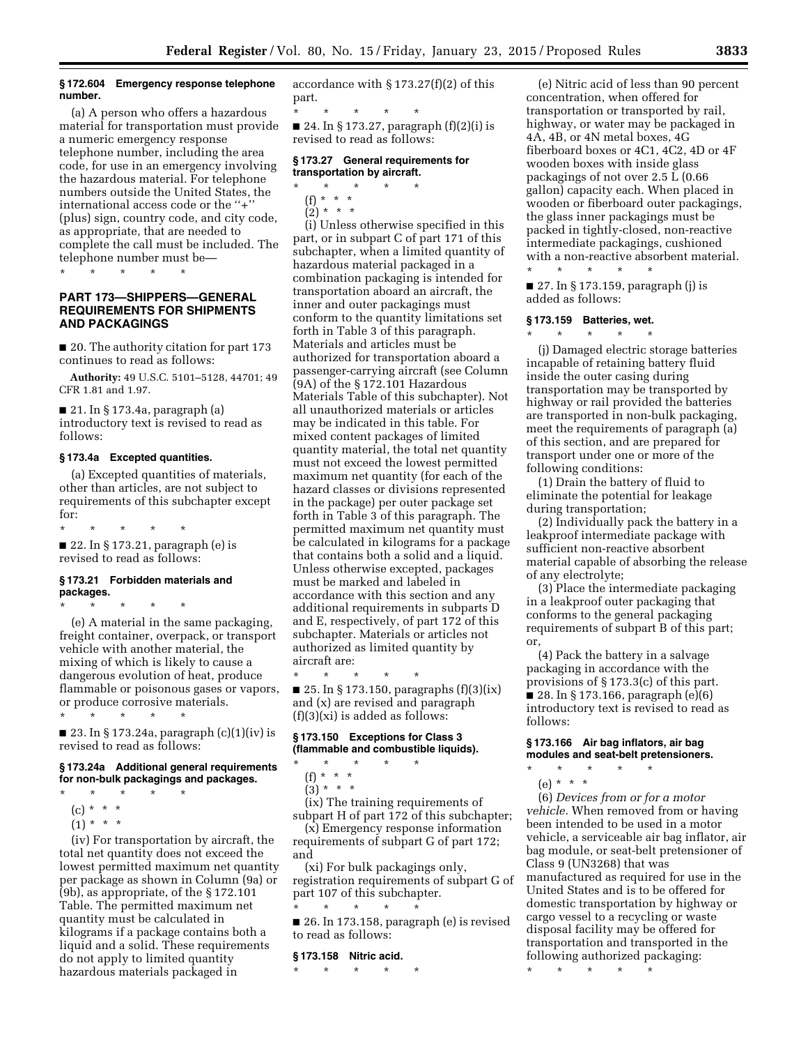### § 172.604 Emergency response telephone number.

(a) A person who offers a hazardous material for transportation must provide a numeric emergency response telephone number, including the area code, for use in an emergency involving the hazardous material. For telephone numbers outside the United States, the international access code or the "+" (plus) sign, country code, and city code, as appropriate, that are needed to complete the call must be included. The telephone number must be—

\* \* \* \* \*

## PART 173—SHIPPERS—GENERAL REQUIREMENTS FOR SHIPMENTS AND PACKAGINGS

■ 20. The authority citation for part 173 continues to read as follows:

**Authority:** 49 U.S.C. 5101–5128, 44701; 49 CFR 1.81 and 1.97.

■ 21. In § 173.4a, paragraph (a) introductory text is revised to read as follows:

### § 173.4a Excepted quantities.

(a) Excepted quantities of materials, other than articles, are not subject to requirements of this subchapter except for:

\* \* \* \* \*

■ 22. In § 173.21, paragraph (e) is revised to read as follows:

### § 173.21 Forbidden materials and packages.

\* \* \* \* \*

(e) A material in the same packaging, freight container, overpack, or transport vehicle with another material, the mixing of which is likely to cause a dangerous evolution of heat, produce flammable or poisonous gases or vapors, or produce corrosive materials.

\* \* \* \* \*

■ 23. In § 173.24a, paragraph (c)(1)(iv) is revised to read as follows:

### § 173.24a Additional general requirements for non-bulk packagings and packages.

\* \* \* \* \*

(c) \* \* \*

(1) \* \* \*

(iv) For transportation by aircraft, the total net quantity does not exceed the lowest permitted maximum net quantity per package as shown in Column (9a) or (9b), as appropriate, of the § 172.101 Table. The permitted maximum net quantity must be calculated in kilograms if a package contains both a liquid and a solid. These requirements do not apply to limited quantity hazardous materials packaged in accordance with § 173.27(f)(2) of this part.

\* \* \* \* \*

■ 24. In § 173.27, paragraph (f)(2)(i) is revised to read as follows:

### § 173.27 General requirements for transportation by aircraft.

\* \* \* \* \*

(f) \* \* \*

(2) \* \* \*

(i) Unless otherwise specified in this part, or in subpart C of part 171 of this subchapter, when a limited quantity of hazardous material packaged in a combination packaging is intended for transportation aboard an aircraft, the inner and outer packagings must conform to the quantity limitations set forth in Table 3 of this paragraph. Materials and articles must be authorized for transportation aboard a passenger-carrying aircraft (see Column (9A) of the § 172.101 Hazardous Materials Table of this subchapter). Not all unauthorized materials or articles may be indicated in this table. For mixed content packages of limited quantity material, the total net quantity must not exceed the lowest permitted maximum net quantity (for each of the hazard classes or divisions represented in the package) per outer package set forth in Table 3 of this paragraph. The permitted maximum net quantity must be calculated in kilograms for a package that contains both a solid and a liquid. Unless otherwise excepted, packages must be marked and labeled in accordance with this section and any additional requirements in subparts D and E, respectively, of part 172 of this subchapter. Materials or articles not authorized as limited quantity by aircraft are:

\* \* \* \* \*

■ 25. In § 173.150, paragraphs (f)(3)(ix) and (x) are revised and paragraph (f)(3)(xi) is added as follows:

### § 173.150 Exceptions for Class 3 (flammable and combustible liquids).

\* \* \* \* \*

(f) \* \* \*

(3) \* \* \*

(ix) The training requirements of subpart H of part 172 of this subchapter;

(x) Emergency response information requirements of subpart G of part 172; and

(xi) For bulk packagings only, registration requirements of subpart G of part 107 of this subchapter.

\* \* \* \* \*

■ 26. In 173.158, paragraph (e) is revised to read as follows:

### § 173.158 Nitric acid.

\* \* \* \* \*

(e) Nitric acid of less than 90 percent concentration, when offered for transportation or transported by rail, highway, or water may be packaged in 4A, 4B, or 4N metal boxes, 4G fiberboard boxes or 4C1, 4C2, 4D or 4F wooden boxes with inside glass packagings of not over 2.5 L (0.66 gallon) capacity each. When placed in wooden or fiberboard outer packagings, the glass inner packagings must be packed in tightly-closed, non-reactive intermediate packagings, cushioned with a non-reactive absorbent material.

\* \* \* \* \*

■ 27. In § 173.159, paragraph (j) is added as follows:

### § 173.159 Batteries, wet.

\* \* \* \* \*

(j) Damaged electric storage batteries incapable of retaining battery fluid inside the outer casing during transportation may be transported by highway or rail provided the batteries are transported in non-bulk packaging, meet the requirements of paragraph (a) of this section, and are prepared for transport under one or more of the following conditions:

(1) Drain the battery of fluid to eliminate the potential for leakage during transportation;

(2) Individually pack the battery in a leakproof intermediate package with sufficient non-reactive absorbent material capable of absorbing the release of any electrolyte;

(3) Place the intermediate packaging in a leakproof outer packaging that conforms to the general packaging requirements of subpart B of this part; or,

(4) Pack the battery in a salvage packaging in accordance with the provisions of § 173.3(c) of this part.

■ 28. In § 173.166, paragraph (e)(6) introductory text is revised to read as follows:

### § 173.166 Air bag inflators, air bag modules and seat-belt pretensioners.

\* \* \* \* \*

(e) \* \* \*

(6) *Devices from or for a motor vehicle.* When removed from or having been intended to be used in a motor vehicle, a serviceable air bag inflator, air bag module, or seat-belt pretensioner of Class 9 (UN3268) that was manufactured as required for use in the United States and is to be offered for domestic transportation by highway or cargo vessel to a recycling or waste disposal facility may be offered for transportation and transported in the following authorized packaging:

\* \* \* \* \*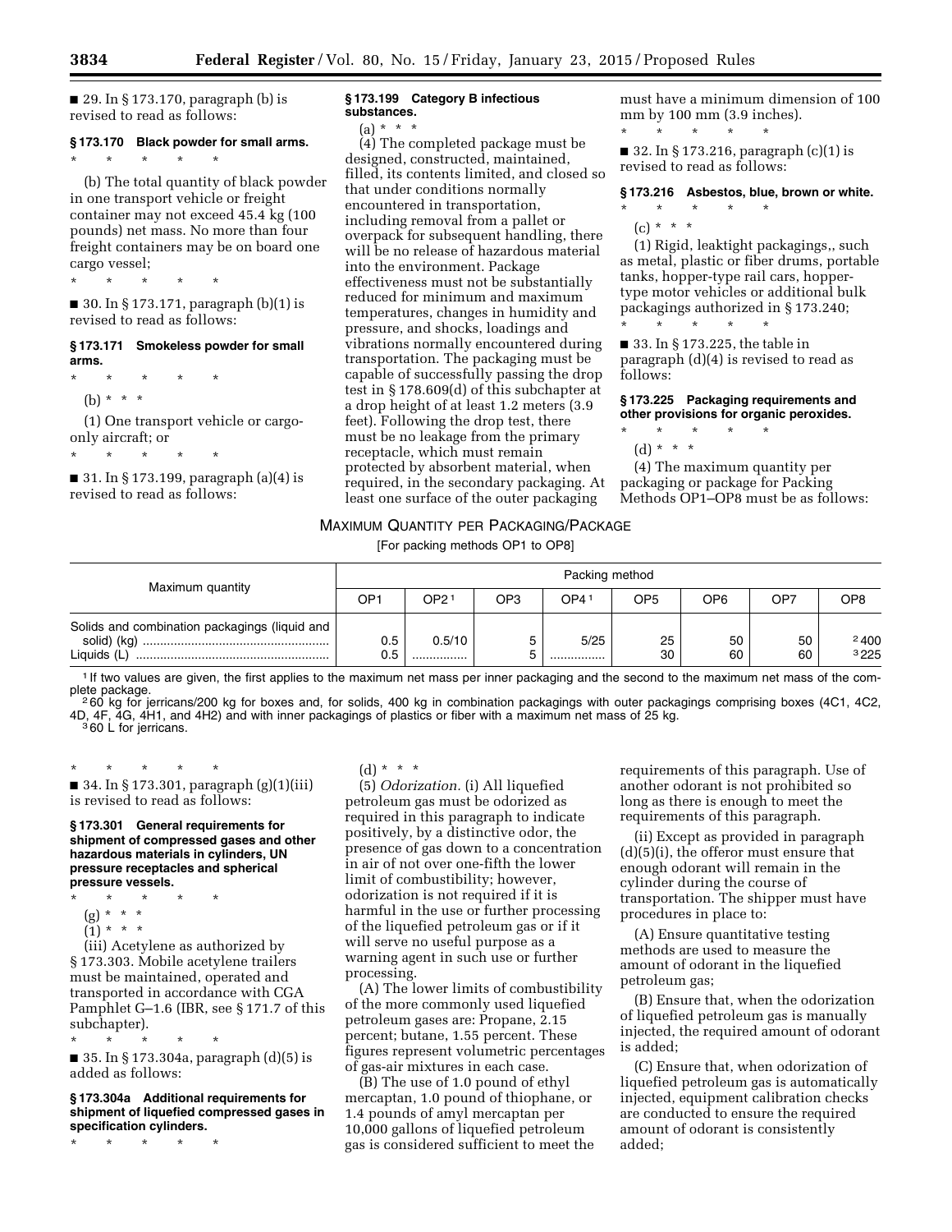■ 29. In § 173.170, paragraph (b) is revised to read as follows:

**§ 173.170 Black powder for small arms.**

\* \* \* \* \*

(b) The total quantity of black powder in one transport vehicle or freight container may not exceed 45.4 kg (100 pounds) net mass. No more than four freight containers may be on board one cargo vessel;

\* \* \* \* \*

■ 30. In § 173.171, paragraph (b)(1) is revised to read as follows:

**§ 173.171 Smokeless powder for small arms.**

\* \* \* \* \*

(b) \* \* \*

(1) One transport vehicle or cargo-only aircraft; or

\* \* \* \* \*

■ 31. In § 173.199, paragraph (a)(4) is revised to read as follows:

**§ 173.199 Category B infectious substances.**

(a) \* \* \*

(4) The completed package must be designed, constructed, maintained, filled, its contents limited, and closed so that under conditions normally encountered in transportation, including removal from a pallet or overpack for subsequent handling, there will be no release of hazardous material into the environment. Package effectiveness must not be substantially reduced for minimum and maximum temperatures, changes in humidity and pressure, and shocks, loadings and vibrations normally encountered during transportation. The packaging must be capable of successfully passing the drop test in § 178.609(d) of this subchapter at a drop height of at least 1.2 meters (3.9 feet). Following the drop test, there must be no leakage from the primary receptacle, which must remain protected by absorbent material, when required, in the secondary packaging. At least one surface of the outer packaging must have a minimum dimension of 100 mm by 100 mm (3.9 inches).

\* \* \* \* \*

■ 32. In § 173.216, paragraph (c)(1) is revised to read as follows:

**§ 173.216 Asbestos, blue, brown or white.**

\* \* \* \* \*

(c) \* \* \*

(1) Rigid, leaktight packagings,, such as metal, plastic or fiber drums, portable tanks, hopper-type rail cars, hopper-type motor vehicles or additional bulk packagings authorized in § 173.240;

\* \* \* \* \*

■ 33. In § 173.225, the table in paragraph (d)(4) is revised to read as follows:

**§ 173.225 Packaging requirements and other provisions for organic peroxides.**

\* \* \* \* \*

(d) \* \* \*

(4) The maximum quantity per packaging or package for Packing Methods OP1–OP8 must be as follows:

MAXIMUM QUANTITY PER PACKAGING/PACKAGE

[For packing methods OP1 to OP8]

| Maximum quantity | Packing method | | | | | | | |
|---|---|---|---|---|---|---|---|---|
| | OP1 | OP2[1] | OP3 | OP4[1] | OP5 | OP6 | OP7 | OP8 |
| Solids and combination packagings (liquid and solid) (kg) | 0.5 | 0.5/10 | 5 | 5/25 | 25 | 50 | 50 | [2] 400 |
| Liquids (L) | 0.5 | ............... | 5 | ............... | 30 | 60 | 60 | [3] 225 |

[1] If two values are given, the first applies to the maximum net mass per inner packaging and the second to the maximum net mass of the complete package.

[2] 60 kg for jerricans/200 kg for boxes and, for solids, 400 kg in combination packagings with outer packagings comprising boxes (4C1, 4C2, 4D, 4F, 4G, 4H1, and 4H2) and with inner packagings of plastics or fiber with a maximum net mass of 25 kg.

[3] 60 L for jerricans.

\* \* \* \* \*

■ 34. In § 173.301, paragraph (g)(1)(iii) is revised to read as follows:

**§ 173.301 General requirements for shipment of compressed gases and other hazardous materials in cylinders, UN pressure receptacles and spherical pressure vessels.**

\* \* \* \* \*

(g) \* \* \*

(1) \* \* \*

(iii) Acetylene as authorized by § 173.303. Mobile acetylene trailers must be maintained, operated and transported in accordance with CGA Pamphlet G–1.6 (IBR, see § 171.7 of this subchapter).

\* \* \* \* \*

■ 35. In § 173.304a, paragraph (d)(5) is added as follows:

**§ 173.304a Additional requirements for shipment of liquefied compressed gases in specification cylinders.**

\* \* \* \* \*

(d) \* \* \*

(5) *Odorization.* (i) All liquefied petroleum gas must be odorized as required in this paragraph to indicate positively, by a distinctive odor, the presence of gas down to a concentration in air of not over one-fifth the lower limit of combustibility; however, odorization is not required if it is harmful in the use or further processing of the liquefied petroleum gas or if it will serve no useful purpose as a warning agent in such use or further processing.

(A) The lower limits of combustibility of the more commonly used liquefied petroleum gases are: Propane, 2.15 percent; butane, 1.55 percent. These figures represent volumetric percentages of gas-air mixtures in each case.

(B) The use of 1.0 pound of ethyl mercaptan, 1.0 pound of thiophane, or 1.4 pounds of amyl mercaptan per 10,000 gallons of liquefied petroleum gas is considered sufficient to meet the requirements of this paragraph. Use of another odorant is not prohibited so long as there is enough to meet the requirements of this paragraph.

(ii) Except as provided in paragraph (d)(5)(i), the offeror must ensure that enough odorant will remain in the cylinder during the course of transportation. The shipper must have procedures in place to:

(A) Ensure quantitative testing methods are used to measure the amount of odorant in the liquefied petroleum gas;

(B) Ensure that, when the odorization of liquefied petroleum gas is manually injected, the required amount of odorant is added;

(C) Ensure that, when odorization of liquefied petroleum gas is automatically injected, equipment calibration checks are conducted to ensure the required amount of odorant is consistently added;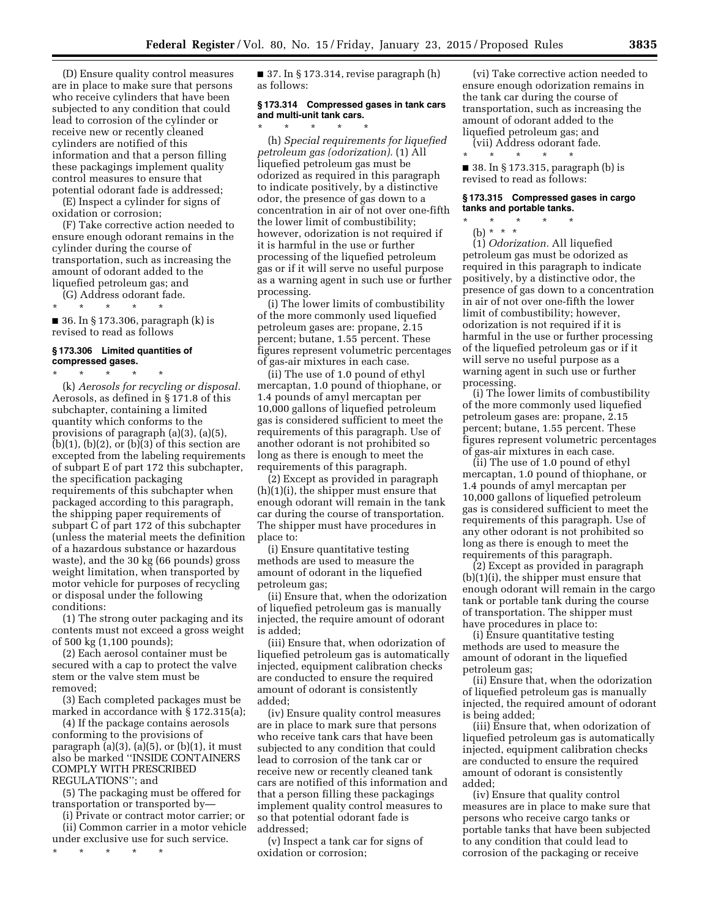(D) Ensure quality control measures are in place to make sure that persons who receive cylinders that have been subjected to any condition that could lead to corrosion of the cylinder or receive new or recently cleaned cylinders are notified of this information and that a person filling these packagings implement quality control measures to ensure that potential odorant fade is addressed;

(E) Inspect a cylinder for signs of oxidation or corrosion;

(F) Take corrective action needed to ensure enough odorant remains in the cylinder during the course of transportation, such as increasing the amount of odorant added to the liquefied petroleum gas; and

(G) Address odorant fade.

\* \* \* \* \*

■ 36. In § 173.306, paragraph (k) is revised to read as follows

### § 173.306 Limited quantities of compressed gases.

\* \* \* \* \*

(k) *Aerosols for recycling or disposal.* Aerosols, as defined in § 171.8 of this subchapter, containing a limited quantity which conforms to the provisions of paragraph (a)(3), (a)(5), (b)(1), (b)(2), or (b)(3) of this section are excepted from the labeling requirements of subpart E of part 172 this subchapter, the specification packaging requirements of this subchapter when packaged according to this paragraph, the shipping paper requirements of subpart C of part 172 of this subchapter (unless the material meets the definition of a hazardous substance or hazardous waste), and the 30 kg (66 pounds) gross weight limitation, when transported by motor vehicle for purposes of recycling or disposal under the following conditions:

(1) The strong outer packaging and its contents must not exceed a gross weight of 500 kg (1,100 pounds);

(2) Each aerosol container must be secured with a cap to protect the valve stem or the valve stem must be removed;

(3) Each completed packages must be marked in accordance with § 172.315(a);

(4) If the package contains aerosols conforming to the provisions of paragraph (a)(3), (a)(5), or (b)(1), it must also be marked ''INSIDE CONTAINERS COMPLY WITH PRESCRIBED REGULATIONS''; and

(5) The packaging must be offered for transportation or transported by—

(i) Private or contract motor carrier; or

(ii) Common carrier in a motor vehicle under exclusive use for such service.

\* \* \* \* \*

■ 37. In § 173.314, revise paragraph (h) as follows:

### § 173.314 Compressed gases in tank cars and multi-unit tank cars.

\* \* \* \* \*

(h) *Special requirements for liquefied petroleum gas (odorization).* (1) All liquefied petroleum gas must be odorized as required in this paragraph to indicate positively, by a distinctive odor, the presence of gas down to a concentration in air of not over one-fifth the lower limit of combustibility; however, odorization is not required if it is harmful in the use or further processing of the liquefied petroleum gas or if it will serve no useful purpose as a warning agent in such use or further processing.

(i) The lower limits of combustibility of the more commonly used liquefied petroleum gases are: propane, 2.15 percent; butane, 1.55 percent. These figures represent volumetric percentages of gas-air mixtures in each case.

(ii) The use of 1.0 pound of ethyl mercaptan, 1.0 pound of thiophane, or 1.4 pounds of amyl mercaptan per 10,000 gallons of liquefied petroleum gas is considered sufficient to meet the requirements of this paragraph. Use of another odorant is not prohibited so long as there is enough to meet the requirements of this paragraph.

(2) Except as provided in paragraph (h)(1)(i), the shipper must ensure that enough odorant will remain in the tank car during the course of transportation. The shipper must have procedures in place to:

(i) Ensure quantitative testing methods are used to measure the amount of odorant in the liquefied petroleum gas;

(ii) Ensure that, when the odorization of liquefied petroleum gas is manually injected, the require amount of odorant is added;

(iii) Ensure that, when odorization of liquefied petroleum gas is automatically injected, equipment calibration checks are conducted to ensure the required amount of odorant is consistently added;

(iv) Ensure quality control measures are in place to mark sure that persons who receive tank cars that have been subjected to any condition that could lead to corrosion of the tank car or receive new or recently cleaned tank cars are notified of this information and that a person filling these packagings implement quality control measures to so that potential odorant fade is addressed;

(v) Inspect a tank car for signs of oxidation or corrosion;

(vi) Take corrective action needed to ensure enough odorization remains in the tank car during the course of transportation, such as increasing the amount of odorant added to the liquefied petroleum gas; and

(vii) Address odorant fade.

\* \* \* \* \*

■ 38. In § 173.315, paragraph (b) is revised to read as follows:

### § 173.315 Compressed gases in cargo tanks and portable tanks.

\* \* \* \* \*

(b) \* \* \*

(1) *Odorization.* All liquefied petroleum gas must be odorized as required in this paragraph to indicate positively, by a distinctive odor, the presence of gas down to a concentration in air of not over one-fifth the lower limit of combustibility; however, odorization is not required if it is harmful in the use or further processing of the liquefied petroleum gas or if it will serve no useful purpose as a warning agent in such use or further processing.

(i) The lower limits of combustibility of the more commonly used liquefied petroleum gases are: propane, 2.15 percent; butane, 1.55 percent. These figures represent volumetric percentages of gas-air mixtures in each case.

(ii) The use of 1.0 pound of ethyl mercaptan, 1.0 pound of thiophane, or 1.4 pounds of amyl mercaptan per 10,000 gallons of liquefied petroleum gas is considered sufficient to meet the requirements of this paragraph. Use of any other odorant is not prohibited so long as there is enough to meet the requirements of this paragraph.

(2) Except as provided in paragraph (b)(1)(i), the shipper must ensure that enough odorant will remain in the cargo tank or portable tank during the course of transportation. The shipper must have procedures in place to:

(i) Ensure quantitative testing methods are used to measure the amount of odorant in the liquefied petroleum gas;

(ii) Ensure that, when the odorization of liquefied petroleum gas is manually injected, the required amount of odorant is being added;

(iii) Ensure that, when odorization of liquefied petroleum gas is automatically injected, equipment calibration checks are conducted to ensure the required amount of odorant is consistently added;

(iv) Ensure that quality control measures are in place to make sure that persons who receive cargo tanks or portable tanks that have been subjected to any condition that could lead to corrosion of the packaging or receive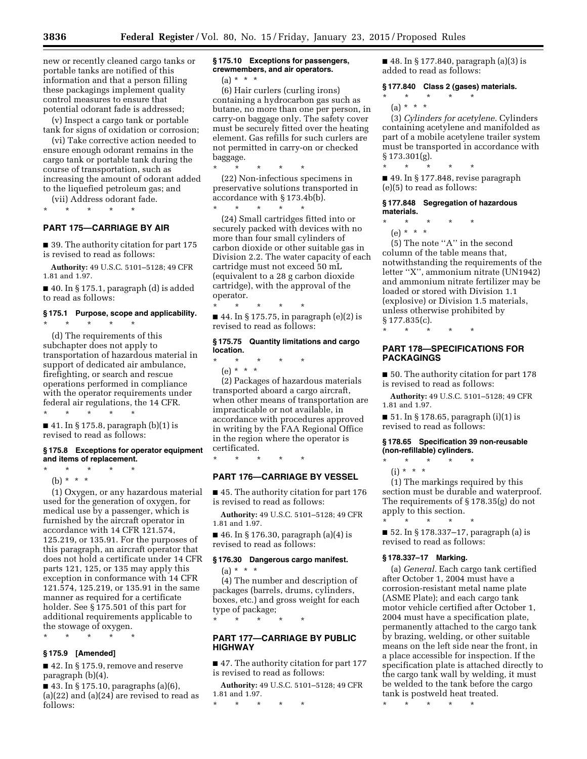new or recently cleaned cargo tanks or portable tanks are notified of this information and that a person filling these packagings implement quality control measures to ensure that potential odorant fade is addressed;

(v) Inspect a cargo tank or portable tank for signs of oxidation or corrosion;

(vi) Take corrective action needed to ensure enough odorant remains in the cargo tank or portable tank during the course of transportation, such as increasing the amount of odorant added to the liquefied petroleum gas; and

(vii) Address odorant fade.

\* \* \* \* \*

## PART 175—CARRIAGE BY AIR

■ 39. The authority citation for part 175 is revised to read as follows:

**Authority:** 49 U.S.C. 5101–5128; 49 CFR 1.81 and 1.97.

■ 40. In § 175.1, paragraph (d) is added to read as follows:

### § 175.1 Purpose, scope and applicability.

\* \* \* \* \*

(d) The requirements of this subchapter does not apply to transportation of hazardous material in support of dedicated air ambulance, firefighting, or search and rescue operations performed in compliance with the operator requirements under federal air regulations, the 14 CFR.

\* \* \* \* \*

■ 41. In § 175.8, paragraph (b)(1) is revised to read as follows:

### § 175.8 Exceptions for operator equipment and items of replacement.

\* \* \* \* \*

(b) \* \* \*

(1) Oxygen, or any hazardous material used for the generation of oxygen, for medical use by a passenger, which is furnished by the aircraft operator in accordance with 14 CFR 121.574, 125.219, or 135.91. For the purposes of this paragraph, an aircraft operator that does not hold a certificate under 14 CFR parts 121, 125, or 135 may apply this exception in conformance with 14 CFR 121.574, 125.219, or 135.91 in the same manner as required for a certificate holder. See § 175.501 of this part for additional requirements applicable to the stowage of oxygen.

\* \* \* \* \*

### § 175.9 [Amended]

■ 42. In § 175.9, remove and reserve paragraph (b)(4).

■ 43. In § 175.10, paragraphs (a)(6), (a)(22) and (a)(24) are revised to read as follows:

### § 175.10 Exceptions for passengers, crewmembers, and air operators.

(a) \* \* \*

(6) Hair curlers (curling irons) containing a hydrocarbon gas such as butane, no more than one per person, in carry-on baggage only. The safety cover must be securely fitted over the heating element. Gas refills for such curlers are not permitted in carry-on or checked baggage.

\* \* \* \* \*

(22) Non-infectious specimens in preservative solutions transported in accordance with § 173.4b(b).

\* \* \* \* \*

(24) Small cartridges fitted into or securely packed with devices with no more than four small cylinders of carbon dioxide or other suitable gas in Division 2.2. The water capacity of each cartridge must not exceed 50 mL (equivalent to a 28 g carbon dioxide cartridge), with the approval of the operator.

\* \* \* \* \*

■ 44. In § 175.75, in paragraph (e)(2) is revised to read as follows:

### § 175.75 Quantity limitations and cargo location.

\* \* \* \* \*

(e) \* \* \*

(2) Packages of hazardous materials transported aboard a cargo aircraft, when other means of transportation are impracticable or not available, in accordance with procedures approved in writing by the FAA Regional Office in the region where the operator is certificated.

\* \* \* \* \*

## PART 176—CARRIAGE BY VESSEL

■ 45. The authority citation for part 176 is revised to read as follows:

**Authority:** 49 U.S.C. 5101–5128; 49 CFR 1.81 and 1.97.

■ 46. In § 176.30, paragraph (a)(4) is revised to read as follows:

### § 176.30 Dangerous cargo manifest.

(a) \* \* \*

(4) The number and description of packages (barrels, drums, cylinders, boxes, etc.) and gross weight for each type of package;

\* \* \* \* \*

## PART 177—CARRIAGE BY PUBLIC HIGHWAY

■ 47. The authority citation for part 177 is revised to read as follows:

**Authority:** 49 U.S.C. 5101–5128; 49 CFR 1.81 and 1.97.

\* \* \* \* \*

■ 48. In § 177.840, paragraph (a)(3) is added to read as follows:

### § 177.840 Class 2 (gases) materials.

\* \* \* \* \*

(a) \* \* \*

(3) *Cylinders for acetylene.* Cylinders containing acetylene and manifolded as part of a mobile acetylene trailer system must be transported in accordance with § 173.301(g).

\* \* \* \* \*

■ 49. In § 177.848, revise paragraph (e)(5) to read as follows:

### § 177.848 Segregation of hazardous materials.

\* \* \* \* \*

(e) \* \* \*

(5) The note "A" in the second column of the table means that, notwithstanding the requirements of the letter "X", ammonium nitrate (UN1942) and ammonium nitrate fertilizer may be loaded or stored with Division 1.1 (explosive) or Division 1.5 materials, unless otherwise prohibited by § 177.835(c).

\* \* \* \* \*

## PART 178—SPECIFICATIONS FOR PACKAGINGS

■ 50. The authority citation for part 178 is revised to read as follows:

**Authority:** 49 U.S.C. 5101–5128; 49 CFR 1.81 and 1.97.

■ 51. In § 178.65, paragraph (i)(1) is revised to read as follows:

### § 178.65 Specification 39 non-reusable (non-refillable) cylinders.

\* \* \* \* \*

(i) \* \* \*

(1) The markings required by this section must be durable and waterproof. The requirements of § 178.35(g) do not apply to this section.

\* \* \* \* \*

■ 52. In § 178.337–17, paragraph (a) is revised to read as follows:

### § 178.337–17 Marking.

(a) *General.* Each cargo tank certified after October 1, 2004 must have a corrosion-resistant metal name plate (ASME Plate); and each cargo tank motor vehicle certified after October 1, 2004 must have a specification plate, permanently attached to the cargo tank by brazing, welding, or other suitable means on the left side near the front, in a place accessible for inspection. If the specification plate is attached directly to the cargo tank wall by welding, it must be welded to the tank before the cargo tank is postweld heat treated.

\* \* \* \* \*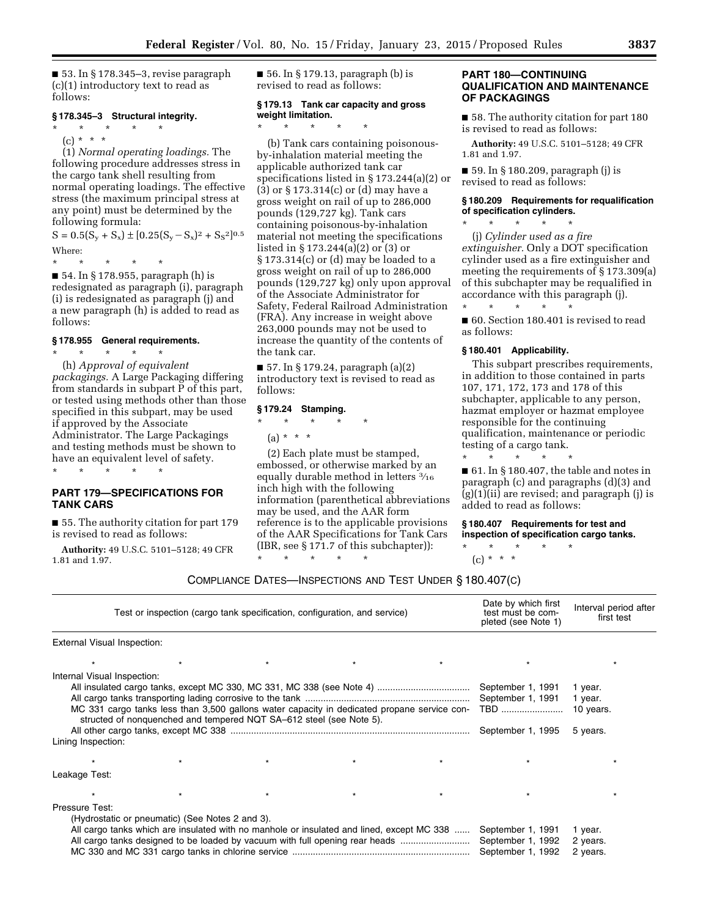■ 53. In § 178.345–3, revise paragraph (c)(1) introductory text to read as follows:

**§ 178.345–3 Structural integrity.**

\* \* \* \* \*

(c) \* \* \*

(1) *Normal operating loadings.* The following procedure addresses stress in the cargo tank shell resulting from normal operating loadings. The effective stress (the maximum principal stress at any point) must be determined by the following formula:

$S = 0.5(S_y + S_x) \pm [0.25(S_y - S_x)^2 + S_S^2]^{0.5}$

Where:

\* \* \* \* \*

■ 54. In § 178.955, paragraph (h) is redesignated as paragraph (i), paragraph (i) is redesignated as paragraph (j) and a new paragraph (h) is added to read as follows:

**§ 178.955 General requirements.**

\* \* \* \* \*

(h) *Approval of equivalent packagings.* A Large Packaging differing from standards in subpart P of this part, or tested using methods other than those specified in this subpart, may be used if approved by the Associate Administrator. The Large Packagings and testing methods must be shown to have an equivalent level of safety.

\* \* \* \* \*

## PART 179—SPECIFICATIONS FOR TANK CARS

■ 55. The authority citation for part 179 is revised to read as follows:

**Authority:** 49 U.S.C. 5101–5128; 49 CFR 1.81 and 1.97.

■ 56. In § 179.13, paragraph (b) is revised to read as follows:

**§ 179.13 Tank car capacity and gross weight limitation.**

\* \* \* \* \*

(b) Tank cars containing poisonous-by-inhalation material meeting the applicable authorized tank car specifications listed in § 173.244(a)(2) or (3) or § 173.314(c) or (d) may have a gross weight on rail of up to 286,000 pounds (129,727 kg). Tank cars containing poisonous-by-inhalation material not meeting the specifications listed in § 173.244(a)(2) or (3) or § 173.314(c) or (d) may be loaded to a gross weight on rail of up to 286,000 pounds (129,727 kg) only upon approval of the Associate Administrator for Safety, Federal Railroad Administration (FRA). Any increase in weight above 263,000 pounds may not be used to increase the quantity of the contents of the tank car.

■ 57. In § 179.24, paragraph (a)(2) introductory text is revised to read as follows:

**§ 179.24 Stamping.**

\* \* \* \* \*

(a) \* \* \*

(2) Each plate must be stamped, embossed, or otherwise marked by an equally durable method in letters 3⁄16 inch high with the following information (parenthetical abbreviations may be used, and the AAR form reference is to the applicable provisions of the AAR Specifications for Tank Cars (IBR, see § 171.7 of this subchapter)):

\* \* \* \* \*

## PART 180—CONTINUING QUALIFICATION AND MAINTENANCE OF PACKAGINGS

■ 58. The authority citation for part 180 is revised to read as follows:

**Authority:** 49 U.S.C. 5101–5128; 49 CFR 1.81 and 1.97.

■ 59. In § 180.209, paragraph (j) is revised to read as follows:

**§ 180.209 Requirements for requalification of specification cylinders.**

\* \* \* \* \*

(j) *Cylinder used as a fire extinguisher.* Only a DOT specification cylinder used as a fire extinguisher and meeting the requirements of § 173.309(a) of this subchapter may be requalified in accordance with this paragraph (j).

\* \* \* \* \*

■ 60. Section 180.401 is revised to read as follows:

**§ 180.401 Applicability.**

This subpart prescribes requirements, in addition to those contained in parts 107, 171, 172, 173 and 178 of this subchapter, applicable to any person, hazmat employer or hazmat employee responsible for the continuing qualification, maintenance or periodic testing of a cargo tank.

\* \* \* \* \*

■ 61. In § 180.407, the table and notes in paragraph (c) and paragraphs (d)(3) and (g)(1)(ii) are revised; and paragraph (j) is added to read as follows:

**§ 180.407 Requirements for test and inspection of specification cargo tanks.**

\* \* \* \* \*

(c) \* \* \*

COMPLIANCE DATES—INSPECTIONS AND TEST UNDER § 180.407(C)

| Test or inspection (cargo tank specification, configuration, and service) | Date by which first test must be completed (see Note 1) | Interval period after first test |
|---|---|---|
| External Visual Inspection: | | |
| \* \* \* \* \* | \* | \* |
| Internal Visual Inspection: | | |
| All insulated cargo tanks, except MC 330, MC 331, MC 338 (see Note 4) | September 1, 1991 | 1 year. |
| All cargo tanks transporting lading corrosive to the tank | September 1, 1991 | 1 year. |
| MC 331 cargo tanks less than 3,500 gallons water capacity in dedicated propane service constructed of nonquenched and tempered NQT SA–612 steel (see Note 5). | TBD | 10 years. |
| All other cargo tanks, except MC 338 | September 1, 1995 | 5 years. |
| Lining Inspection: | | |
| \* \* \* \* \* | \* | \* |
| Leakage Test: | | |
| \* \* \* \* \* | \* | \* |
| Pressure Test: | | |
| (Hydrostatic or pneumatic) (See Notes 2 and 3). | | |
| All cargo tanks which are insulated with no manhole or insulated and lined, except MC 338 | September 1, 1991 | 1 year. |
| All cargo tanks designed to be loaded by vacuum with full opening rear heads | September 1, 1992 | 2 years. |
| MC 330 and MC 331 cargo tanks in chlorine service | September 1, 1992 | 2 years. |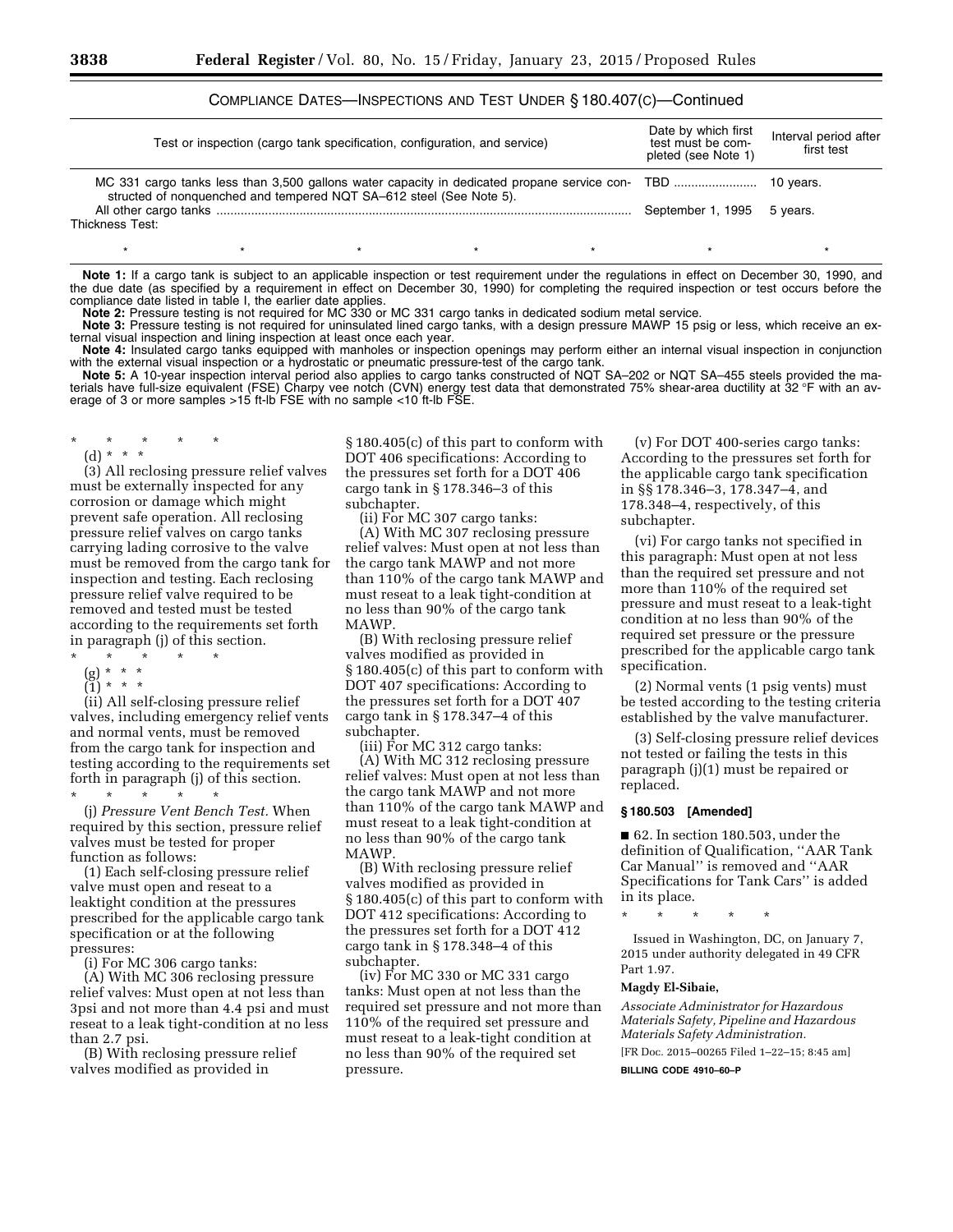COMPLIANCE DATES—INSPECTIONS AND TEST UNDER § 180.407(C)—Continued

| Test or inspection (cargo tank specification, configuration, and service) | Date by which first test must be completed (see Note 1) | Interval period after first test |
| --- | --- | --- |
| MC 331 cargo tanks less than 3,500 gallons water capacity in dedicated propane service constructed of nonquenched and tempered NQT SA–612 steel (See Note 5). | TBD | 10 years. |
| All other cargo tanks | September 1, 1995 | 5 years. |
| Thickness Test: | | |
| * * * * * | * | * |

**Note 1:** If a cargo tank is subject to an applicable inspection or test requirement under the regulations in effect on December 30, 1990, and the due date (as specified by a requirement in effect on December 30, 1990) for completing the required inspection or test occurs before the compliance date listed in table I, the earlier date applies.

**Note 2:** Pressure testing is not required for MC 330 or MC 331 cargo tanks in dedicated sodium metal service.

**Note 3:** Pressure testing is not required for uninsulated lined cargo tanks, with a design pressure MAWP 15 psig or less, which receive an external visual inspection and lining inspection at least once each year.

**Note 4:** Insulated cargo tanks equipped with manholes or inspection openings may perform either an internal visual inspection in conjunction with the external visual inspection or a hydrostatic or pneumatic pressure-test of the cargo tank.

**Note 5:** A 10-year inspection interval period also applies to cargo tanks constructed of NQT SA–202 or NQT SA–455 steels provided the materials have full-size equivalent (FSE) Charpy vee notch (CVN) energy test data that demonstrated 75% shear-area ductility at 32 °F with an average of 3 or more samples >15 ft-lb FSE with no sample <10 ft-lb FSE.

\* \* \* \* \*

(d) \* \* \*

(3) All reclosing pressure relief valves must be externally inspected for any corrosion or damage which might prevent safe operation. All reclosing pressure relief valves on cargo tanks carrying lading corrosive to the valve must be removed from the cargo tank for inspection and testing. Each reclosing pressure relief valve required to be removed and tested must be tested according to the requirements set forth in paragraph (j) of this section.

\* \* \* \* \*

(g) \* \* \*

(1) \* \* \*

(ii) All self-closing pressure relief valves, including emergency relief vents and normal vents, must be removed from the cargo tank for inspection and testing according to the requirements set forth in paragraph (j) of this section.

\* \* \* \* \*

(j) *Pressure Vent Bench Test.* When required by this section, pressure relief valves must be tested for proper function as follows:

(1) Each self-closing pressure relief valve must open and reseat to a leaktight condition at the pressures prescribed for the applicable cargo tank specification or at the following pressures:

(i) For MC 306 cargo tanks:

(A) With MC 306 reclosing pressure relief valves: Must open at not less than 3psi and not more than 4.4 psi and must reseat to a leak tight-condition at no less than 2.7 psi.

(B) With reclosing pressure relief valves modified as provided in § 180.405(c) of this part to conform with DOT 406 specifications: According to the pressures set forth for a DOT 406 cargo tank in § 178.346–3 of this subchapter.

(ii) For MC 307 cargo tanks:

(A) With MC 307 reclosing pressure relief valves: Must open at not less than the cargo tank MAWP and not more than 110% of the cargo tank MAWP and must reseat to a leak tight-condition at no less than 90% of the cargo tank MAWP.

(B) With reclosing pressure relief valves modified as provided in § 180.405(c) of this part to conform with DOT 407 specifications: According to the pressures set forth for a DOT 407 cargo tank in § 178.347–4 of this subchapter.

(iii) For MC 312 cargo tanks:

(A) With MC 312 reclosing pressure relief valves: Must open at not less than the cargo tank MAWP and not more than 110% of the cargo tank MAWP and must reseat to a leak tight-condition at no less than 90% of the cargo tank MAWP.

(B) With reclosing pressure relief valves modified as provided in § 180.405(c) of this part to conform with DOT 412 specifications: According to the pressures set forth for a DOT 412 cargo tank in § 178.348–4 of this subchapter.

(iv) For MC 330 or MC 331 cargo tanks: Must open at not less than the required set pressure and not more than 110% of the required set pressure and must reseat to a leak-tight condition at no less than 90% of the required set pressure.

(v) For DOT 400-series cargo tanks: According to the pressures set forth for the applicable cargo tank specification in §§ 178.346–3, 178.347–4, and 178.348–4, respectively, of this subchapter.

(vi) For cargo tanks not specified in this paragraph: Must open at not less than the required set pressure and not more than 110% of the required set pressure and must reseat to a leak-tight condition at no less than 90% of the required set pressure or the pressure prescribed for the applicable cargo tank specification.

(2) Normal vents (1 psig vents) must be tested according to the testing criteria established by the valve manufacturer.

(3) Self-closing pressure relief devices not tested or failing the tests in this paragraph (j)(1) must be repaired or replaced.

**§ 180.503 [Amended]**

■ 62. In section 180.503, under the definition of Qualification, ''AAR Tank Car Manual'' is removed and ''AAR Specifications for Tank Cars'' is added in its place.

\* \* \* \* \*

Issued in Washington, DC, on January 7, 2015 under authority delegated in 49 CFR Part 1.97.

**Magdy El-Sibaie,**

*Associate Administrator for Hazardous Materials Safety, Pipeline and Hazardous Materials Safety Administration.*

[FR Doc. 2015–00265 Filed 1–22–15; 8:45 am]

**BILLING CODE 4910–60–P**